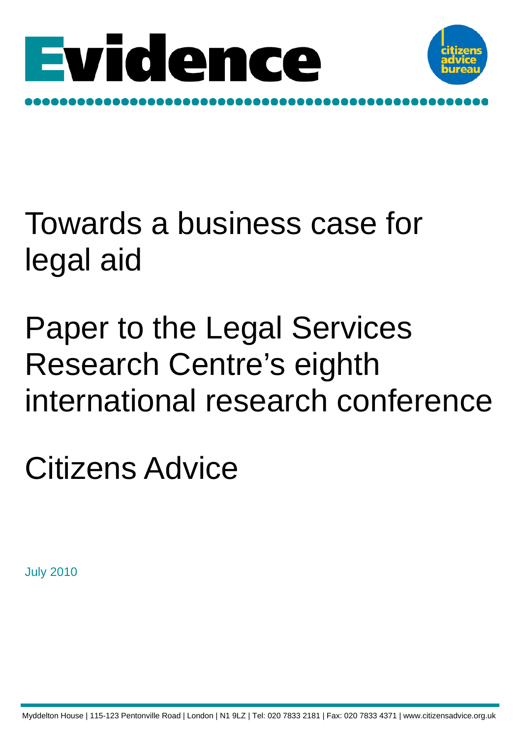# Evidence

citizens advice bureau

# Towards a business case for legal aid

## Paper to the Legal Services Research Centre's eighth international research conference

## Citizens Advice

July 2010

Myddelton House | 115-123 Pentonville Road | London | N1 9LZ | Tel: 020 7833 2181 | Fax: 020 7833 4371 | www.citizensadvice.org.uk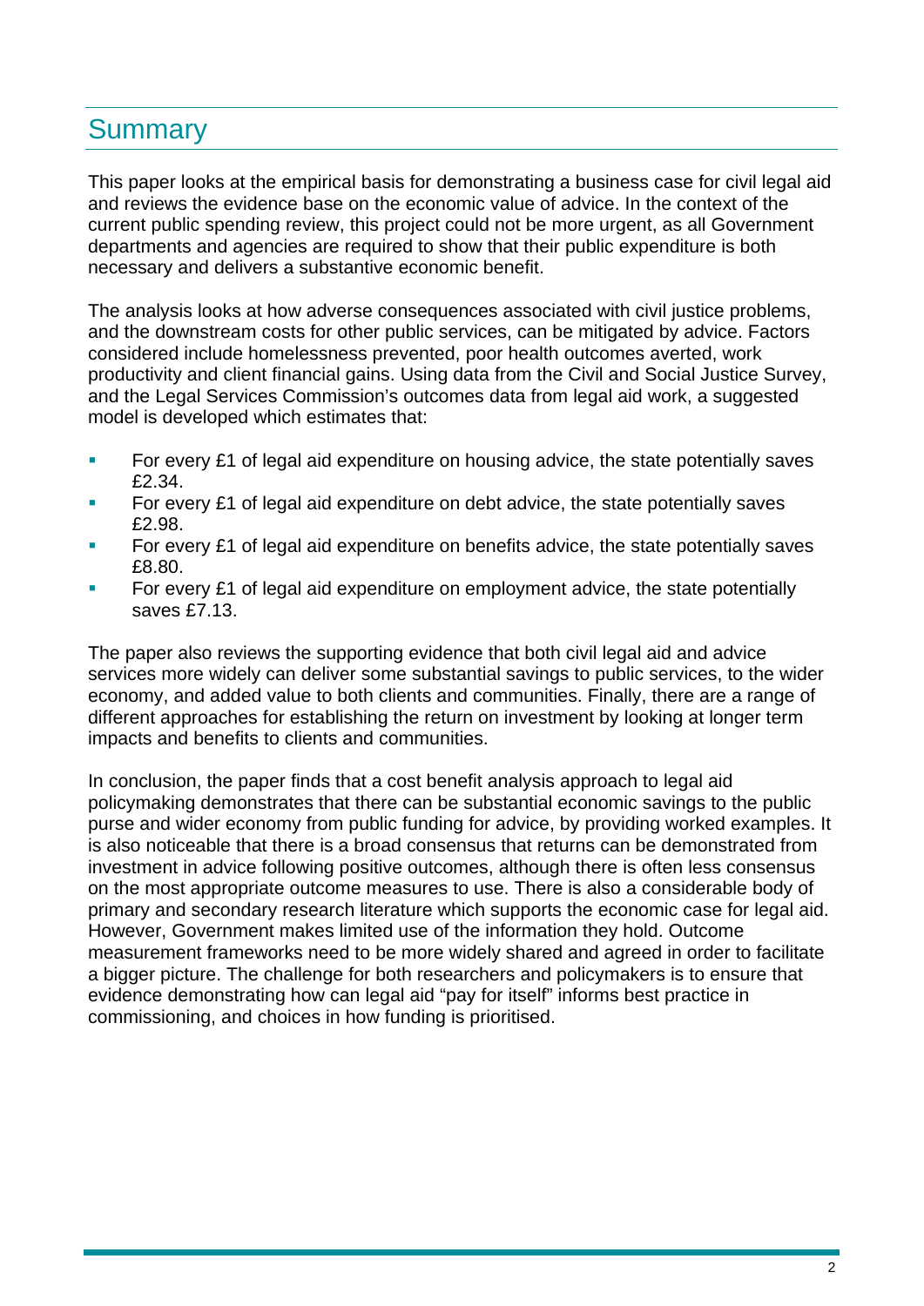## Summary

This paper looks at the empirical basis for demonstrating a business case for civil legal aid and reviews the evidence base on the economic value of advice. In the context of the current public spending review, this project could not be more urgent, as all Government departments and agencies are required to show that their public expenditure is both necessary and delivers a substantive economic benefit.

The analysis looks at how adverse consequences associated with civil justice problems, and the downstream costs for other public services, can be mitigated by advice. Factors considered include homelessness prevented, poor health outcomes averted, work productivity and client financial gains. Using data from the Civil and Social Justice Survey, and the Legal Services Commission's outcomes data from legal aid work, a suggested model is developed which estimates that:

- For every £1 of legal aid expenditure on housing advice, the state potentially saves £2.34.
- For every £1 of legal aid expenditure on debt advice, the state potentially saves £2.98.
- For every £1 of legal aid expenditure on benefits advice, the state potentially saves £8.80.
- For every £1 of legal aid expenditure on employment advice, the state potentially saves £7.13.

The paper also reviews the supporting evidence that both civil legal aid and advice services more widely can deliver some substantial savings to public services, to the wider economy, and added value to both clients and communities. Finally, there are a range of different approaches for establishing the return on investment by looking at longer term impacts and benefits to clients and communities.

In conclusion, the paper finds that a cost benefit analysis approach to legal aid policymaking demonstrates that there can be substantial economic savings to the public purse and wider economy from public funding for advice, by providing worked examples. It is also noticeable that there is a broad consensus that returns can be demonstrated from investment in advice following positive outcomes, although there is often less consensus on the most appropriate outcome measures to use. There is also a considerable body of primary and secondary research literature which supports the economic case for legal aid. However, Government makes limited use of the information they hold. Outcome measurement frameworks need to be more widely shared and agreed in order to facilitate a bigger picture. The challenge for both researchers and policymakers is to ensure that evidence demonstrating how can legal aid "pay for itself" informs best practice in commissioning, and choices in how funding is prioritised.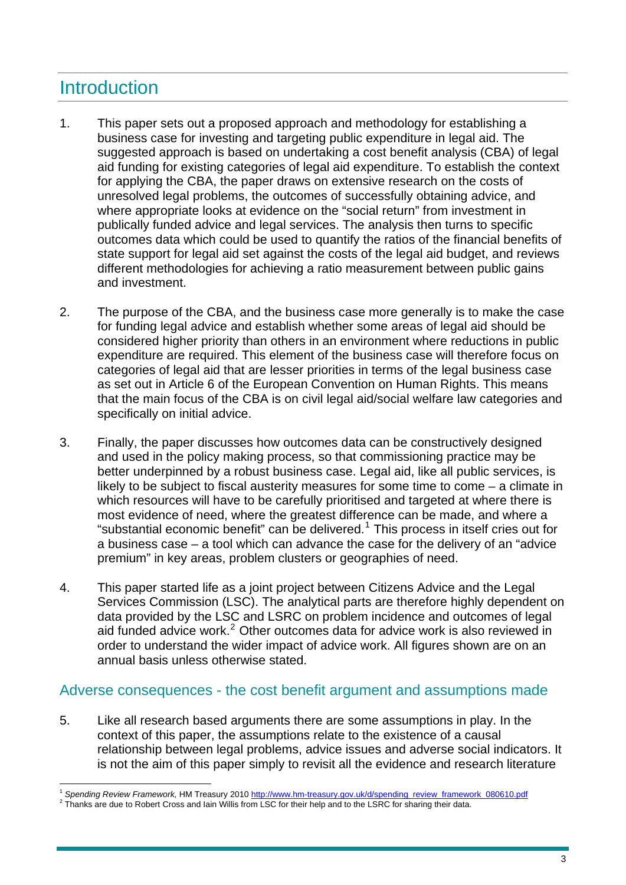## Introduction

1. This paper sets out a proposed approach and methodology for establishing a business case for investing and targeting public expenditure in legal aid. The suggested approach is based on undertaking a cost benefit analysis (CBA) of legal aid funding for existing categories of legal aid expenditure. To establish the context for applying the CBA, the paper draws on extensive research on the costs of unresolved legal problems, the outcomes of successfully obtaining advice, and where appropriate looks at evidence on the "social return" from investment in publically funded advice and legal services. The analysis then turns to specific outcomes data which could be used to quantify the ratios of the financial benefits of state support for legal aid set against the costs of the legal aid budget, and reviews different methodologies for achieving a ratio measurement between public gains and investment.

2. The purpose of the CBA, and the business case more generally is to make the case for funding legal advice and establish whether some areas of legal aid should be considered higher priority than others in an environment where reductions in public expenditure are required. This element of the business case will therefore focus on categories of legal aid that are lesser priorities in terms of the legal business case as set out in Article 6 of the European Convention on Human Rights. This means that the main focus of the CBA is on civil legal aid/social welfare law categories and specifically on initial advice.

3. Finally, the paper discusses how outcomes data can be constructively designed and used in the policy making process, so that commissioning practice may be better underpinned by a robust business case. Legal aid, like all public services, is likely to be subject to fiscal austerity measures for some time to come – a climate in which resources will have to be carefully prioritised and targeted at where there is most evidence of need, where the greatest difference can be made, and where a "substantial economic benefit" can be delivered.[1] This process in itself cries out for a business case – a tool which can advance the case for the delivery of an "advice premium" in key areas, problem clusters or geographies of need.

4. This paper started life as a joint project between Citizens Advice and the Legal Services Commission (LSC). The analytical parts are therefore highly dependent on data provided by the LSC and LSRC on problem incidence and outcomes of legal aid funded advice work.[2] Other outcomes data for advice work is also reviewed in order to understand the wider impact of advice work. All figures shown are on an annual basis unless otherwise stated.

### Adverse consequences - the cost benefit argument and assumptions made

5. Like all research based arguments there are some assumptions in play. In the context of this paper, the assumptions relate to the existence of a causal relationship between legal problems, advice issues and adverse social indicators. It is not the aim of this paper simply to revisit all the evidence and research literature

---

[1] *Spending Review Framework,* HM Treasury 2010 http://www.hm-treasury.gov.uk/d/spending_review_framework_080610.pdf

[2] Thanks are due to Robert Cross and Iain Willis from LSC for their help and to the LSRC for sharing their data.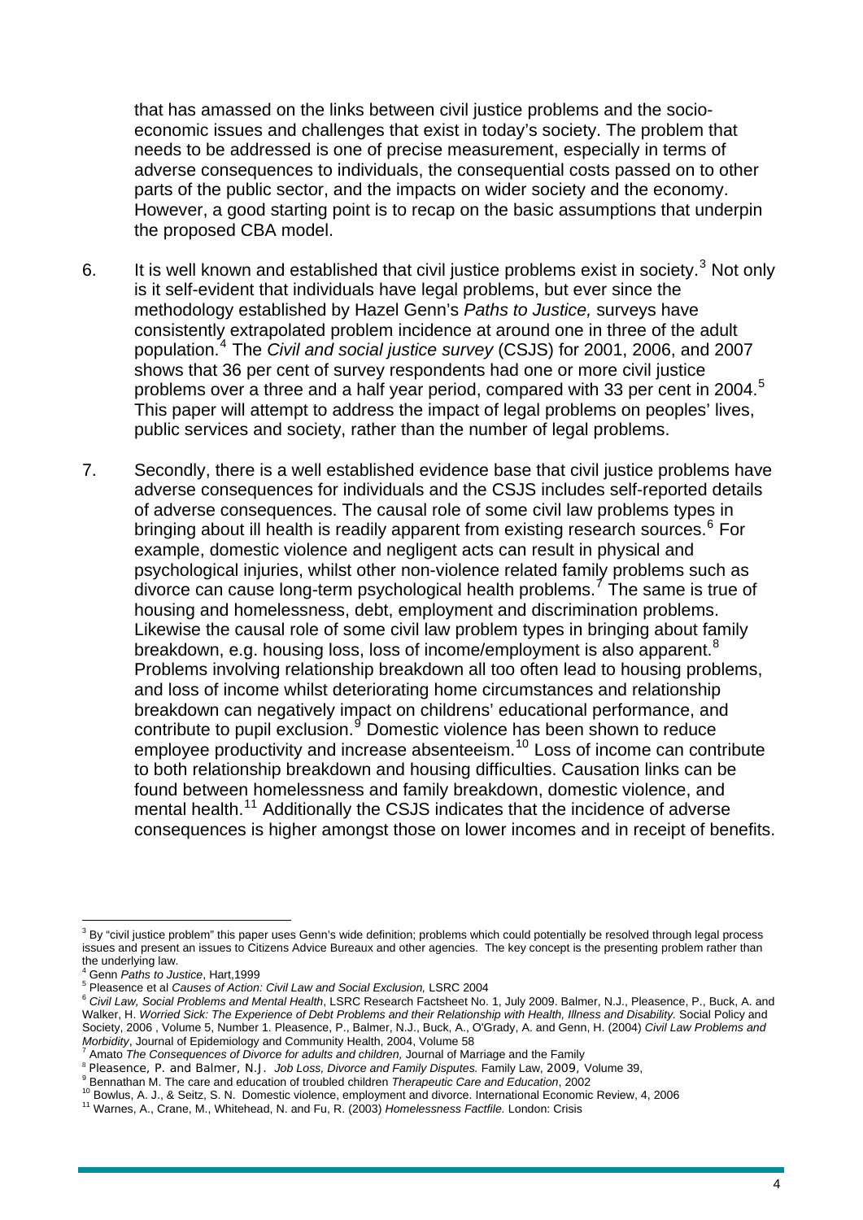that has amassed on the links between civil justice problems and the socio-economic issues and challenges that exist in today's society. The problem that needs to be addressed is one of precise measurement, especially in terms of adverse consequences to individuals, the consequential costs passed on to other parts of the public sector, and the impacts on wider society and the economy. However, a good starting point is to recap on the basic assumptions that underpin the proposed CBA model.

6. It is well known and established that civil justice problems exist in society.[3] Not only is it self-evident that individuals have legal problems, but ever since the methodology established by Hazel Genn's *Paths to Justice,* surveys have consistently extrapolated problem incidence at around one in three of the adult population.[4] The *Civil and social justice survey* (CSJS) for 2001, 2006, and 2007 shows that 36 per cent of survey respondents had one or more civil justice problems over a three and a half year period, compared with 33 per cent in 2004.[5] This paper will attempt to address the impact of legal problems on peoples' lives, public services and society, rather than the number of legal problems.

7. Secondly, there is a well established evidence base that civil justice problems have adverse consequences for individuals and the CSJS includes self-reported details of adverse consequences. The causal role of some civil law problems types in bringing about ill health is readily apparent from existing research sources.[6] For example, domestic violence and negligent acts can result in physical and psychological injuries, whilst other non-violence related family problems such as divorce can cause long-term psychological health problems.[7] The same is true of housing and homelessness, debt, employment and discrimination problems. Likewise the causal role of some civil law problem types in bringing about family breakdown, e.g. housing loss, loss of income/employment is also apparent.[8] Problems involving relationship breakdown all too often lead to housing problems, and loss of income whilst deteriorating home circumstances and relationship breakdown can negatively impact on childrens' educational performance, and contribute to pupil exclusion.[9] Domestic violence has been shown to reduce employee productivity and increase absenteeism.[10] Loss of income can contribute to both relationship breakdown and housing difficulties. Causation links can be found between homelessness and family breakdown, domestic violence, and mental health.[11] Additionally the CSJS indicates that the incidence of adverse consequences is higher amongst those on lower incomes and in receipt of benefits.

---

[3] By "civil justice problem" this paper uses Genn's wide definition; problems which could potentially be resolved through legal process issues and present an issues to Citizens Advice Bureaux and other agencies. The key concept is the presenting problem rather than the underlying law.

[4] Genn *Paths to Justice*, Hart,1999

[5] Pleasence et al *Causes of Action: Civil Law and Social Exclusion,* LSRC 2004

[6] *Civil Law, Social Problems and Mental Health*, LSRC Research Factsheet No. 1, July 2009. Balmer, N.J., Pleasence, P., Buck, A. and Walker, H. *Worried Sick: The Experience of Debt Problems and their Relationship with Health, Illness and Disability.* Social Policy and Society, 2006 , Volume 5, Number 1. Pleasence, P., Balmer, N.J., Buck, A., O'Grady, A. and Genn, H. (2004) *Civil Law Problems and Morbidity*, Journal of Epidemiology and Community Health, 2004, Volume 58

[7] Amato *The Consequences of Divorce for adults and children,* Journal of Marriage and the Family

[8] Pleasence, P. and Balmer, N.J. *Job Loss, Divorce and Family Disputes.* Family Law, 2009, Volume 39,

[9] Bennathan M. The care and education of troubled children *Therapeutic Care and Education*, 2002

[10] Bowlus, A. J., & Seitz, S. N. Domestic violence, employment and divorce. International Economic Review, 4, 2006

[11] Warnes, A., Crane, M., Whitehead, N. and Fu, R. (2003) *Homelessness Factfile.* London: Crisis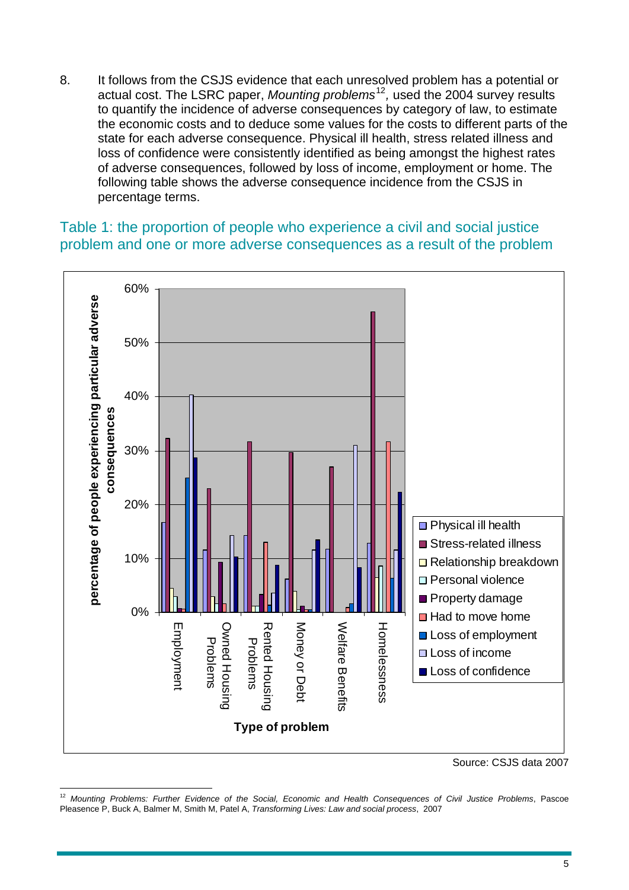8. It follows from the CSJS evidence that each unresolved problem has a potential or actual cost. The LSRC paper, *Mounting problems*[12], used the 2004 survey results to quantify the incidence of adverse consequences by category of law, to estimate the economic costs and to deduce some values for the costs to different parts of the state for each adverse consequence. Physical ill health, stress related illness and loss of confidence were consistently identified as being amongst the highest rates of adverse consequences, followed by loss of income, employment or home. The following table shows the adverse consequence incidence from the CSJS in percentage terms.

## Table 1: the proportion of people who experience a civil and social justice problem and one or more adverse consequences as a result of the problem

Source: CSJS data 2007

---

[12] *Mounting Problems: Further Evidence of the Social, Economic and Health Consequences of Civil Justice Problems*, Pascoe Pleasence P, Buck A, Balmer M, Smith M, Patel A, *Transforming Lives: Law and social process*, 2007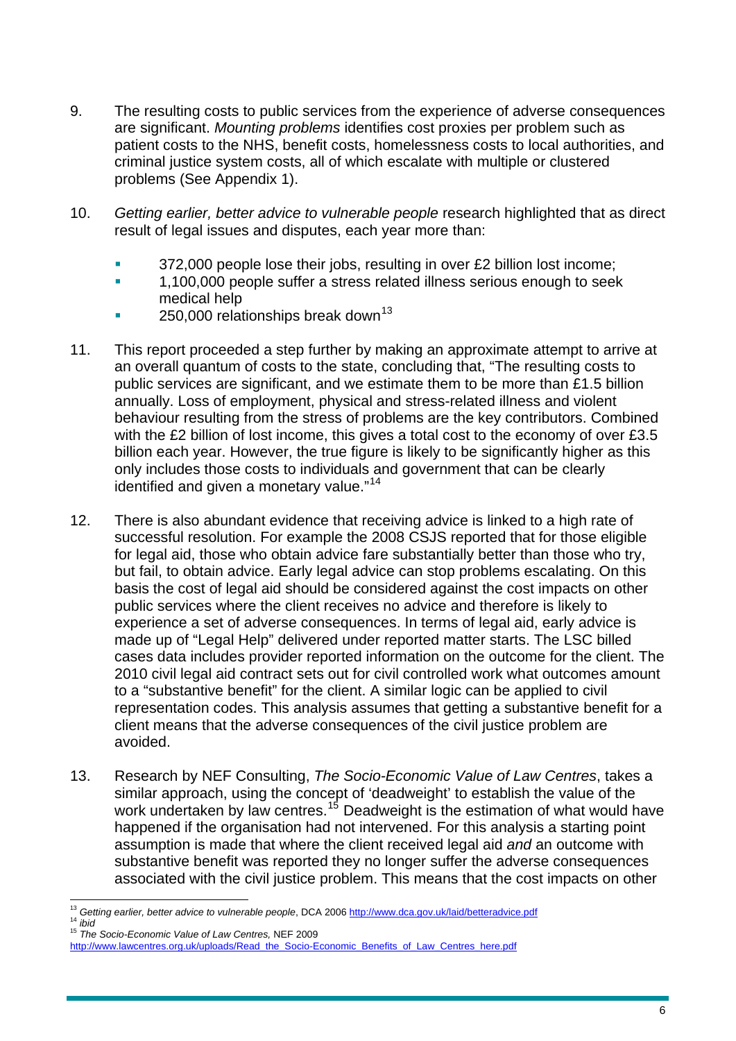9. The resulting costs to public services from the experience of adverse consequences are significant. *Mounting problems* identifies cost proxies per problem such as patient costs to the NHS, benefit costs, homelessness costs to local authorities, and criminal justice system costs, all of which escalate with multiple or clustered problems (See Appendix 1).

10. *Getting earlier, better advice to vulnerable people* research highlighted that as direct result of legal issues and disputes, each year more than:

    - 372,000 people lose their jobs, resulting in over £2 billion lost income;
    - 1,100,000 people suffer a stress related illness serious enough to seek medical help
    - 250,000 relationships break down[13]

11. This report proceeded a step further by making an approximate attempt to arrive at an overall quantum of costs to the state, concluding that, "The resulting costs to public services are significant, and we estimate them to be more than £1.5 billion annually. Loss of employment, physical and stress-related illness and violent behaviour resulting from the stress of problems are the key contributors. Combined with the £2 billion of lost income, this gives a total cost to the economy of over £3.5 billion each year. However, the true figure is likely to be significantly higher as this only includes those costs to individuals and government that can be clearly identified and given a monetary value."[14]

12. There is also abundant evidence that receiving advice is linked to a high rate of successful resolution. For example the 2008 CSJS reported that for those eligible for legal aid, those who obtain advice fare substantially better than those who try, but fail, to obtain advice. Early legal advice can stop problems escalating. On this basis the cost of legal aid should be considered against the cost impacts on other public services where the client receives no advice and therefore is likely to experience a set of adverse consequences. In terms of legal aid, early advice is made up of "Legal Help" delivered under reported matter starts. The LSC billed cases data includes provider reported information on the outcome for the client. The 2010 civil legal aid contract sets out for civil controlled work what outcomes amount to a "substantive benefit" for the client. A similar logic can be applied to civil representation codes. This analysis assumes that getting a substantive benefit for a client means that the adverse consequences of the civil justice problem are avoided.

13. Research by NEF Consulting, *The Socio-Economic Value of Law Centres*, takes a similar approach, using the concept of 'deadweight' to establish the value of the work undertaken by law centres.[15] Deadweight is the estimation of what would have happened if the organisation had not intervened. For this analysis a starting point assumption is made that where the client received legal aid *and* an outcome with substantive benefit was reported they no longer suffer the adverse consequences associated with the civil justice problem. This means that the cost impacts on other

---

[13] *Getting earlier, better advice to vulnerable people*, DCA 2006 http://www.dca.gov.uk/laid/betteradvice.pdf
[14] *ibid*
[15] *The Socio-Economic Value of Law Centres,* NEF 2009 http://www.lawcentres.org.uk/uploads/Read_the_Socio-Economic_Benefits_of_Law_Centres_here.pdf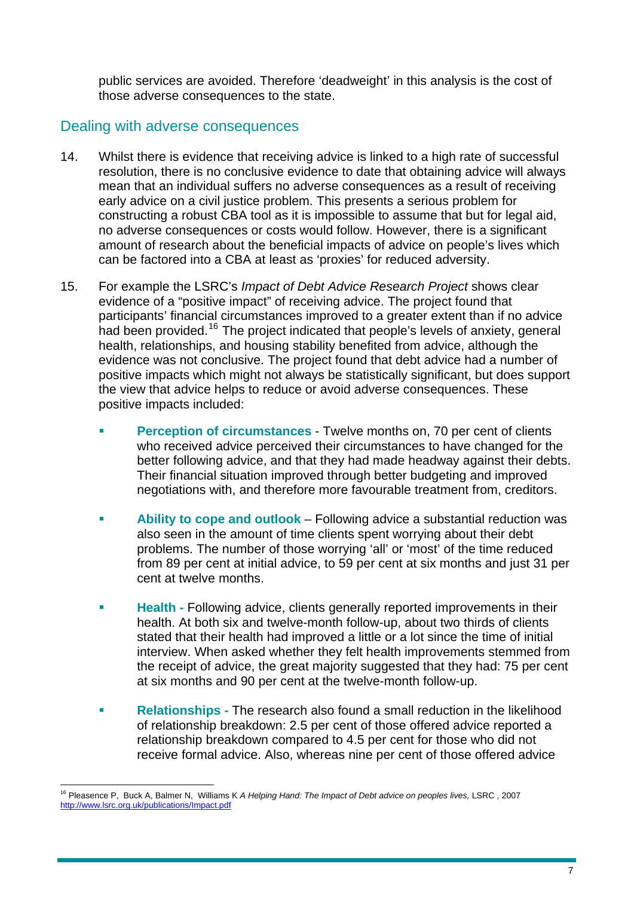public services are avoided. Therefore 'deadweight' in this analysis is the cost of those adverse consequences to the state.

## Dealing with adverse consequences

14. Whilst there is evidence that receiving advice is linked to a high rate of successful resolution, there is no conclusive evidence to date that obtaining advice will always mean that an individual suffers no adverse consequences as a result of receiving early advice on a civil justice problem. This presents a serious problem for constructing a robust CBA tool as it is impossible to assume that but for legal aid, no adverse consequences or costs would follow. However, there is a significant amount of research about the beneficial impacts of advice on people's lives which can be factored into a CBA at least as 'proxies' for reduced adversity.

15. For example the LSRC's *Impact of Debt Advice Research Project* shows clear evidence of a "positive impact" of receiving advice. The project found that participants' financial circumstances improved to a greater extent than if no advice had been provided.[16] The project indicated that people's levels of anxiety, general health, relationships, and housing stability benefited from advice, although the evidence was not conclusive. The project found that debt advice had a number of positive impacts which might not always be statistically significant, but does support the view that advice helps to reduce or avoid adverse consequences. These positive impacts included:

    - **Perception of circumstances** - Twelve months on, 70 per cent of clients who received advice perceived their circumstances to have changed for the better following advice, and that they had made headway against their debts. Their financial situation improved through better budgeting and improved negotiations with, and therefore more favourable treatment from, creditors.

    - **Ability to cope and outlook** – Following advice a substantial reduction was also seen in the amount of time clients spent worrying about their debt problems. The number of those worrying 'all' or 'most' of the time reduced from 89 per cent at initial advice, to 59 per cent at six months and just 31 per cent at twelve months.

    - **Health -** Following advice, clients generally reported improvements in their health. At both six and twelve-month follow-up, about two thirds of clients stated that their health had improved a little or a lot since the time of initial interview. When asked whether they felt health improvements stemmed from the receipt of advice, the great majority suggested that they had: 75 per cent at six months and 90 per cent at the twelve-month follow-up.

    - **Relationships -** The research also found a small reduction in the likelihood of relationship breakdown: 2.5 per cent of those offered advice reported a relationship breakdown compared to 4.5 per cent for those who did not receive formal advice. Also, whereas nine per cent of those offered advice

---

[16] Pleasence P, Buck A, Balmer N, Williams K *A Helping Hand: The Impact of Debt advice on peoples lives,* LSRC , 2007 http://www.lsrc.org.uk/publications/Impact.pdf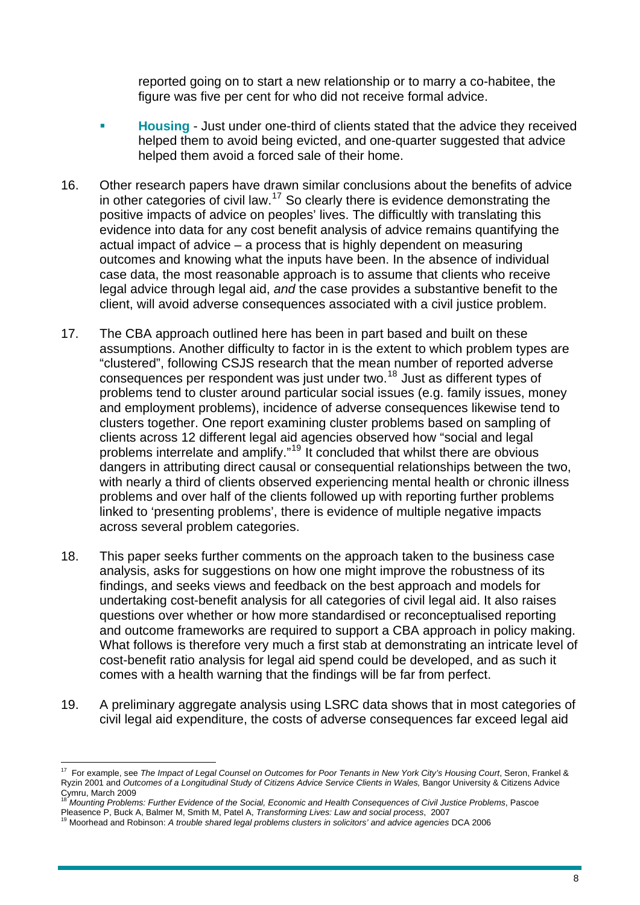reported going on to start a new relationship or to marry a co-habitee, the figure was five per cent for who did not receive formal advice.

- **Housing** - Just under one-third of clients stated that the advice they received helped them to avoid being evicted, and one-quarter suggested that advice helped them avoid a forced sale of their home.

16. Other research papers have drawn similar conclusions about the benefits of advice in other categories of civil law.[17] So clearly there is evidence demonstrating the positive impacts of advice on peoples' lives. The difficultly with translating this evidence into data for any cost benefit analysis of advice remains quantifying the actual impact of advice – a process that is highly dependent on measuring outcomes and knowing what the inputs have been. In the absence of individual case data, the most reasonable approach is to assume that clients who receive legal advice through legal aid, *and* the case provides a substantive benefit to the client, will avoid adverse consequences associated with a civil justice problem.

17. The CBA approach outlined here has been in part based and built on these assumptions. Another difficulty to factor in is the extent to which problem types are "clustered", following CSJS research that the mean number of reported adverse consequences per respondent was just under two.[18] Just as different types of problems tend to cluster around particular social issues (e.g. family issues, money and employment problems), incidence of adverse consequences likewise tend to clusters together. One report examining cluster problems based on sampling of clients across 12 different legal aid agencies observed how "social and legal problems interrelate and amplify."[19] It concluded that whilst there are obvious dangers in attributing direct causal or consequential relationships between the two, with nearly a third of clients observed experiencing mental health or chronic illness problems and over half of the clients followed up with reporting further problems linked to 'presenting problems', there is evidence of multiple negative impacts across several problem categories.

18. This paper seeks further comments on the approach taken to the business case analysis, asks for suggestions on how one might improve the robustness of its findings, and seeks views and feedback on the best approach and models for undertaking cost-benefit analysis for all categories of civil legal aid. It also raises questions over whether or how more standardised or reconceptualised reporting and outcome frameworks are required to support a CBA approach in policy making. What follows is therefore very much a first stab at demonstrating an intricate level of cost-benefit ratio analysis for legal aid spend could be developed, and as such it comes with a health warning that the findings will be far from perfect.

19. A preliminary aggregate analysis using LSRC data shows that in most categories of civil legal aid expenditure, the costs of adverse consequences far exceed legal aid

---

[17] For example, see *The Impact of Legal Counsel on Outcomes for Poor Tenants in New York City's Housing Court*, Seron, Frankel & Ryzin 2001 and *Outcomes of a Longitudinal Study of Citizens Advice Service Clients in Wales,* Bangor University & Citizens Advice Cymru, March 2009

[18] *Mounting Problems: Further Evidence of the Social, Economic and Health Consequences of Civil Justice Problems*, Pascoe Pleasence P, Buck A, Balmer M, Smith M, Patel A, *Transforming Lives: Law and social process*, 2007

[19] Moorhead and Robinson: *A trouble shared legal problems clusters in solicitors' and advice agencies* DCA 2006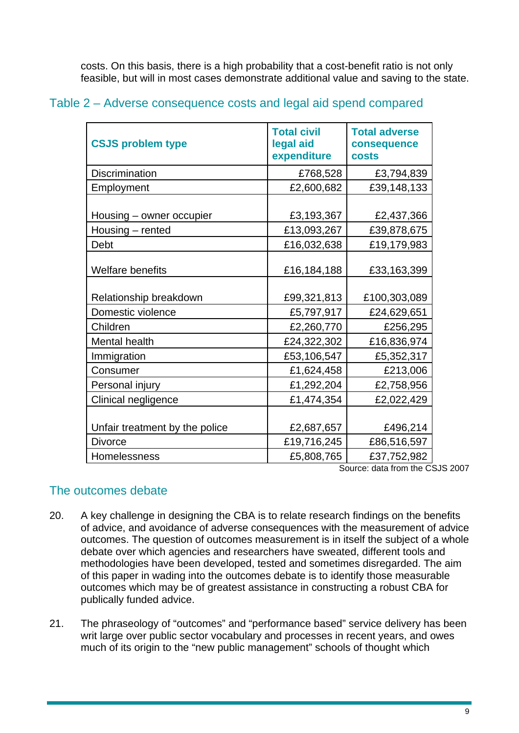costs. On this basis, there is a high probability that a cost-benefit ratio is not only feasible, but will in most cases demonstrate additional value and saving to the state.

## Table 2 – Adverse consequence costs and legal aid spend compared

| CSJS problem type | Total civil legal aid expenditure | Total adverse consequence costs |
|---|---|---|
| Discrimination | £768,528 | £3,794,839 |
| Employment | £2,600,682 | £39,148,133 |
| Housing – owner occupier | £3,193,367 | £2,437,366 |
| Housing – rented | £13,093,267 | £39,878,675 |
| Debt | £16,032,638 | £19,179,983 |
| Welfare benefits | £16,184,188 | £33,163,399 |
| Relationship breakdown | £99,321,813 | £100,303,089 |
| Domestic violence | £5,797,917 | £24,629,651 |
| Children | £2,260,770 | £256,295 |
| Mental health | £24,322,302 | £16,836,974 |
| Immigration | £53,106,547 | £5,352,317 |
| Consumer | £1,624,458 | £213,006 |
| Personal injury | £1,292,204 | £2,758,956 |
| Clinical negligence | £1,474,354 | £2,022,429 |
| Unfair treatment by the police | £2,687,657 | £496,214 |
| Divorce | £19,716,245 | £86,516,597 |
| Homelessness | £5,808,765 | £37,752,982 |

Source: data from the CSJS 2007

## The outcomes debate

20. A key challenge in designing the CBA is to relate research findings on the benefits of advice, and avoidance of adverse consequences with the measurement of advice outcomes. The question of outcomes measurement is in itself the subject of a whole debate over which agencies and researchers have sweated, different tools and methodologies have been developed, tested and sometimes disregarded. The aim of this paper in wading into the outcomes debate is to identify those measurable outcomes which may be of greatest assistance in constructing a robust CBA for publically funded advice.

21. The phraseology of "outcomes" and "performance based" service delivery has been writ large over public sector vocabulary and processes in recent years, and owes much of its origin to the "new public management" schools of thought which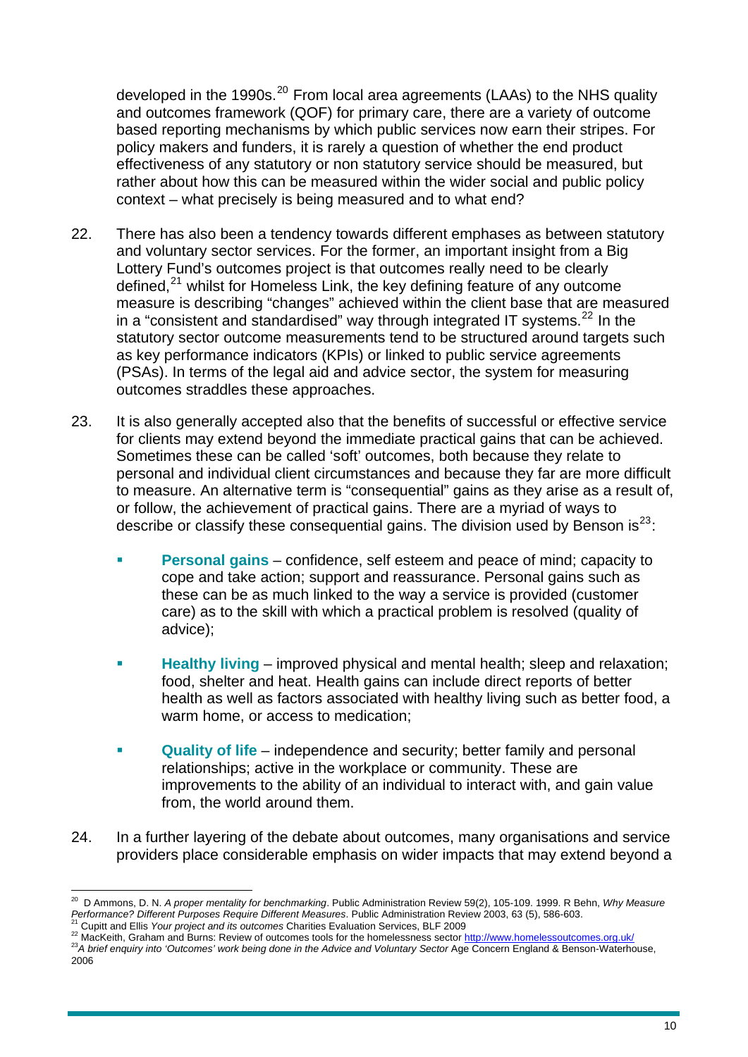developed in the 1990s.[20] From local area agreements (LAAs) to the NHS quality and outcomes framework (QOF) for primary care, there are a variety of outcome based reporting mechanisms by which public services now earn their stripes. For policy makers and funders, it is rarely a question of whether the end product effectiveness of any statutory or non statutory service should be measured, but rather about how this can be measured within the wider social and public policy context – what precisely is being measured and to what end?

22. There has also been a tendency towards different emphases as between statutory and voluntary sector services. For the former, an important insight from a Big Lottery Fund's outcomes project is that outcomes really need to be clearly defined,[21] whilst for Homeless Link, the key defining feature of any outcome measure is describing "changes" achieved within the client base that are measured in a "consistent and standardised" way through integrated IT systems.[22] In the statutory sector outcome measurements tend to be structured around targets such as key performance indicators (KPIs) or linked to public service agreements (PSAs). In terms of the legal aid and advice sector, the system for measuring outcomes straddles these approaches.

23. It is also generally accepted also that the benefits of successful or effective service for clients may extend beyond the immediate practical gains that can be achieved. Sometimes these can be called 'soft' outcomes, both because they relate to personal and individual client circumstances and because they far are more difficult to measure. An alternative term is "consequential" gains as they arise as a result of, or follow, the achievement of practical gains. There are a myriad of ways to describe or classify these consequential gains. The division used by Benson is[23]:

- **Personal gains** – confidence, self esteem and peace of mind; capacity to cope and take action; support and reassurance. Personal gains such as these can be as much linked to the way a service is provided (customer care) as to the skill with which a practical problem is resolved (quality of advice);
- **Healthy living** – improved physical and mental health; sleep and relaxation; food, shelter and heat. Health gains can include direct reports of better health as well as factors associated with healthy living such as better food, a warm home, or access to medication;
- **Quality of life** – independence and security; better family and personal relationships; active in the workplace or community. These are improvements to the ability of an individual to interact with, and gain value from, the world around them.

24. In a further layering of the debate about outcomes, many organisations and service providers place considerable emphasis on wider impacts that may extend beyond a

---

[20] D Ammons, D. N. *A proper mentality for benchmarking*. Public Administration Review 59(2), 105-109. 1999. R Behn, *Why Measure Performance? Different Purposes Require Different Measures*. Public Administration Review 2003, 63 (5), 586-603.

[21] Cupitt and Ellis *Your project and its outcomes* Charities Evaluation Services, BLF 2009

[22] MacKeith, Graham and Burns: Review of outcomes tools for the homelessness sector http://www.homelessoutcomes.org.uk/

[23] *A brief enquiry into 'Outcomes' work being done in the Advice and Voluntary Sector* Age Concern England & Benson-Waterhouse, 2006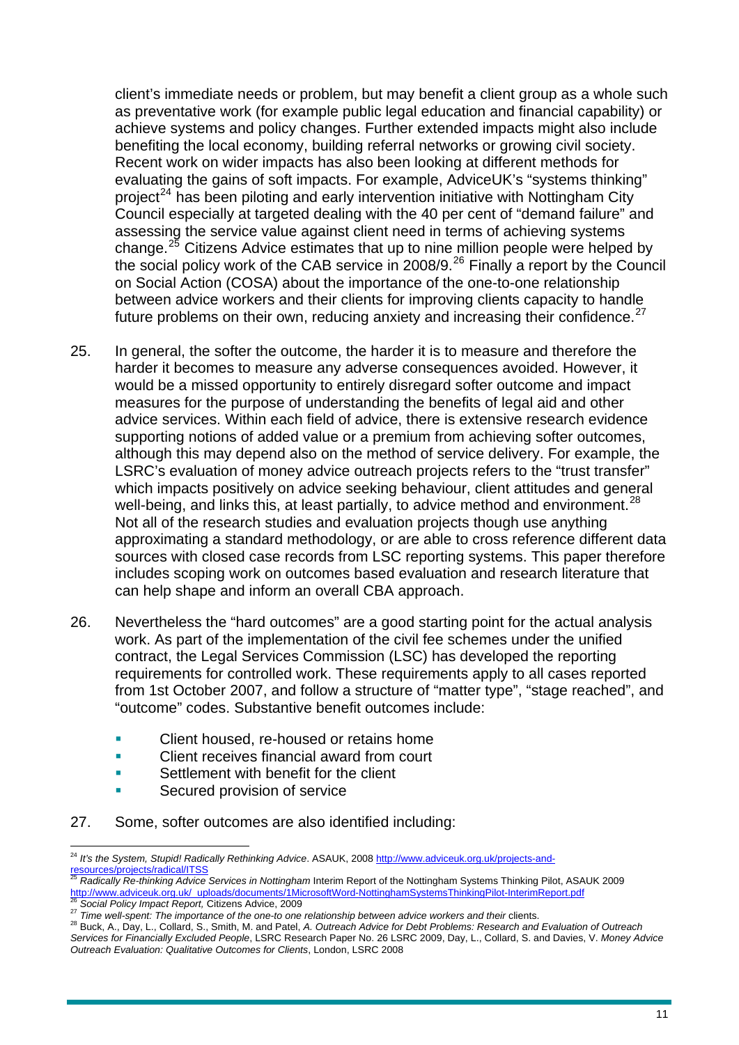client's immediate needs or problem, but may benefit a client group as a whole such as preventative work (for example public legal education and financial capability) or achieve systems and policy changes. Further extended impacts might also include benefiting the local economy, building referral networks or growing civil society. Recent work on wider impacts has also been looking at different methods for evaluating the gains of soft impacts. For example, AdviceUK's "systems thinking" project[24] has been piloting and early intervention initiative with Nottingham City Council especially at targeted dealing with the 40 per cent of "demand failure" and assessing the service value against client need in terms of achieving systems change.[25] Citizens Advice estimates that up to nine million people were helped by the social policy work of the CAB service in 2008/9.[26] Finally a report by the Council on Social Action (COSA) about the importance of the one-to-one relationship between advice workers and their clients for improving clients capacity to handle future problems on their own, reducing anxiety and increasing their confidence.[27]

25. In general, the softer the outcome, the harder it is to measure and therefore the harder it becomes to measure any adverse consequences avoided. However, it would be a missed opportunity to entirely disregard softer outcome and impact measures for the purpose of understanding the benefits of legal aid and other advice services. Within each field of advice, there is extensive research evidence supporting notions of added value or a premium from achieving softer outcomes, although this may depend also on the method of service delivery. For example, the LSRC's evaluation of money advice outreach projects refers to the "trust transfer" which impacts positively on advice seeking behaviour, client attitudes and general well-being, and links this, at least partially, to advice method and environment.[28] Not all of the research studies and evaluation projects though use anything approximating a standard methodology, or are able to cross reference different data sources with closed case records from LSC reporting systems. This paper therefore includes scoping work on outcomes based evaluation and research literature that can help shape and inform an overall CBA approach.

26. Nevertheless the "hard outcomes" are a good starting point for the actual analysis work. As part of the implementation of the civil fee schemes under the unified contract, the Legal Services Commission (LSC) has developed the reporting requirements for controlled work. These requirements apply to all cases reported from 1st October 2007, and follow a structure of "matter type", "stage reached", and "outcome" codes. Substantive benefit outcomes include:

- Client housed, re-housed or retains home
- Client receives financial award from court
- Settlement with benefit for the client
- Secured provision of service

27. Some, softer outcomes are also identified including:

---

[24] *It's the System, Stupid! Radically Rethinking Advice*. ASAUK, 2008 http://www.adviceuk.org.uk/projects-and-resources/projects/radical/ITSS

[25] *Radically Re-thinking Advice Services in Nottingham* Interim Report of the Nottingham Systems Thinking Pilot, ASAUK 2009 http://www.adviceuk.org.uk/_uploads/documents/1MicrosoftWord-NottinghamSystemsThinkingPilot-InterimReport.pdf

[26] *Social Policy Impact Report,* Citizens Advice, 2009

[27] *Time well-spent: The importance of the one-to one relationship between advice workers and their* clients.

[28] Buck, A., Day, L., Collard, S., Smith, M. and Patel, *A. Outreach Advice for Debt Problems: Research and Evaluation of Outreach Services for Financially Excluded People*, LSRC Research Paper No. 26 LSRC 2009, Day, L., Collard, S. and Davies, V. *Money Advice Outreach Evaluation: Qualitative Outcomes for Clients*, London, LSRC 2008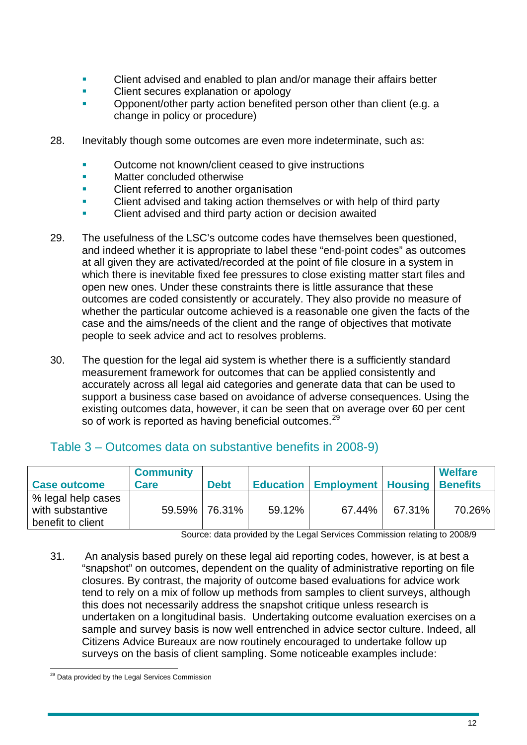- Client advised and enabled to plan and/or manage their affairs better
- Client secures explanation or apology
- Opponent/other party action benefited person other than client (e.g. a change in policy or procedure)

28. Inevitably though some outcomes are even more indeterminate, such as:

- Outcome not known/client ceased to give instructions
- Matter concluded otherwise
- Client referred to another organisation
- Client advised and taking action themselves or with help of third party
- Client advised and third party action or decision awaited

29. The usefulness of the LSC's outcome codes have themselves been questioned, and indeed whether it is appropriate to label these "end-point codes" as outcomes at all given they are activated/recorded at the point of file closure in a system in which there is inevitable fixed fee pressures to close existing matter start files and open new ones. Under these constraints there is little assurance that these outcomes are coded consistently or accurately. They also provide no measure of whether the particular outcome achieved is a reasonable one given the facts of the case and the aims/needs of the client and the range of objectives that motivate people to seek advice and act to resolves problems.

30. The question for the legal aid system is whether there is a sufficiently standard measurement framework for outcomes that can be applied consistently and accurately across all legal aid categories and generate data that can be used to support a business case based on avoidance of adverse consequences. Using the existing outcomes data, however, it can be seen that on average over 60 per cent so of work is reported as having beneficial outcomes.[29]

## Table 3 – Outcomes data on substantive benefits in 2008-9)

| Case outcome | Community Care | Debt | Education | Employment | Housing | Welfare Benefits |
|---|---|---|---|---|---|---|
| % legal help cases with substantive benefit to client | 59.59% | 76.31% | 59.12% | 67.44% | 67.31% | 70.26% |

Source: data provided by the Legal Services Commission relating to 2008/9

31. An analysis based purely on these legal aid reporting codes, however, is at best a "snapshot" on outcomes, dependent on the quality of administrative reporting on file closures. By contrast, the majority of outcome based evaluations for advice work tend to rely on a mix of follow up methods from samples to client surveys, although this does not necessarily address the snapshot critique unless research is undertaken on a longitudinal basis. Undertaking outcome evaluation exercises on a sample and survey basis is now well entrenched in advice sector culture. Indeed, all Citizens Advice Bureaux are now routinely encouraged to undertake follow up surveys on the basis of client sampling. Some noticeable examples include:

[29] Data provided by the Legal Services Commission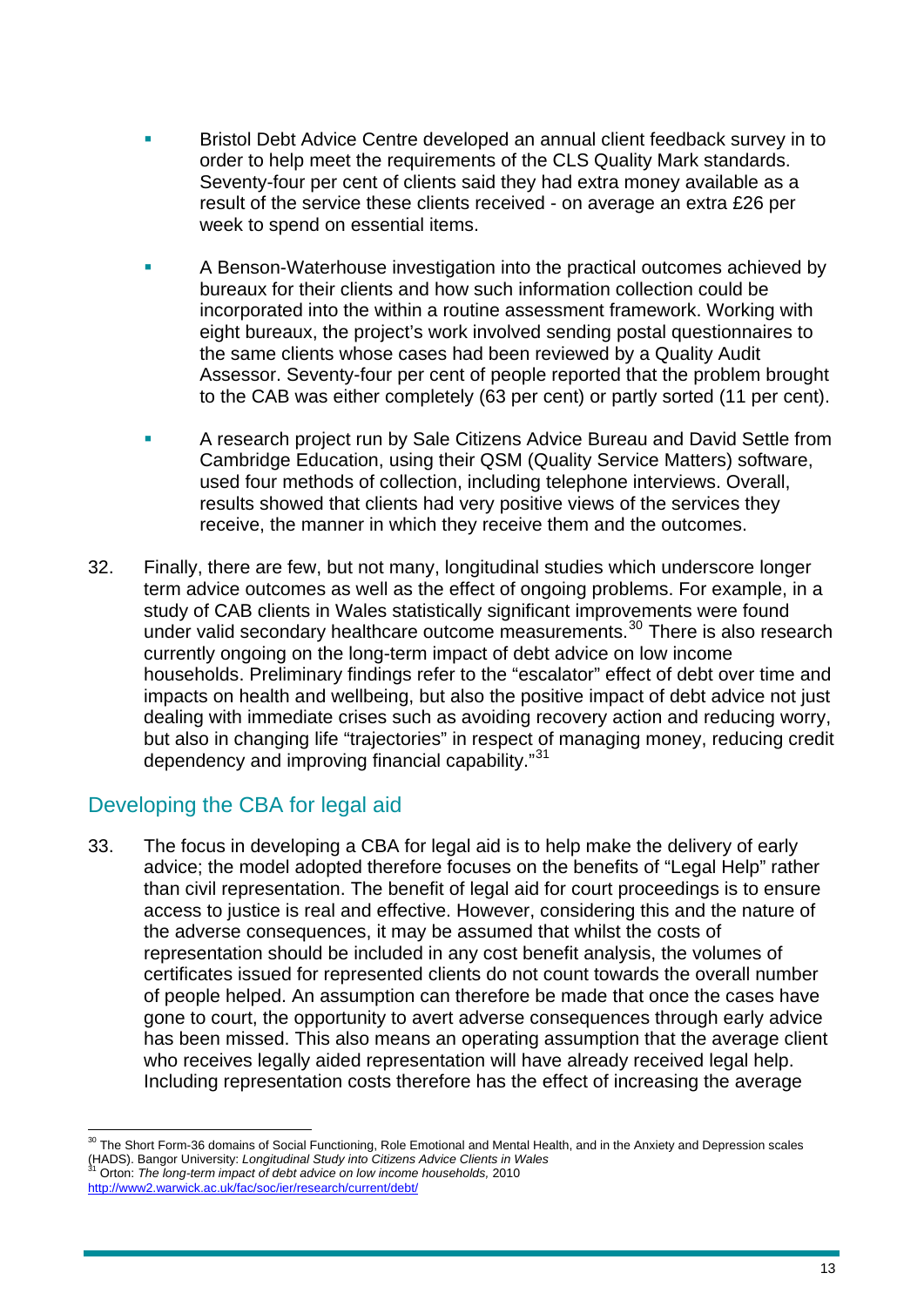- Bristol Debt Advice Centre developed an annual client feedback survey in to order to help meet the requirements of the CLS Quality Mark standards. Seventy-four per cent of clients said they had extra money available as a result of the service these clients received - on average an extra £26 per week to spend on essential items.

- A Benson-Waterhouse investigation into the practical outcomes achieved by bureaux for their clients and how such information collection could be incorporated into the within a routine assessment framework. Working with eight bureaux, the project's work involved sending postal questionnaires to the same clients whose cases had been reviewed by a Quality Audit Assessor. Seventy-four per cent of people reported that the problem brought to the CAB was either completely (63 per cent) or partly sorted (11 per cent).

- A research project run by Sale Citizens Advice Bureau and David Settle from Cambridge Education, using their QSM (Quality Service Matters) software, used four methods of collection, including telephone interviews. Overall, results showed that clients had very positive views of the services they receive, the manner in which they receive them and the outcomes.

32. Finally, there are few, but not many, longitudinal studies which underscore longer term advice outcomes as well as the effect of ongoing problems. For example, in a study of CAB clients in Wales statistically significant improvements were found under valid secondary healthcare outcome measurements.[30] There is also research currently ongoing on the long-term impact of debt advice on low income households. Preliminary findings refer to the "escalator" effect of debt over time and impacts on health and wellbeing, but also the positive impact of debt advice not just dealing with immediate crises such as avoiding recovery action and reducing worry, but also in changing life "trajectories" in respect of managing money, reducing credit dependency and improving financial capability."[31]

## Developing the CBA for legal aid

33. The focus in developing a CBA for legal aid is to help make the delivery of early advice; the model adopted therefore focuses on the benefits of "Legal Help" rather than civil representation. The benefit of legal aid for court proceedings is to ensure access to justice is real and effective. However, considering this and the nature of the adverse consequences, it may be assumed that whilst the costs of representation should be included in any cost benefit analysis, the volumes of certificates issued for represented clients do not count towards the overall number of people helped. An assumption can therefore be made that once the cases have gone to court, the opportunity to avert adverse consequences through early advice has been missed. This also means an operating assumption that the average client who receives legally aided representation will have already received legal help. Including representation costs therefore has the effect of increasing the average

---

[30] The Short Form-36 domains of Social Functioning, Role Emotional and Mental Health, and in the Anxiety and Depression scales (HADS). Bangor University: *Longitudinal Study into Citizens Advice Clients in Wales*

[31] Orton: *The long-term impact of debt advice on low income households,* 2010 http://www2.warwick.ac.uk/fac/soc/ier/research/current/debt/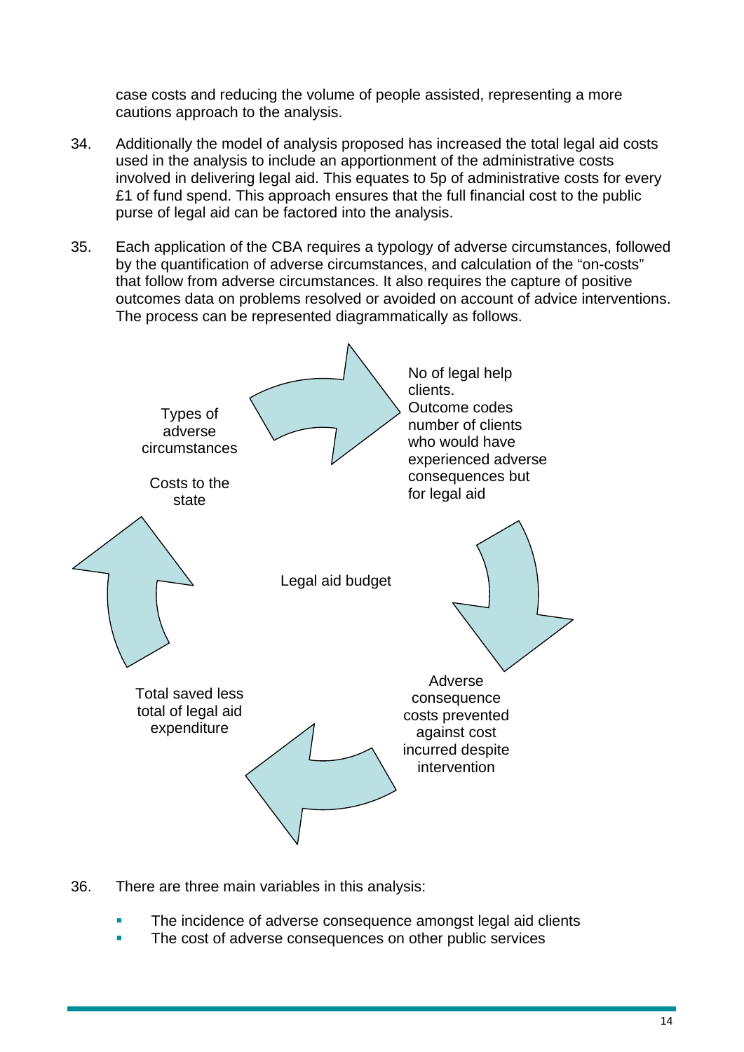case costs and reducing the volume of people assisted, representing a more cautions approach to the analysis.

34. Additionally the model of analysis proposed has increased the total legal aid costs used in the analysis to include an apportionment of the administrative costs involved in delivering legal aid. This equates to 5p of administrative costs for every £1 of fund spend. This approach ensures that the full financial cost to the public purse of legal aid can be factored into the analysis.

35. Each application of the CBA requires a typology of adverse circumstances, followed by the quantification of adverse circumstances, and calculation of the "on-costs" that follow from adverse circumstances. It also requires the capture of positive outcomes data on problems resolved or avoided on account of advice interventions. The process can be represented diagrammatically as follows.

Types of adverse circumstances

Costs to the state

No of legal help clients.
Outcome codes number of clients who would have experienced adverse consequences but for legal aid

Legal aid budget

Adverse consequence costs prevented against cost incurred despite intervention

Total saved less total of legal aid expenditure

36. There are three main variables in this analysis:

- The incidence of adverse consequence amongst legal aid clients
- The cost of adverse consequences on other public services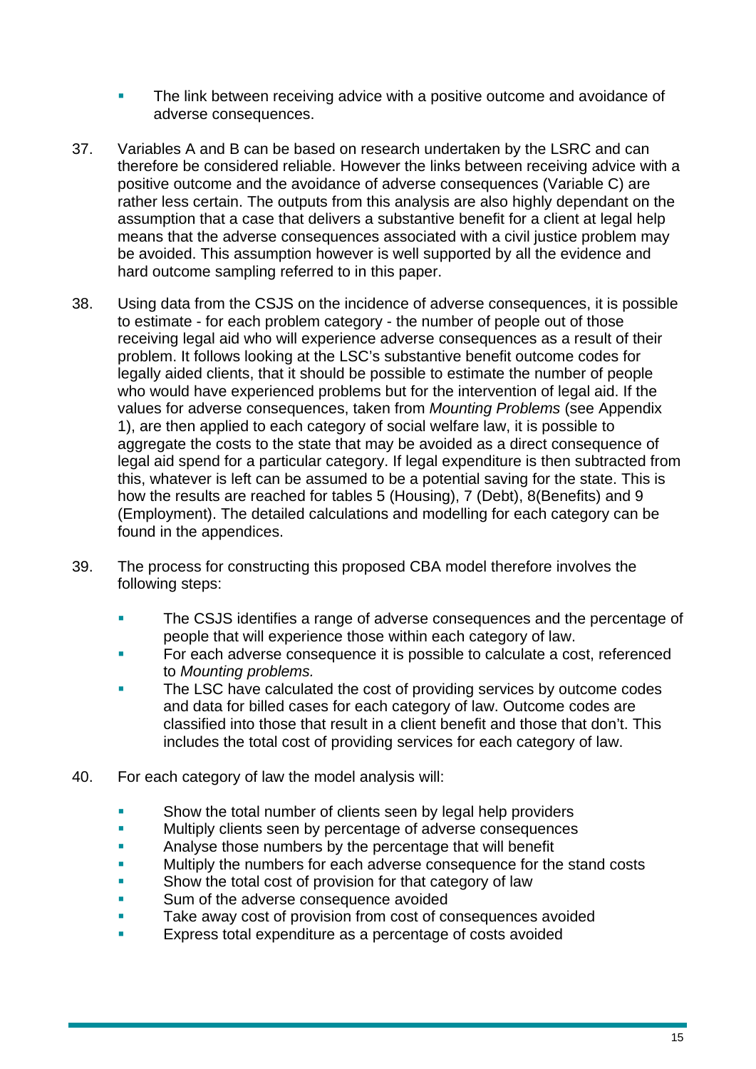- The link between receiving advice with a positive outcome and avoidance of adverse consequences.

37. Variables A and B can be based on research undertaken by the LSRC and can therefore be considered reliable. However the links between receiving advice with a positive outcome and the avoidance of adverse consequences (Variable C) are rather less certain. The outputs from this analysis are also highly dependant on the assumption that a case that delivers a substantive benefit for a client at legal help means that the adverse consequences associated with a civil justice problem may be avoided. This assumption however is well supported by all the evidence and hard outcome sampling referred to in this paper.

38. Using data from the CSJS on the incidence of adverse consequences, it is possible to estimate - for each problem category - the number of people out of those receiving legal aid who will experience adverse consequences as a result of their problem. It follows looking at the LSC's substantive benefit outcome codes for legally aided clients, that it should be possible to estimate the number of people who would have experienced problems but for the intervention of legal aid. If the values for adverse consequences, taken from *Mounting Problems* (see Appendix 1), are then applied to each category of social welfare law, it is possible to aggregate the costs to the state that may be avoided as a direct consequence of legal aid spend for a particular category. If legal expenditure is then subtracted from this, whatever is left can be assumed to be a potential saving for the state. This is how the results are reached for tables 5 (Housing), 7 (Debt), 8(Benefits) and 9 (Employment). The detailed calculations and modelling for each category can be found in the appendices.

39. The process for constructing this proposed CBA model therefore involves the following steps:

    - The CSJS identifies a range of adverse consequences and the percentage of people that will experience those within each category of law.
    - For each adverse consequence it is possible to calculate a cost, referenced to *Mounting problems.*
    - The LSC have calculated the cost of providing services by outcome codes and data for billed cases for each category of law. Outcome codes are classified into those that result in a client benefit and those that don't. This includes the total cost of providing services for each category of law.

40. For each category of law the model analysis will:

    - Show the total number of clients seen by legal help providers
    - Multiply clients seen by percentage of adverse consequences
    - Analyse those numbers by the percentage that will benefit
    - Multiply the numbers for each adverse consequence for the stand costs
    - Show the total cost of provision for that category of law
    - Sum of the adverse consequence avoided
    - Take away cost of provision from cost of consequences avoided
    - Express total expenditure as a percentage of costs avoided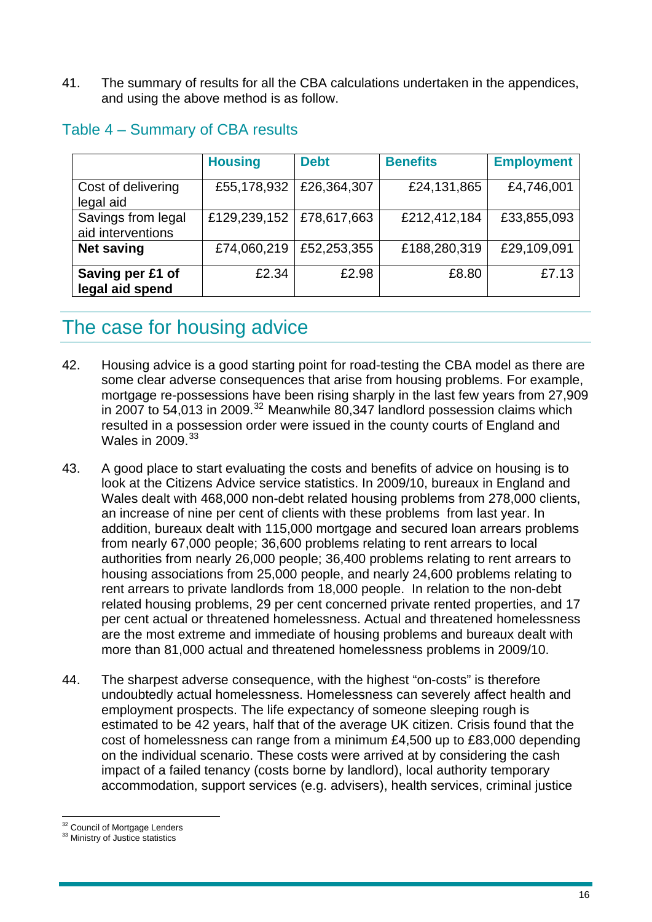41. The summary of results for all the CBA calculations undertaken in the appendices, and using the above method is as follow.

### Table 4 – Summary of CBA results

| | Housing | Debt | Benefits | Employment |
|---|---|---|---|---|
| Cost of delivering legal aid | £55,178,932 | £26,364,307 | £24,131,865 | £4,746,001 |
| Savings from legal aid interventions | £129,239,152 | £78,617,663 | £212,412,184 | £33,855,093 |
| **Net saving** | £74,060,219 | £52,253,355 | £188,280,319 | £29,109,091 |
| **Saving per £1 of legal aid spend** | £2.34 | £2.98 | £8.80 | £7.13 |

## The case for housing advice

42. Housing advice is a good starting point for road-testing the CBA model as there are some clear adverse consequences that arise from housing problems. For example, mortgage re-possessions have been rising sharply in the last few years from 27,909 in 2007 to 54,013 in 2009.[32] Meanwhile 80,347 landlord possession claims which resulted in a possession order were issued in the county courts of England and Wales in 2009.[33]

43. A good place to start evaluating the costs and benefits of advice on housing is to look at the Citizens Advice service statistics. In 2009/10, bureaux in England and Wales dealt with 468,000 non-debt related housing problems from 278,000 clients, an increase of nine per cent of clients with these problems from last year. In addition, bureaux dealt with 115,000 mortgage and secured loan arrears problems from nearly 67,000 people; 36,600 problems relating to rent arrears to local authorities from nearly 26,000 people; 36,400 problems relating to rent arrears to housing associations from 25,000 people, and nearly 24,600 problems relating to rent arrears to private landlords from 18,000 people. In relation to the non-debt related housing problems, 29 per cent concerned private rented properties, and 17 per cent actual or threatened homelessness. Actual and threatened homelessness are the most extreme and immediate of housing problems and bureaux dealt with more than 81,000 actual and threatened homelessness problems in 2009/10.

44. The sharpest adverse consequence, with the highest "on-costs" is therefore undoubtedly actual homelessness. Homelessness can severely affect health and employment prospects. The life expectancy of someone sleeping rough is estimated to be 42 years, half that of the average UK citizen. Crisis found that the cost of homelessness can range from a minimum £4,500 up to £83,000 depending on the individual scenario. These costs were arrived at by considering the cash impact of a failed tenancy (costs borne by landlord), local authority temporary accommodation, support services (e.g. advisers), health services, criminal justice

---

[32] Council of Mortgage Lenders

[33] Ministry of Justice statistics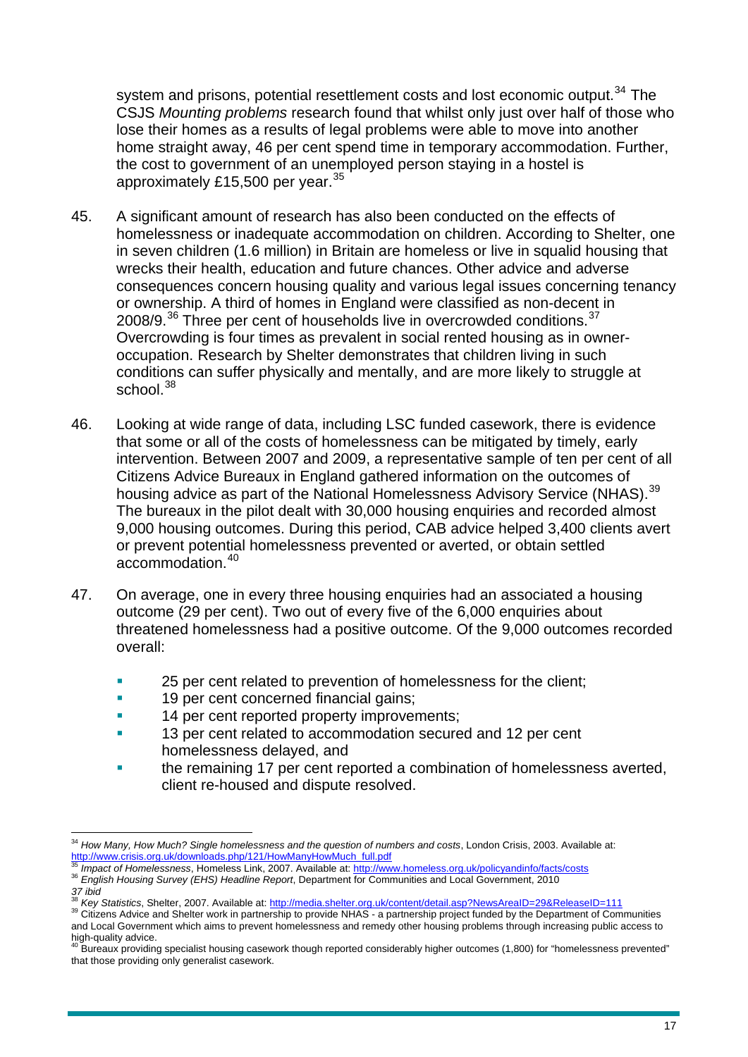system and prisons, potential resettlement costs and lost economic output.[34] The CSJS *Mounting problems* research found that whilst only just over half of those who lose their homes as a results of legal problems were able to move into another home straight away, 46 per cent spend time in temporary accommodation. Further, the cost to government of an unemployed person staying in a hostel is approximately £15,500 per year.[35]

45. A significant amount of research has also been conducted on the effects of homelessness or inadequate accommodation on children. According to Shelter, one in seven children (1.6 million) in Britain are homeless or live in squalid housing that wrecks their health, education and future chances. Other advice and adverse consequences concern housing quality and various legal issues concerning tenancy or ownership. A third of homes in England were classified as non-decent in 2008/9.[36] Three per cent of households live in overcrowded conditions.[37] Overcrowding is four times as prevalent in social rented housing as in owner-occupation. Research by Shelter demonstrates that children living in such conditions can suffer physically and mentally, and are more likely to struggle at school.[38]

46. Looking at wide range of data, including LSC funded casework, there is evidence that some or all of the costs of homelessness can be mitigated by timely, early intervention. Between 2007 and 2009, a representative sample of ten per cent of all Citizens Advice Bureaux in England gathered information on the outcomes of housing advice as part of the National Homelessness Advisory Service (NHAS).[39] The bureaux in the pilot dealt with 30,000 housing enquiries and recorded almost 9,000 housing outcomes. During this period, CAB advice helped 3,400 clients avert or prevent potential homelessness prevented or averted, or obtain settled accommodation.[40]

47. On average, one in every three housing enquiries had an associated a housing outcome (29 per cent). Two out of every five of the 6,000 enquiries about threatened homelessness had a positive outcome. Of the 9,000 outcomes recorded overall:

- 25 per cent related to prevention of homelessness for the client;
- 19 per cent concerned financial gains;
- 14 per cent reported property improvements;
- 13 per cent related to accommodation secured and 12 per cent homelessness delayed, and
- the remaining 17 per cent reported a combination of homelessness averted, client re-housed and dispute resolved.

---

[34] *How Many, How Much? Single homelessness and the question of numbers and costs*, London Crisis, 2003. Available at: http://www.crisis.org.uk/downloads.php/121/HowManyHowMuch_full.pdf

[35] *Impact of Homelessness*, Homeless Link, 2007. Available at: http://www.homeless.org.uk/policyandinfo/facts/costs

[36] *English Housing Survey (EHS) Headline Report*, Department for Communities and Local Government, 2010

[37] *ibid*

[38] *Key Statistics*, Shelter, 2007. Available at: http://media.shelter.org.uk/content/detail.asp?NewsAreaID=29&ReleaseID=111

[39] Citizens Advice and Shelter work in partnership to provide NHAS - a partnership project funded by the Department of Communities and Local Government which aims to prevent homelessness and remedy other housing problems through increasing public access to high-quality advice.

[40] Bureaux providing specialist housing casework though reported considerably higher outcomes (1,800) for "homelessness prevented" that those providing only generalist casework.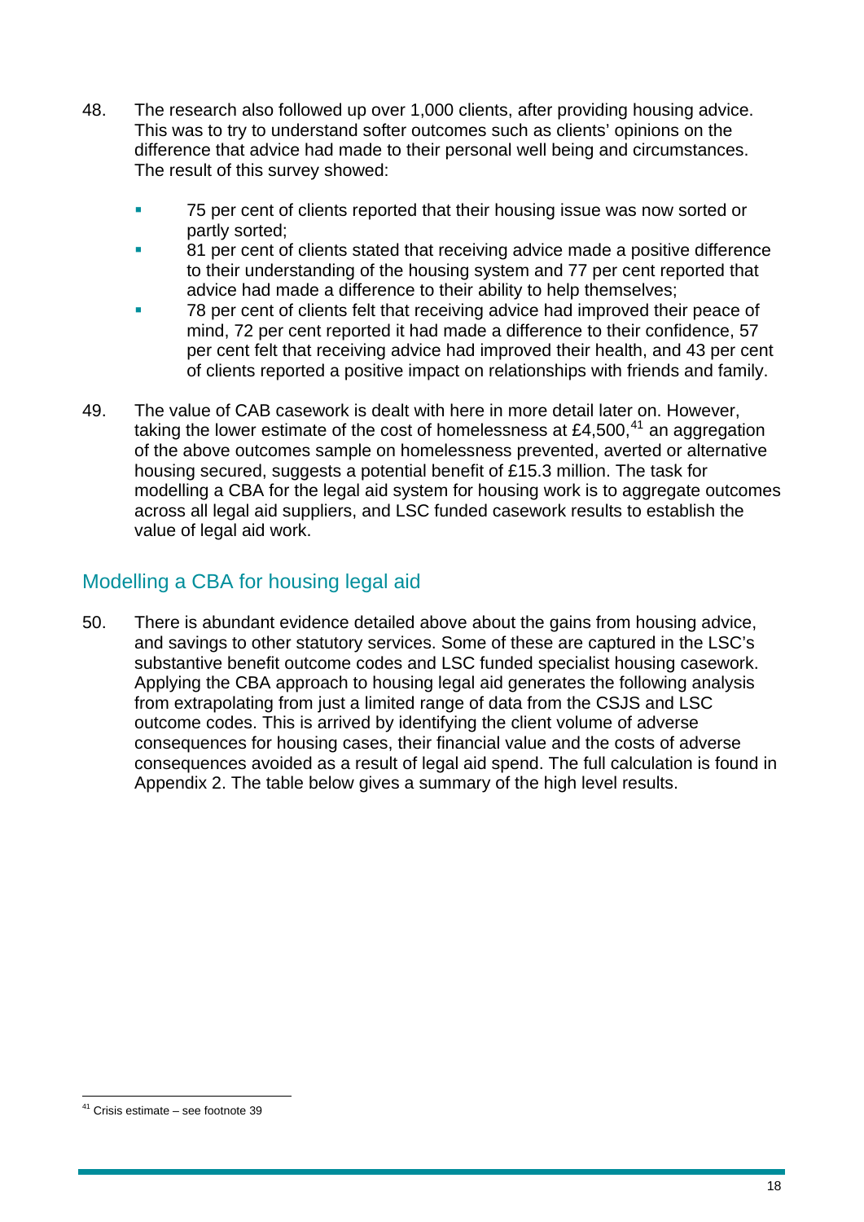48. The research also followed up over 1,000 clients, after providing housing advice. This was to try to understand softer outcomes such as clients' opinions on the difference that advice had made to their personal well being and circumstances. The result of this survey showed:

- 75 per cent of clients reported that their housing issue was now sorted or partly sorted;
- 81 per cent of clients stated that receiving advice made a positive difference to their understanding of the housing system and 77 per cent reported that advice had made a difference to their ability to help themselves;
- 78 per cent of clients felt that receiving advice had improved their peace of mind, 72 per cent reported it had made a difference to their confidence, 57 per cent felt that receiving advice had improved their health, and 43 per cent of clients reported a positive impact on relationships with friends and family.

49. The value of CAB casework is dealt with here in more detail later on. However, taking the lower estimate of the cost of homelessness at £4,500,[41] an aggregation of the above outcomes sample on homelessness prevented, averted or alternative housing secured, suggests a potential benefit of £15.3 million. The task for modelling a CBA for the legal aid system for housing work is to aggregate outcomes across all legal aid suppliers, and LSC funded casework results to establish the value of legal aid work.

## Modelling a CBA for housing legal aid

50. There is abundant evidence detailed above about the gains from housing advice, and savings to other statutory services. Some of these are captured in the LSC's substantive benefit outcome codes and LSC funded specialist housing casework. Applying the CBA approach to housing legal aid generates the following analysis from extrapolating from just a limited range of data from the CSJS and LSC outcome codes. This is arrived by identifying the client volume of adverse consequences for housing cases, their financial value and the costs of adverse consequences avoided as a result of legal aid spend. The full calculation is found in Appendix 2. The table below gives a summary of the high level results.

[41] Crisis estimate – see footnote 39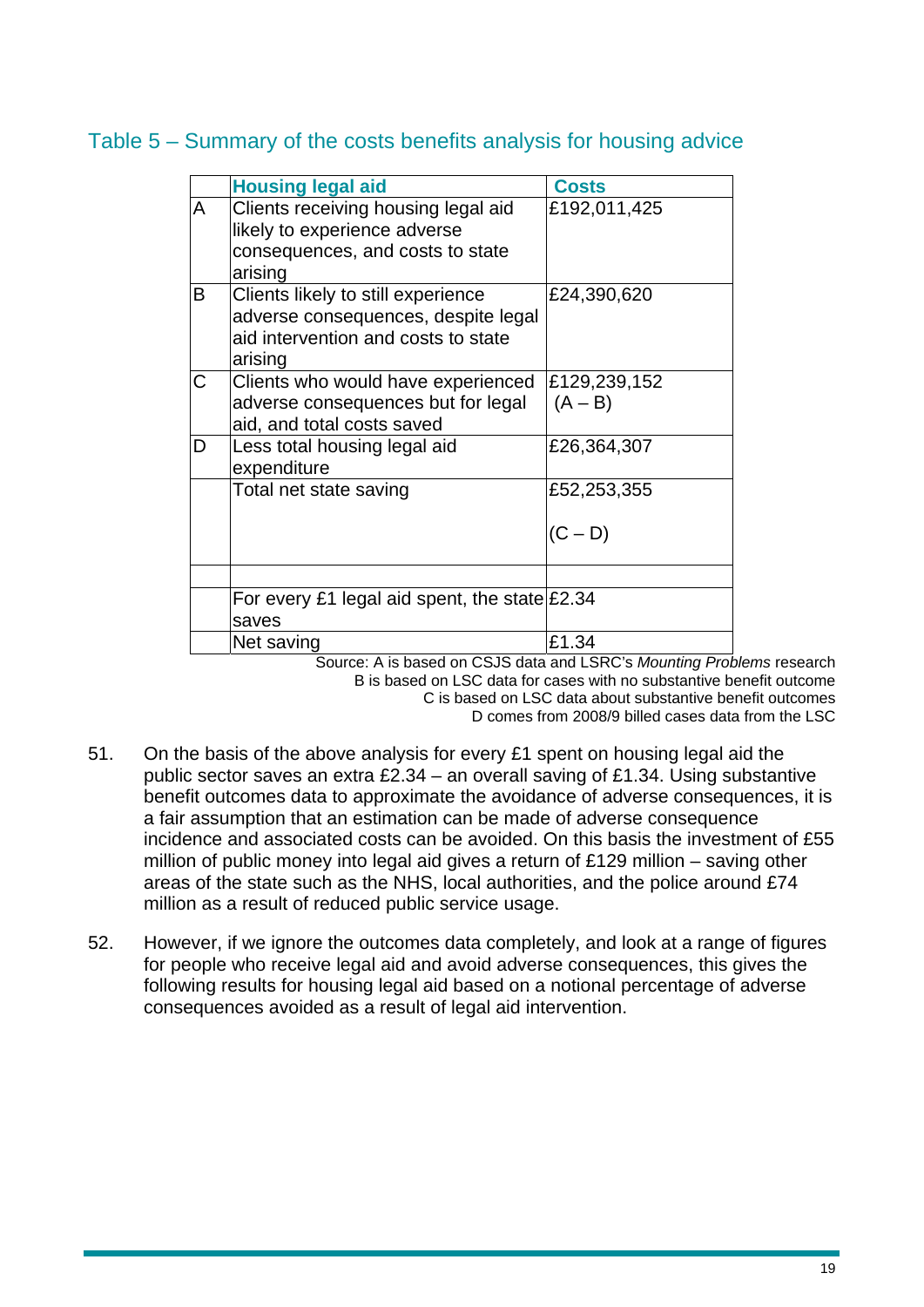## Table 5 – Summary of the costs benefits analysis for housing advice

| | **Housing legal aid** | **Costs** |
|---|---|---|
| A | Clients receiving housing legal aid likely to experience adverse consequences, and costs to state arising | £192,011,425 |
| B | Clients likely to still experience adverse consequences, despite legal aid intervention and costs to state arising | £24,390,620 |
| C | Clients who would have experienced adverse consequences but for legal aid, and total costs saved | £129,239,152 (A – B) |
| D | Less total housing legal aid expenditure | £26,364,307 |
| | Total net state saving | £52,253,355 (C – D) |
| | | |
| | For every £1 legal aid spent, the state saves | £2.34 |
| | Net saving | £1.34 |

Source: A is based on CSJS data and LSRC's *Mounting Problems* research
B is based on LSC data for cases with no substantive benefit outcome
C is based on LSC data about substantive benefit outcomes
D comes from 2008/9 billed cases data from the LSC

51. On the basis of the above analysis for every £1 spent on housing legal aid the public sector saves an extra £2.34 – an overall saving of £1.34. Using substantive benefit outcomes data to approximate the avoidance of adverse consequences, it is a fair assumption that an estimation can be made of adverse consequence incidence and associated costs can be avoided. On this basis the investment of £55 million of public money into legal aid gives a return of £129 million – saving other areas of the state such as the NHS, local authorities, and the police around £74 million as a result of reduced public service usage.

52. However, if we ignore the outcomes data completely, and look at a range of figures for people who receive legal aid and avoid adverse consequences, this gives the following results for housing legal aid based on a notional percentage of adverse consequences avoided as a result of legal aid intervention.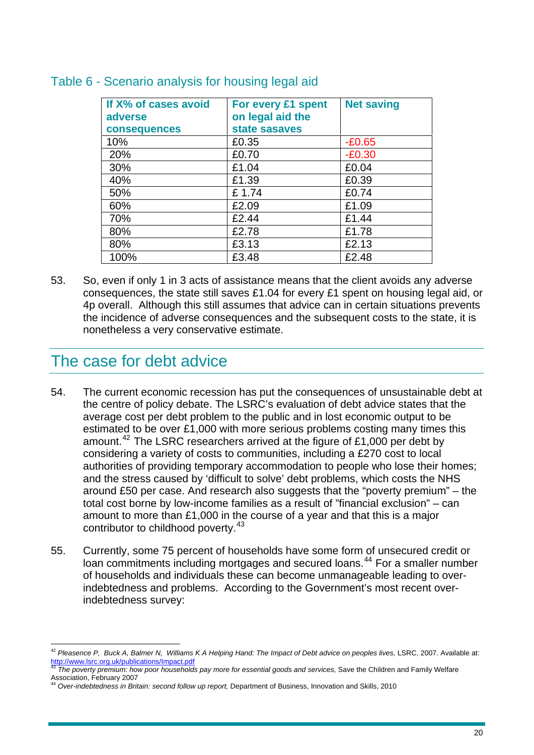## Table 6 - Scenario analysis for housing legal aid

| If X% of cases avoid adverse consequences | For every £1 spent on legal aid the state sasaves | Net saving |
|---|---|---|
| 10% | £0.35 | -£0.65 |
| 20% | £0.70 | -£0.30 |
| 30% | £1.04 | £0.04 |
| 40% | £1.39 | £0.39 |
| 50% | £ 1.74 | £0.74 |
| 60% | £2.09 | £1.09 |
| 70% | £2.44 | £1.44 |
| 80% | £2.78 | £1.78 |
| 80% | £3.13 | £2.13 |
| 100% | £3.48 | £2.48 |

53. So, even if only 1 in 3 acts of assistance means that the client avoids any adverse consequences, the state still saves £1.04 for every £1 spent on housing legal aid, or 4p overall. Although this still assumes that advice can in certain situations prevents the incidence of adverse consequences and the subsequent costs to the state, it is nonetheless a very conservative estimate.

# The case for debt advice

54. The current economic recession has put the consequences of unsustainable debt at the centre of policy debate. The LSRC's evaluation of debt advice states that the average cost per debt problem to the public and in lost economic output to be estimated to be over £1,000 with more serious problems costing many times this amount.[42] The LSRC researchers arrived at the figure of £1,000 per debt by considering a variety of costs to communities, including a £270 cost to local authorities of providing temporary accommodation to people who lose their homes; and the stress caused by 'difficult to solve' debt problems, which costs the NHS around £50 per case. And research also suggests that the "poverty premium" – the total cost borne by low-income families as a result of "financial exclusion" – can amount to more than £1,000 in the course of a year and that this is a major contributor to childhood poverty.[43]

55. Currently, some 75 percent of households have some form of unsecured credit or loan commitments including mortgages and secured loans.[44] For a smaller number of households and individuals these can become unmanageable leading to over-indebtedness and problems. According to the Government's most recent over-indebtedness survey:

---

[42] *Pleasence P, Buck A, Balmer N, Williams K A Helping Hand: The Impact of Debt advice on peoples lives,* LSRC, 2007. Available at: http://www.lsrc.org.uk/publications/Impact.pdf

[43] *The poverty premium: how poor households pay more for essential goods and services,* Save the Children and Family Welfare Association, February 2007

[44] *Over-indebtedness in Britain: second follow up report,* Department of Business, Innovation and Skills, 2010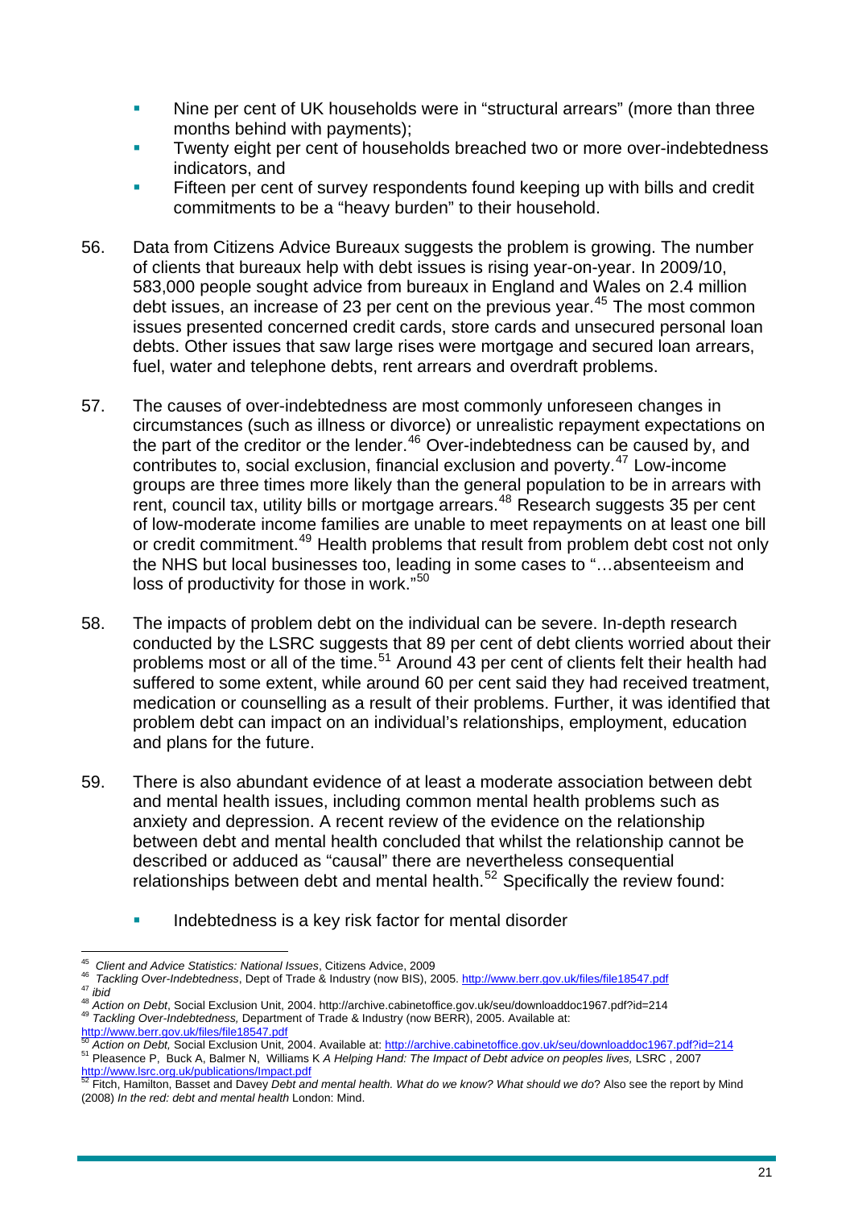- Nine per cent of UK households were in "structural arrears" (more than three months behind with payments);
- Twenty eight per cent of households breached two or more over-indebtedness indicators, and
- Fifteen per cent of survey respondents found keeping up with bills and credit commitments to be a "heavy burden" to their household.

56. Data from Citizens Advice Bureaux suggests the problem is growing. The number of clients that bureaux help with debt issues is rising year-on-year. In 2009/10, 583,000 people sought advice from bureaux in England and Wales on 2.4 million debt issues, an increase of 23 per cent on the previous year.[45] The most common issues presented concerned credit cards, store cards and unsecured personal loan debts. Other issues that saw large rises were mortgage and secured loan arrears, fuel, water and telephone debts, rent arrears and overdraft problems.

57. The causes of over-indebtedness are most commonly unforeseen changes in circumstances (such as illness or divorce) or unrealistic repayment expectations on the part of the creditor or the lender.[46] Over-indebtedness can be caused by, and contributes to, social exclusion, financial exclusion and poverty.[47] Low-income groups are three times more likely than the general population to be in arrears with rent, council tax, utility bills or mortgage arrears.[48] Research suggests 35 per cent of low-moderate income families are unable to meet repayments on at least one bill or credit commitment.[49] Health problems that result from problem debt cost not only the NHS but local businesses too, leading in some cases to "…absenteeism and loss of productivity for those in work."[50]

58. The impacts of problem debt on the individual can be severe. In-depth research conducted by the LSRC suggests that 89 per cent of debt clients worried about their problems most or all of the time.[51] Around 43 per cent of clients felt their health had suffered to some extent, while around 60 per cent said they had received treatment, medication or counselling as a result of their problems. Further, it was identified that problem debt can impact on an individual's relationships, employment, education and plans for the future.

59. There is also abundant evidence of at least a moderate association between debt and mental health issues, including common mental health problems such as anxiety and depression. A recent review of the evidence on the relationship between debt and mental health concluded that whilst the relationship cannot be described or adduced as "causal" there are nevertheless consequential relationships between debt and mental health.[52] Specifically the review found:

- Indebtedness is a key risk factor for mental disorder

---

[45] *Client and Advice Statistics: National Issues*, Citizens Advice, 2009

[46] *Tackling Over-Indebtedness*, Dept of Trade & Industry (now BIS), 2005. http://www.berr.gov.uk/files/file18547.pdf

[47] *ibid*

[48] *Action on Debt*, Social Exclusion Unit, 2004. http://archive.cabinetoffice.gov.uk/seu/downloaddoc1967.pdf?id=214

[49] *Tackling Over-Indebtedness,* Department of Trade & Industry (now BERR), 2005. Available at: http://www.berr.gov.uk/files/file18547.pdf

[50] *Action on Debt,* Social Exclusion Unit, 2004. Available at: http://archive.cabinetoffice.gov.uk/seu/downloaddoc1967.pdf?id=214

[51] Pleasence P, Buck A, Balmer N, Williams K *A Helping Hand: The Impact of Debt advice on peoples lives,* LSRC , 2007 http://www.lsrc.org.uk/publications/Impact.pdf

[52] Fitch, Hamilton, Basset and Davey *Debt and mental health. What do we know? What should we do*? Also see the report by Mind (2008) *In the red: debt and mental health* London: Mind.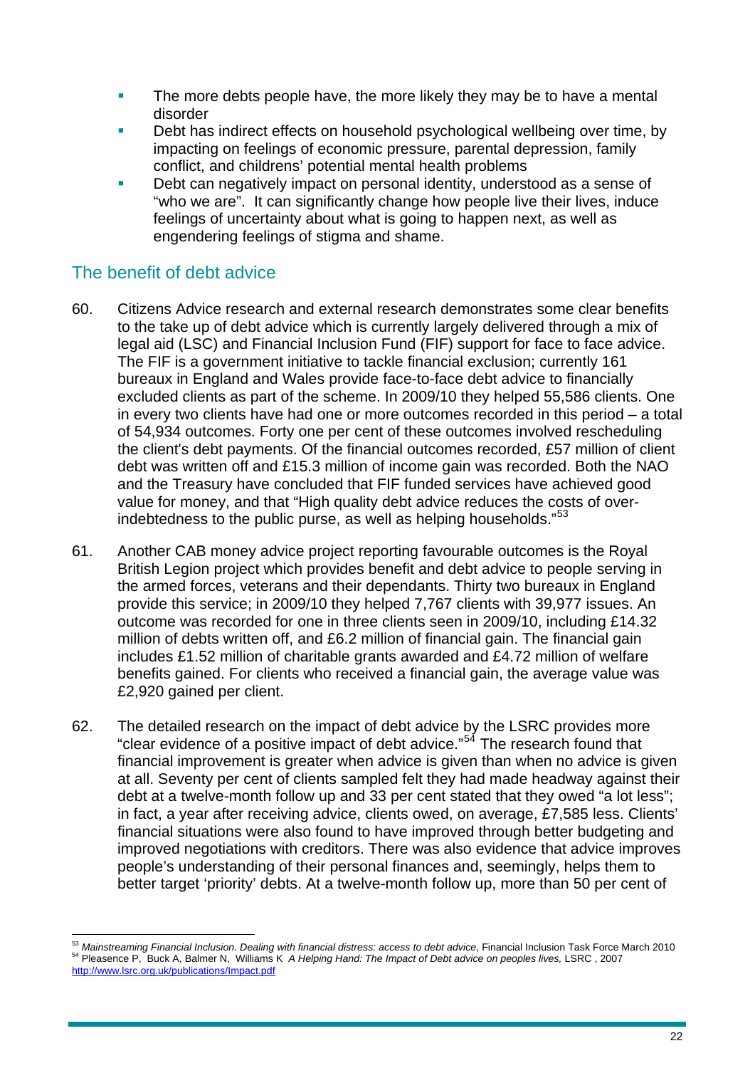- The more debts people have, the more likely they may be to have a mental disorder
- Debt has indirect effects on household psychological wellbeing over time, by impacting on feelings of economic pressure, parental depression, family conflict, and childrens' potential mental health problems
- Debt can negatively impact on personal identity, understood as a sense of "who we are". It can significantly change how people live their lives, induce feelings of uncertainty about what is going to happen next, as well as engendering feelings of stigma and shame.

## The benefit of debt advice

60. Citizens Advice research and external research demonstrates some clear benefits to the take up of debt advice which is currently largely delivered through a mix of legal aid (LSC) and Financial Inclusion Fund (FIF) support for face to face advice. The FIF is a government initiative to tackle financial exclusion; currently 161 bureaux in England and Wales provide face-to-face debt advice to financially excluded clients as part of the scheme. In 2009/10 they helped 55,586 clients. One in every two clients have had one or more outcomes recorded in this period – a total of 54,934 outcomes. Forty one per cent of these outcomes involved rescheduling the client's debt payments. Of the financial outcomes recorded, £57 million of client debt was written off and £15.3 million of income gain was recorded. Both the NAO and the Treasury have concluded that FIF funded services have achieved good value for money, and that "High quality debt advice reduces the costs of over-indebtedness to the public purse, as well as helping households."[53]

61. Another CAB money advice project reporting favourable outcomes is the Royal British Legion project which provides benefit and debt advice to people serving in the armed forces, veterans and their dependants. Thirty two bureaux in England provide this service; in 2009/10 they helped 7,767 clients with 39,977 issues. An outcome was recorded for one in three clients seen in 2009/10, including £14.32 million of debts written off, and £6.2 million of financial gain. The financial gain includes £1.52 million of charitable grants awarded and £4.72 million of welfare benefits gained. For clients who received a financial gain, the average value was £2,920 gained per client.

62. The detailed research on the impact of debt advice by the LSRC provides more "clear evidence of a positive impact of debt advice."[54] The research found that financial improvement is greater when advice is given than when no advice is given at all. Seventy per cent of clients sampled felt they had made headway against their debt at a twelve-month follow up and 33 per cent stated that they owed "a lot less"; in fact, a year after receiving advice, clients owed, on average, £7,585 less. Clients' financial situations were also found to have improved through better budgeting and improved negotiations with creditors. There was also evidence that advice improves people's understanding of their personal finances and, seemingly, helps them to better target 'priority' debts. At a twelve-month follow up, more than 50 per cent of

---

[53] *Mainstreaming Financial Inclusion. Dealing with financial distress: access to debt advice*, Financial Inclusion Task Force March 2010

[54] Pleasence P, Buck A, Balmer N, Williams K *A Helping Hand: The Impact of Debt advice on peoples lives,* LSRC , 2007 http://www.lsrc.org.uk/publications/Impact.pdf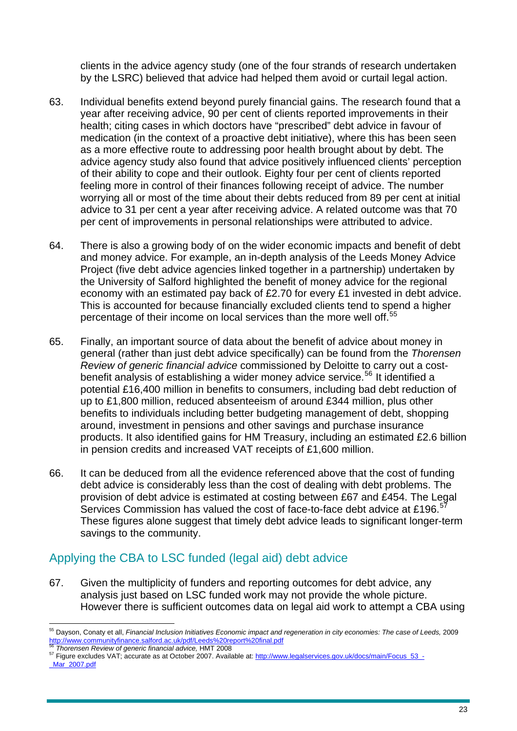clients in the advice agency study (one of the four strands of research undertaken by the LSRC) believed that advice had helped them avoid or curtail legal action.

63. Individual benefits extend beyond purely financial gains. The research found that a year after receiving advice, 90 per cent of clients reported improvements in their health; citing cases in which doctors have "prescribed" debt advice in favour of medication (in the context of a proactive debt initiative), where this has been seen as a more effective route to addressing poor health brought about by debt. The advice agency study also found that advice positively influenced clients' perception of their ability to cope and their outlook. Eighty four per cent of clients reported feeling more in control of their finances following receipt of advice. The number worrying all or most of the time about their debts reduced from 89 per cent at initial advice to 31 per cent a year after receiving advice. A related outcome was that 70 per cent of improvements in personal relationships were attributed to advice.

64. There is also a growing body of on the wider economic impacts and benefit of debt and money advice. For example, an in-depth analysis of the Leeds Money Advice Project (five debt advice agencies linked together in a partnership) undertaken by the University of Salford highlighted the benefit of money advice for the regional economy with an estimated pay back of £2.70 for every £1 invested in debt advice. This is accounted for because financially excluded clients tend to spend a higher percentage of their income on local services than the more well off.[55]

65. Finally, an important source of data about the benefit of advice about money in general (rather than just debt advice specifically) can be found from the *Thorensen Review of generic financial advice* commissioned by Deloitte to carry out a cost-benefit analysis of establishing a wider money advice service.[56] It identified a potential £16,400 million in benefits to consumers, including bad debt reduction of up to £1,800 million, reduced absenteeism of around £344 million, plus other benefits to individuals including better budgeting management of debt, shopping around, investment in pensions and other savings and purchase insurance products. It also identified gains for HM Treasury, including an estimated £2.6 billion in pension credits and increased VAT receipts of £1,600 million.

66. It can be deduced from all the evidence referenced above that the cost of funding debt advice is considerably less than the cost of dealing with debt problems. The provision of debt advice is estimated at costing between £67 and £454. The Legal Services Commission has valued the cost of face-to-face debt advice at £196.[57] These figures alone suggest that timely debt advice leads to significant longer-term savings to the community.

## Applying the CBA to LSC funded (legal aid) debt advice

67. Given the multiplicity of funders and reporting outcomes for debt advice, any analysis just based on LSC funded work may not provide the whole picture. However there is sufficient outcomes data on legal aid work to attempt a CBA using

---

[55] Dayson, Conaty et all, *Financial Inclusion Initiatives Economic impact and regeneration in city economies: The case of Leeds,* 2009 http://www.communityfinance.salford.ac.uk/pdf/Leeds%20report%20final.pdf

[56] *Thorensen Review of generic financial advice,* HMT 2008

[57] Figure excludes VAT; accurate as at October 2007. Available at: http://www.legalservices.gov.uk/docs/main/Focus_53_-_Mar_2007.pdf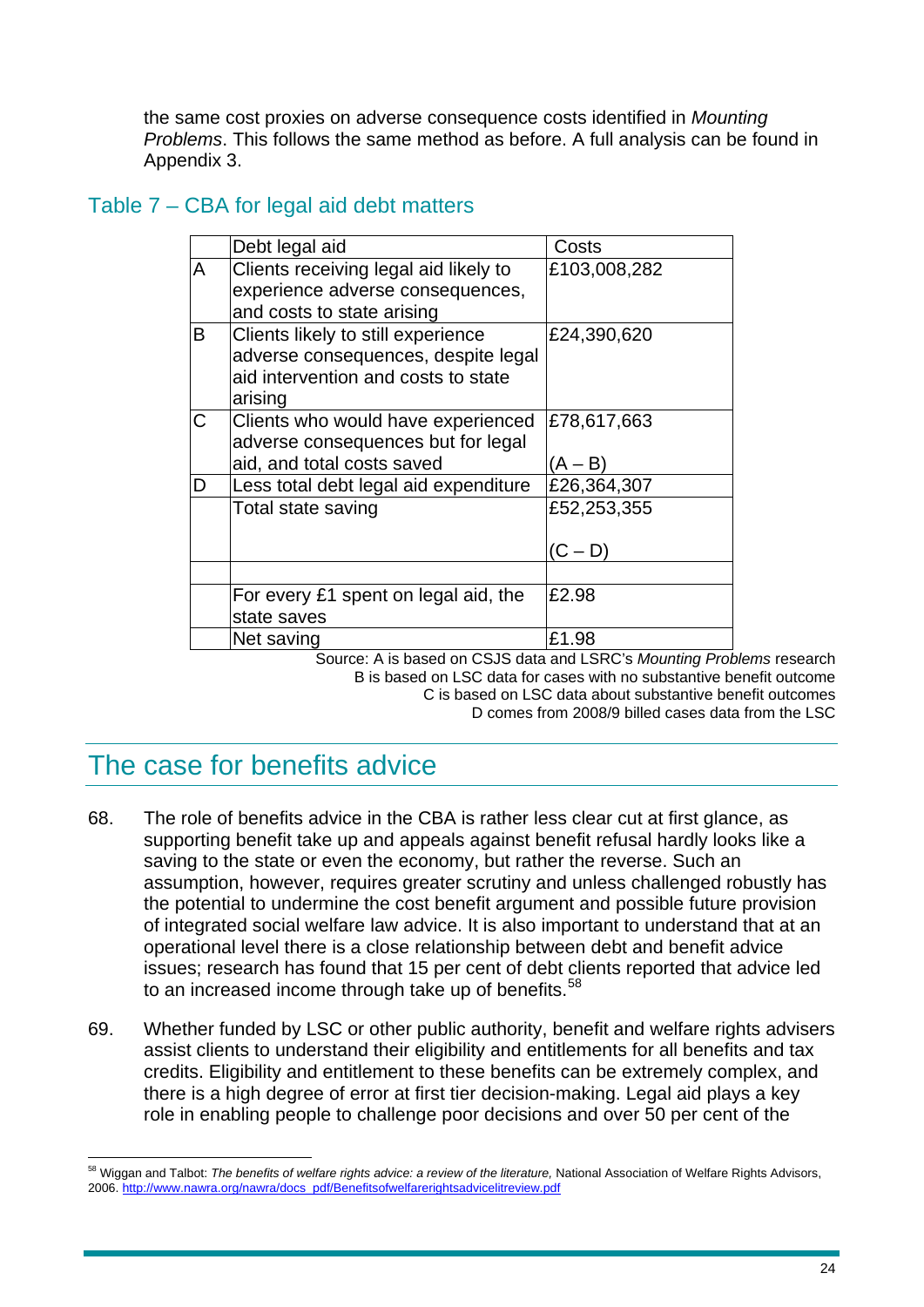the same cost proxies on adverse consequence costs identified in *Mounting Problems*. This follows the same method as before. A full analysis can be found in Appendix 3.

## Table 7 – CBA for legal aid debt matters

| | Debt legal aid | Costs |
|---|---|---|
| A | Clients receiving legal aid likely to experience adverse consequences, and costs to state arising | £103,008,282 |
| B | Clients likely to still experience adverse consequences, despite legal aid intervention and costs to state arising | £24,390,620 |
| C | Clients who would have experienced adverse consequences but for legal aid, and total costs saved | £78,617,663 (A – B) |
| D | Less total debt legal aid expenditure | £26,364,307 |
| | Total state saving | £52,253,355 (C – D) |
| | | |
| | For every £1 spent on legal aid, the state saves | £2.98 |
| | Net saving | £1.98 |

Source: A is based on CSJS data and LSRC's *Mounting Problems* research
B is based on LSC data for cases with no substantive benefit outcome
C is based on LSC data about substantive benefit outcomes
D comes from 2008/9 billed cases data from the LSC

# The case for benefits advice

68. The role of benefits advice in the CBA is rather less clear cut at first glance, as supporting benefit take up and appeals against benefit refusal hardly looks like a saving to the state or even the economy, but rather the reverse. Such an assumption, however, requires greater scrutiny and unless challenged robustly has the potential to undermine the cost benefit argument and possible future provision of integrated social welfare law advice. It is also important to understand that at an operational level there is a close relationship between debt and benefit advice issues; research has found that 15 per cent of debt clients reported that advice led to an increased income through take up of benefits.[58]

69. Whether funded by LSC or other public authority, benefit and welfare rights advisers assist clients to understand their eligibility and entitlements for all benefits and tax credits. Eligibility and entitlement to these benefits can be extremely complex, and there is a high degree of error at first tier decision-making. Legal aid plays a key role in enabling people to challenge poor decisions and over 50 per cent of the

[58] Wiggan and Talbot: *The benefits of welfare rights advice: a review of the literature,* National Association of Welfare Rights Advisors, 2006. http://www.nawra.org/nawra/docs_pdf/Benefitsofwelfarerightsadvicelitreview.pdf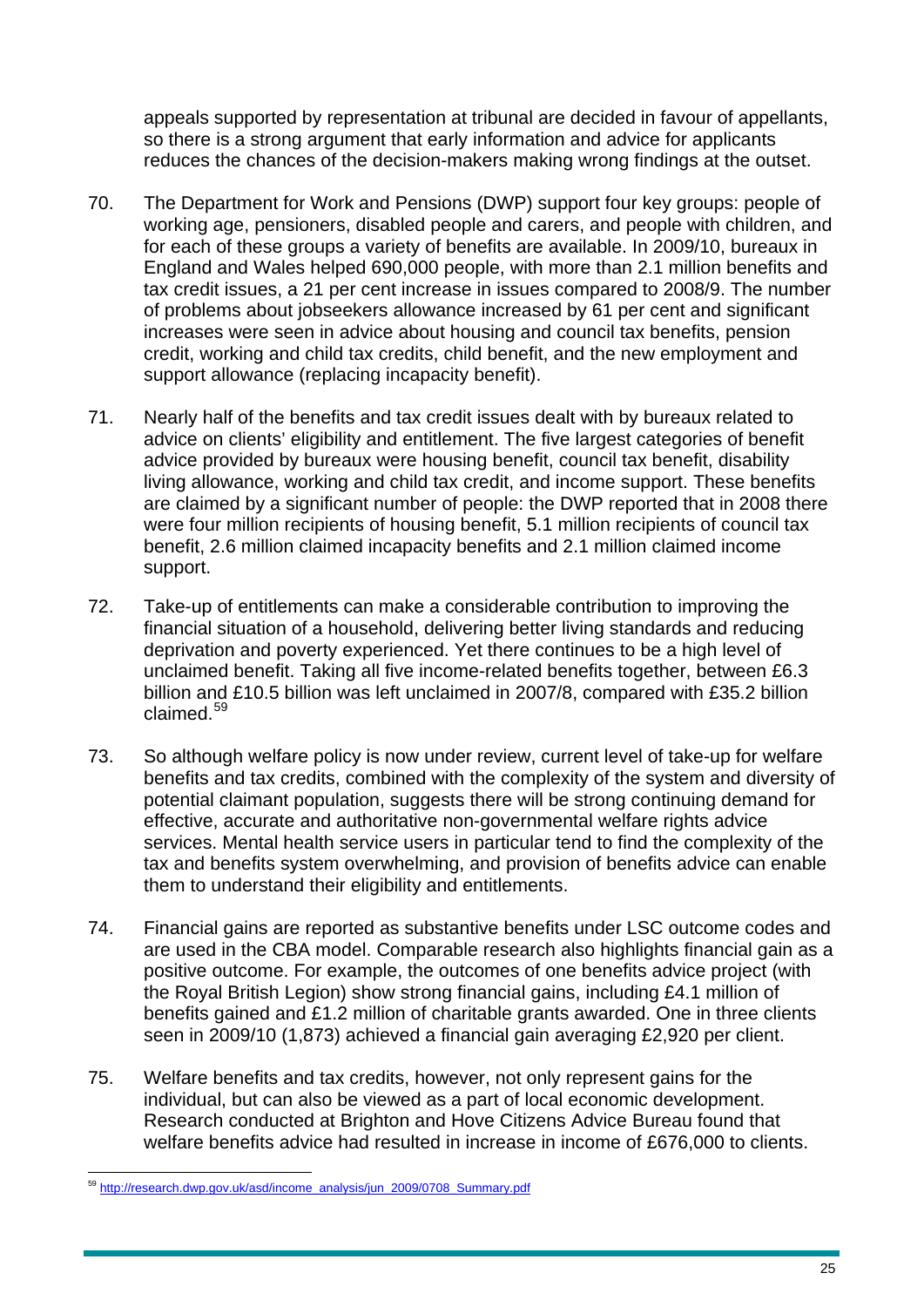appeals supported by representation at tribunal are decided in favour of appellants, so there is a strong argument that early information and advice for applicants reduces the chances of the decision-makers making wrong findings at the outset.

70. The Department for Work and Pensions (DWP) support four key groups: people of working age, pensioners, disabled people and carers, and people with children, and for each of these groups a variety of benefits are available. In 2009/10, bureaux in England and Wales helped 690,000 people, with more than 2.1 million benefits and tax credit issues, a 21 per cent increase in issues compared to 2008/9. The number of problems about jobseekers allowance increased by 61 per cent and significant increases were seen in advice about housing and council tax benefits, pension credit, working and child tax credits, child benefit, and the new employment and support allowance (replacing incapacity benefit).

71. Nearly half of the benefits and tax credit issues dealt with by bureaux related to advice on clients' eligibility and entitlement. The five largest categories of benefit advice provided by bureaux were housing benefit, council tax benefit, disability living allowance, working and child tax credit, and income support. These benefits are claimed by a significant number of people: the DWP reported that in 2008 there were four million recipients of housing benefit, 5.1 million recipients of council tax benefit, 2.6 million claimed incapacity benefits and 2.1 million claimed income support.

72. Take-up of entitlements can make a considerable contribution to improving the financial situation of a household, delivering better living standards and reducing deprivation and poverty experienced. Yet there continues to be a high level of unclaimed benefit. Taking all five income-related benefits together, between £6.3 billion and £10.5 billion was left unclaimed in 2007/8, compared with £35.2 billion claimed.[59]

73. So although welfare policy is now under review, current level of take-up for welfare benefits and tax credits, combined with the complexity of the system and diversity of potential claimant population, suggests there will be strong continuing demand for effective, accurate and authoritative non-governmental welfare rights advice services. Mental health service users in particular tend to find the complexity of the tax and benefits system overwhelming, and provision of benefits advice can enable them to understand their eligibility and entitlements.

74. Financial gains are reported as substantive benefits under LSC outcome codes and are used in the CBA model. Comparable research also highlights financial gain as a positive outcome. For example, the outcomes of one benefits advice project (with the Royal British Legion) show strong financial gains, including £4.1 million of benefits gained and £1.2 million of charitable grants awarded. One in three clients seen in 2009/10 (1,873) achieved a financial gain averaging £2,920 per client.

75. Welfare benefits and tax credits, however, not only represent gains for the individual, but can also be viewed as a part of local economic development. Research conducted at Brighton and Hove Citizens Advice Bureau found that welfare benefits advice had resulted in increase in income of £676,000 to clients.

---

[59] http://research.dwp.gov.uk/asd/income_analysis/jun_2009/0708_Summary.pdf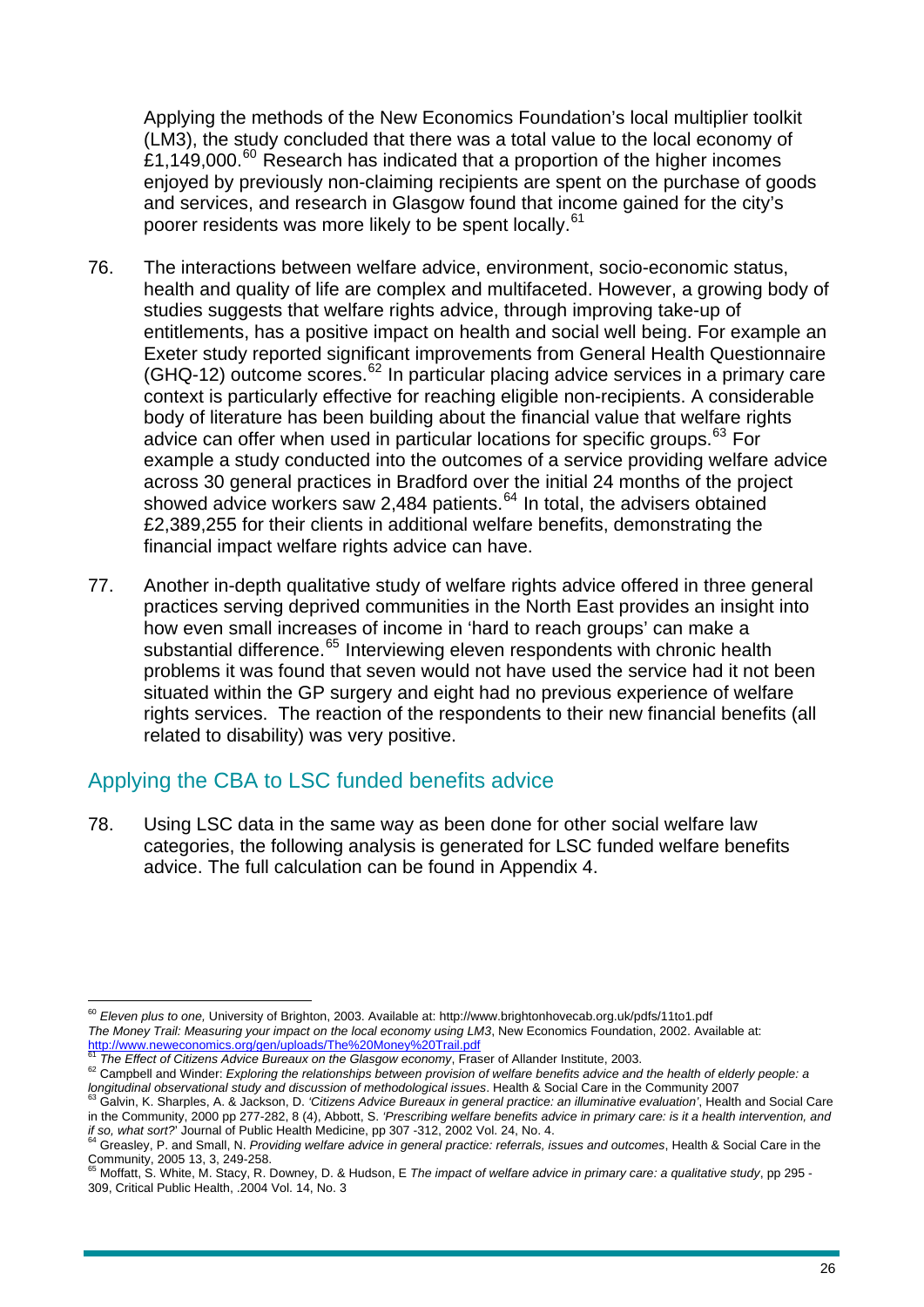Applying the methods of the New Economics Foundation's local multiplier toolkit (LM3), the study concluded that there was a total value to the local economy of £1,149,000.[60] Research has indicated that a proportion of the higher incomes enjoyed by previously non-claiming recipients are spent on the purchase of goods and services, and research in Glasgow found that income gained for the city's poorer residents was more likely to be spent locally.[61]

76. The interactions between welfare advice, environment, socio-economic status, health and quality of life are complex and multifaceted. However, a growing body of studies suggests that welfare rights advice, through improving take-up of entitlements, has a positive impact on health and social well being. For example an Exeter study reported significant improvements from General Health Questionnaire (GHQ-12) outcome scores.[62] In particular placing advice services in a primary care context is particularly effective for reaching eligible non-recipients. A considerable body of literature has been building about the financial value that welfare rights advice can offer when used in particular locations for specific groups.[63] For example a study conducted into the outcomes of a service providing welfare advice across 30 general practices in Bradford over the initial 24 months of the project showed advice workers saw 2,484 patients.[64] In total, the advisers obtained £2,389,255 for their clients in additional welfare benefits, demonstrating the financial impact welfare rights advice can have.

77. Another in-depth qualitative study of welfare rights advice offered in three general practices serving deprived communities in the North East provides an insight into how even small increases of income in 'hard to reach groups' can make a substantial difference.[65] Interviewing eleven respondents with chronic health problems it was found that seven would not have used the service had it not been situated within the GP surgery and eight had no previous experience of welfare rights services. The reaction of the respondents to their new financial benefits (all related to disability) was very positive.

## Applying the CBA to LSC funded benefits advice

78. Using LSC data in the same way as been done for other social welfare law categories, the following analysis is generated for LSC funded welfare benefits advice. The full calculation can be found in Appendix 4.

---

[60] *Eleven plus to one,* University of Brighton, 2003. Available at: http://www.brightonhovecab.org.uk/pdfs/11to1.pdf
*The Money Trail: Measuring your impact on the local economy using LM3*, New Economics Foundation, 2002. Available at: http://www.neweconomics.org/gen/uploads/The%20Money%20Trail.pdf

[61] *The Effect of Citizens Advice Bureaux on the Glasgow economy*, Fraser of Allander Institute, 2003.

[62] Campbell and Winder: *Exploring the relationships between provision of welfare benefits advice and the health of elderly people: a longitudinal observational study and discussion of methodological issues*. Health & Social Care in the Community 2007

[63] Galvin, K. Sharples, A. & Jackson, D. *'Citizens Advice Bureaux in general practice: an illuminative evaluation'*, Health and Social Care in the Community, 2000 pp 277-282, 8 (4), Abbott, S. *'Prescribing welfare benefits advice in primary care: is it a health intervention, and if so, what sort?'* Journal of Public Health Medicine, pp 307 -312, 2002 Vol. 24, No. 4.

[64] Greasley, P. and Small, N. *Providing welfare advice in general practice: referrals, issues and outcomes*, Health & Social Care in the Community, 2005 13, 3, 249-258.

[65] Moffatt, S. White, M. Stacy, R. Downey, D. & Hudson, E *The impact of welfare advice in primary care: a qualitative study*, pp 295 - 309, Critical Public Health, .2004 Vol. 14, No. 3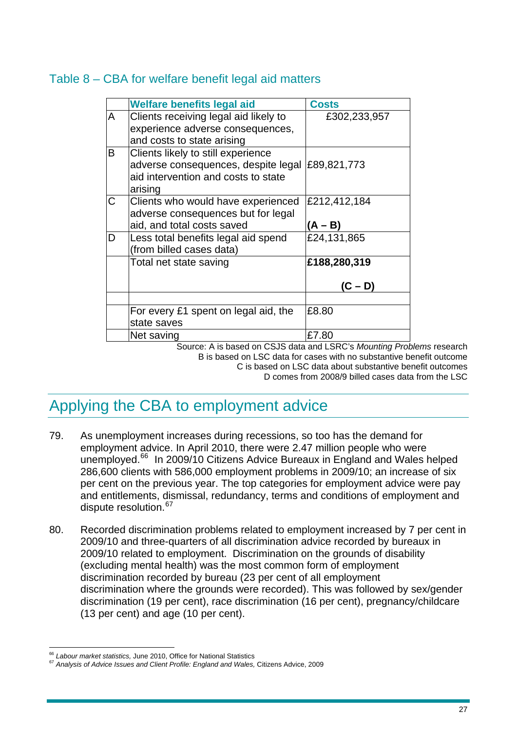Table 8 – CBA for welfare benefit legal aid matters

| | Welfare benefits legal aid | Costs |
|---|---|---|
| A | Clients receiving legal aid likely to experience adverse consequences, and costs to state arising | £302,233,957 |
| B | Clients likely to still experience adverse consequences, despite legal aid intervention and costs to state arising | £89,821,773 |
| C | Clients who would have experienced adverse consequences but for legal aid, and total costs saved | £212,412,184 **(A – B)** |
| D | Less total benefits legal aid spend (from billed cases data) | £24,131,865 |
| | Total net state saving | **£188,280,319** **(C – D)** |
| | | |
| | For every £1 spent on legal aid, the state saves | £8.80 |
| | Net saving | £7.80 |

Source: A is based on CSJS data and LSRC's *Mounting Problems* research
B is based on LSC data for cases with no substantive benefit outcome
C is based on LSC data about substantive benefit outcomes
D comes from 2008/9 billed cases data from the LSC

## Applying the CBA to employment advice

79. As unemployment increases during recessions, so too has the demand for employment advice. In April 2010, there were 2.47 million people who were unemployed.[66] In 2009/10 Citizens Advice Bureaux in England and Wales helped 286,600 clients with 586,000 employment problems in 2009/10; an increase of six per cent on the previous year. The top categories for employment advice were pay and entitlements, dismissal, redundancy, terms and conditions of employment and dispute resolution.[67]

80. Recorded discrimination problems related to employment increased by 7 per cent in 2009/10 and three-quarters of all discrimination advice recorded by bureaux in 2009/10 related to employment. Discrimination on the grounds of disability (excluding mental health) was the most common form of employment discrimination recorded by bureau (23 per cent of all employment discrimination where the grounds were recorded). This was followed by sex/gender discrimination (19 per cent), race discrimination (16 per cent), pregnancy/childcare (13 per cent) and age (10 per cent).

[66] *Labour market statistics,* June 2010, Office for National Statistics
[67] *Analysis of Advice Issues and Client Profile: England and Wales,* Citizens Advice, 2009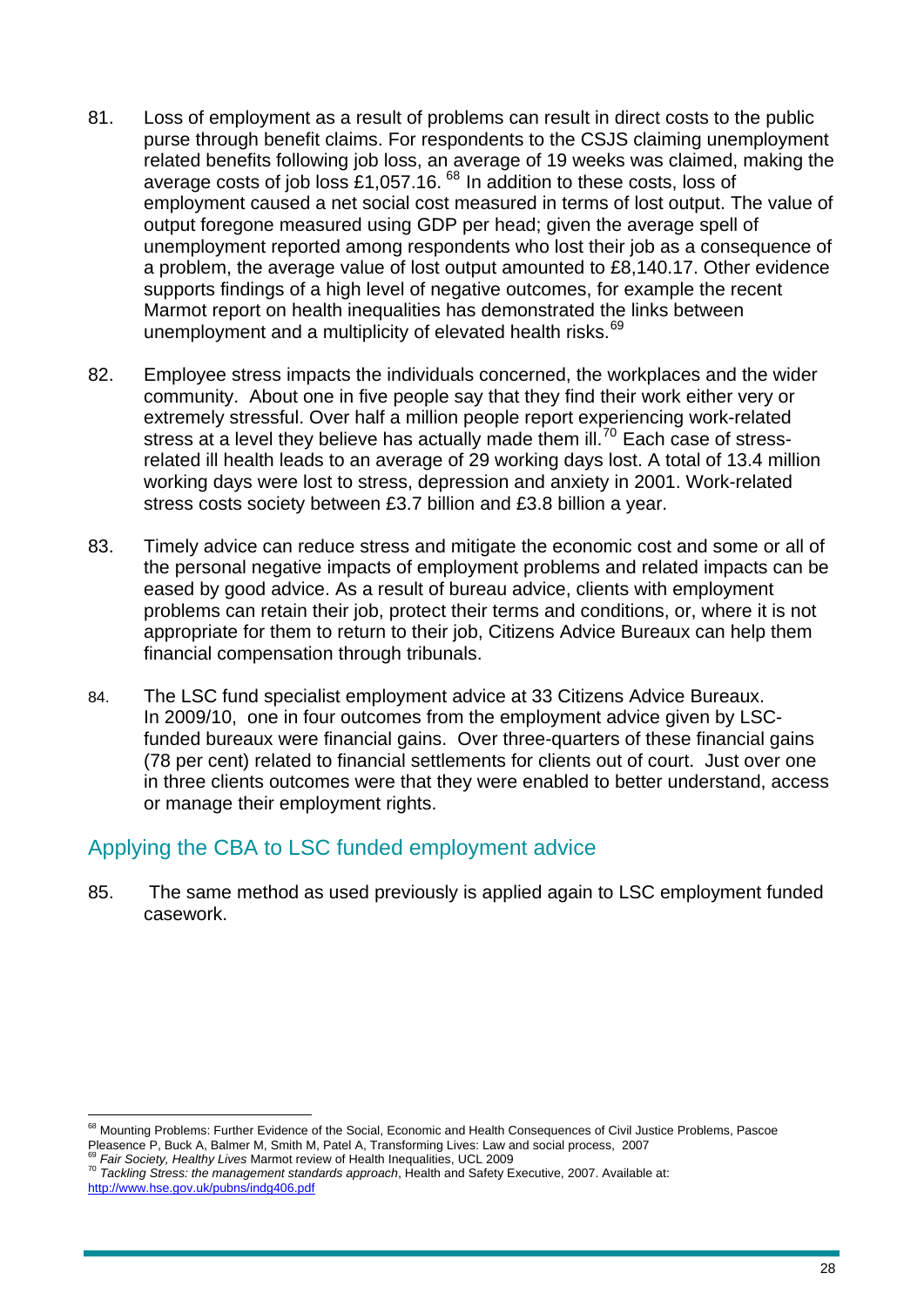81. Loss of employment as a result of problems can result in direct costs to the public purse through benefit claims. For respondents to the CSJS claiming unemployment related benefits following job loss, an average of 19 weeks was claimed, making the average costs of job loss £1,057.16. [68] In addition to these costs, loss of employment caused a net social cost measured in terms of lost output. The value of output foregone measured using GDP per head; given the average spell of unemployment reported among respondents who lost their job as a consequence of a problem, the average value of lost output amounted to £8,140.17. Other evidence supports findings of a high level of negative outcomes, for example the recent Marmot report on health inequalities has demonstrated the links between unemployment and a multiplicity of elevated health risks.[69]

82. Employee stress impacts the individuals concerned, the workplaces and the wider community. About one in five people say that they find their work either very or extremely stressful. Over half a million people report experiencing work-related stress at a level they believe has actually made them ill.[70] Each case of stress-related ill health leads to an average of 29 working days lost. A total of 13.4 million working days were lost to stress, depression and anxiety in 2001. Work-related stress costs society between £3.7 billion and £3.8 billion a year.

83. Timely advice can reduce stress and mitigate the economic cost and some or all of the personal negative impacts of employment problems and related impacts can be eased by good advice. As a result of bureau advice, clients with employment problems can retain their job, protect their terms and conditions, or, where it is not appropriate for them to return to their job, Citizens Advice Bureaux can help them financial compensation through tribunals.

84. The LSC fund specialist employment advice at 33 Citizens Advice Bureaux. In 2009/10, one in four outcomes from the employment advice given by LSC-funded bureaux were financial gains. Over three-quarters of these financial gains (78 per cent) related to financial settlements for clients out of court. Just over one in three clients outcomes were that they were enabled to better understand, access or manage their employment rights.

## Applying the CBA to LSC funded employment advice

85. The same method as used previously is applied again to LSC employment funded casework.

---

[68] Mounting Problems: Further Evidence of the Social, Economic and Health Consequences of Civil Justice Problems, Pascoe Pleasence P, Buck A, Balmer M, Smith M, Patel A, Transforming Lives: Law and social process, 2007

[69] *Fair Society, Healthy Lives* Marmot review of Health Inequalities, UCL 2009

[70] *Tackling Stress: the management standards approach*, Health and Safety Executive, 2007. Available at: http://www.hse.gov.uk/pubns/indg406.pdf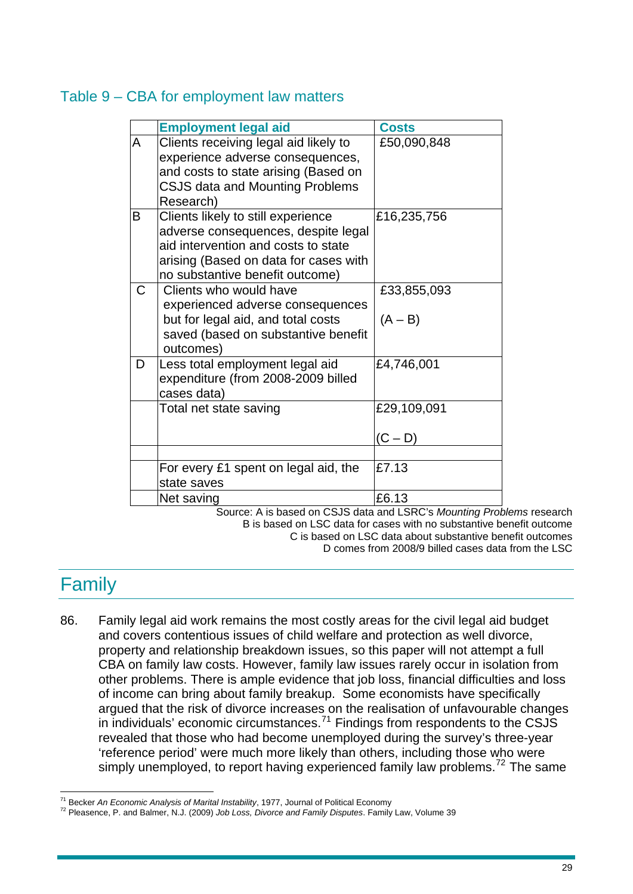### Table 9 – CBA for employment law matters

| | Employment legal aid | Costs |
|---|---|---|
| A | Clients receiving legal aid likely to experience adverse consequences, and costs to state arising (Based on CSJS data and Mounting Problems Research) | £50,090,848 |
| B | Clients likely to still experience adverse consequences, despite legal aid intervention and costs to state arising (Based on data for cases with no substantive benefit outcome) | £16,235,756 |
| C | Clients who would have experienced adverse consequences but for legal aid, and total costs saved (based on substantive benefit outcomes) | £33,855,093 (A – B) |
| D | Less total employment legal aid expenditure (from 2008-2009 billed cases data) | £4,746,001 |
| | Total net state saving | £29,109,091 (C – D) |
| | | |
| | For every £1 spent on legal aid, the state saves | £7.13 |
| | Net saving | £6.13 |

Source: A is based on CSJS data and LSRC's *Mounting Problems* research
B is based on LSC data for cases with no substantive benefit outcome
C is based on LSC data about substantive benefit outcomes
D comes from 2008/9 billed cases data from the LSC

## Family

86. Family legal aid work remains the most costly areas for the civil legal aid budget and covers contentious issues of child welfare and protection as well divorce, property and relationship breakdown issues, so this paper will not attempt a full CBA on family law costs. However, family law issues rarely occur in isolation from other problems. There is ample evidence that job loss, financial difficulties and loss of income can bring about family breakup. Some economists have specifically argued that the risk of divorce increases on the realisation of unfavourable changes in individuals' economic circumstances.[71] Findings from respondents to the CSJS revealed that those who had become unemployed during the survey's three-year 'reference period' were much more likely than others, including those who were simply unemployed, to report having experienced family law problems.[72] The same

[71] Becker *An Economic Analysis of Marital Instability*, 1977, Journal of Political Economy
[72] Pleasence, P. and Balmer, N.J. (2009) *Job Loss, Divorce and Family Disputes*. Family Law, Volume 39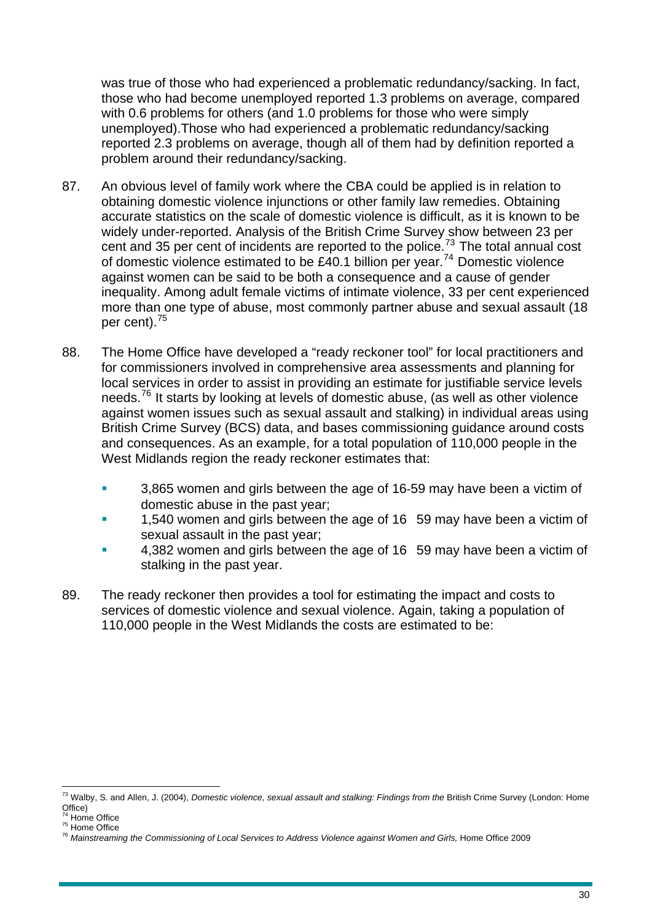was true of those who had experienced a problematic redundancy/sacking. In fact, those who had become unemployed reported 1.3 problems on average, compared with 0.6 problems for others (and 1.0 problems for those who were simply unemployed).Those who had experienced a problematic redundancy/sacking reported 2.3 problems on average, though all of them had by definition reported a problem around their redundancy/sacking.

87. An obvious level of family work where the CBA could be applied is in relation to obtaining domestic violence injunctions or other family law remedies. Obtaining accurate statistics on the scale of domestic violence is difficult, as it is known to be widely under-reported. Analysis of the British Crime Survey show between 23 per cent and 35 per cent of incidents are reported to the police.[73] The total annual cost of domestic violence estimated to be £40.1 billion per year.[74] Domestic violence against women can be said to be both a consequence and a cause of gender inequality. Among adult female victims of intimate violence, 33 per cent experienced more than one type of abuse, most commonly partner abuse and sexual assault (18 per cent).[75]

88. The Home Office have developed a "ready reckoner tool" for local practitioners and for commissioners involved in comprehensive area assessments and planning for local services in order to assist in providing an estimate for justifiable service levels needs.[76] It starts by looking at levels of domestic abuse, (as well as other violence against women issues such as sexual assault and stalking) in individual areas using British Crime Survey (BCS) data, and bases commissioning guidance around costs and consequences. As an example, for a total population of 110,000 people in the West Midlands region the ready reckoner estimates that:

- 3,865 women and girls between the age of 16-59 may have been a victim of domestic abuse in the past year;
- 1,540 women and girls between the age of 16 59 may have been a victim of sexual assault in the past year;
- 4,382 women and girls between the age of 16 59 may have been a victim of stalking in the past year.

89. The ready reckoner then provides a tool for estimating the impact and costs to services of domestic violence and sexual violence. Again, taking a population of 110,000 people in the West Midlands the costs are estimated to be:

---

[73] Walby, S. and Allen, J. (2004), *Domestic violence, sexual assault and stalking: Findings from the* British Crime Survey (London: Home Office)

[74] Home Office

[75] Home Office

[76] *Mainstreaming the Commissioning of Local Services to Address Violence against Women and Girls,* Home Office 2009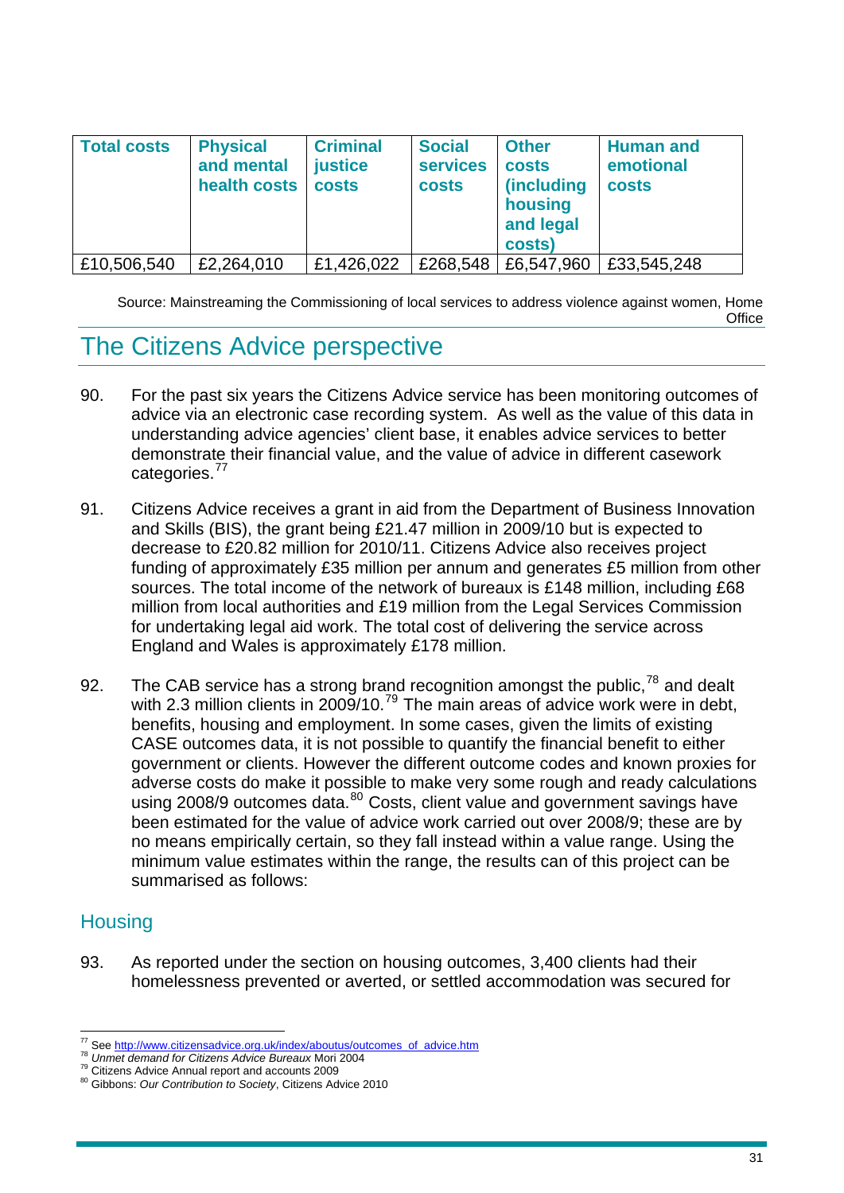| Total costs | Physical and mental health costs | Criminal justice costs | Social services costs | Other costs (including housing and legal costs) | Human and emotional costs |
|---|---|---|---|---|---|
| £10,506,540 | £2,264,010 | £1,426,022 | £268,548 | £6,547,960 | £33,545,248 |

Source: Mainstreaming the Commissioning of local services to address violence against women, Home Office

## The Citizens Advice perspective

90. For the past six years the Citizens Advice service has been monitoring outcomes of advice via an electronic case recording system. As well as the value of this data in understanding advice agencies' client base, it enables advice services to better demonstrate their financial value, and the value of advice in different casework categories.[77]

91. Citizens Advice receives a grant in aid from the Department of Business Innovation and Skills (BIS), the grant being £21.47 million in 2009/10 but is expected to decrease to £20.82 million for 2010/11. Citizens Advice also receives project funding of approximately £35 million per annum and generates £5 million from other sources. The total income of the network of bureaux is £148 million, including £68 million from local authorities and £19 million from the Legal Services Commission for undertaking legal aid work. The total cost of delivering the service across England and Wales is approximately £178 million.

92. The CAB service has a strong brand recognition amongst the public,[78] and dealt with 2.3 million clients in 2009/10.[79] The main areas of advice work were in debt, benefits, housing and employment. In some cases, given the limits of existing CASE outcomes data, it is not possible to quantify the financial benefit to either government or clients. However the different outcome codes and known proxies for adverse costs do make it possible to make very some rough and ready calculations using 2008/9 outcomes data.[80] Costs, client value and government savings have been estimated for the value of advice work carried out over 2008/9; these are by no means empirically certain, so they fall instead within a value range. Using the minimum value estimates within the range, the results can of this project can be summarised as follows:

### Housing

93. As reported under the section on housing outcomes, 3,400 clients had their homelessness prevented or averted, or settled accommodation was secured for

---

[77] See http://www.citizensadvice.org.uk/index/aboutus/outcomes_of_advice.htm

[78] *Unmet demand for Citizens Advice Bureaux* Mori 2004

[79] Citizens Advice Annual report and accounts 2009

[80] Gibbons: *Our Contribution to Society*, Citizens Advice 2010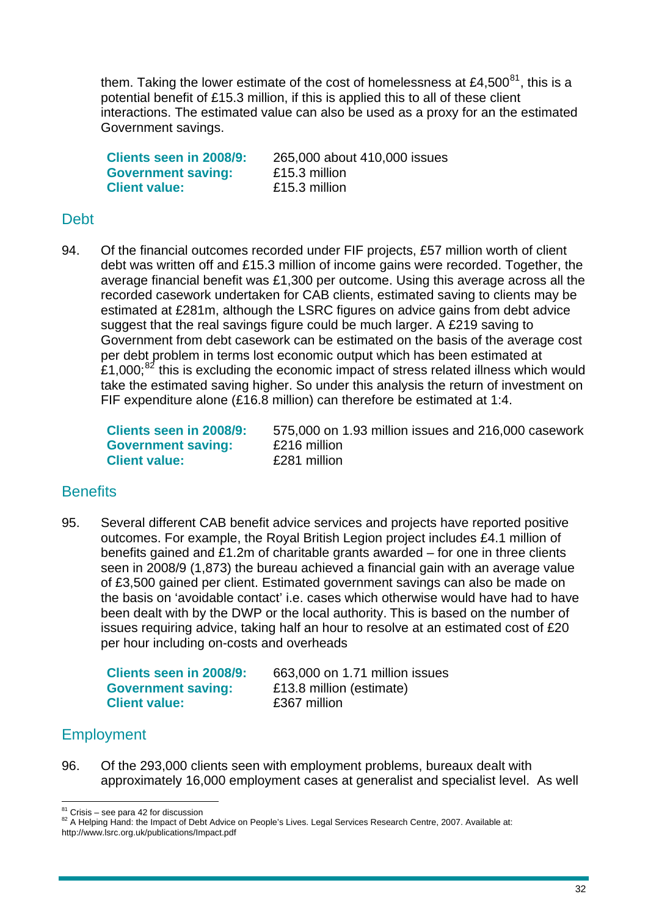them. Taking the lower estimate of the cost of homelessness at £4,500[81], this is a potential benefit of £15.3 million, if this is applied this to all of these client interactions. The estimated value can also be used as a proxy for an the estimated Government savings.

**Clients seen in 2008/9:** 265,000 about 410,000 issues
**Government saving:** £15.3 million
**Client value:** £15.3 million

## Debt

94. Of the financial outcomes recorded under FIF projects, £57 million worth of client debt was written off and £15.3 million of income gains were recorded. Together, the average financial benefit was £1,300 per outcome. Using this average across all the recorded casework undertaken for CAB clients, estimated saving to clients may be estimated at £281m, although the LSRC figures on advice gains from debt advice suggest that the real savings figure could be much larger. A £219 saving to Government from debt casework can be estimated on the basis of the average cost per debt problem in terms lost economic output which has been estimated at £1,000;[82] this is excluding the economic impact of stress related illness which would take the estimated saving higher. So under this analysis the return of investment on FIF expenditure alone (£16.8 million) can therefore be estimated at 1:4.

**Clients seen in 2008/9:** 575,000 on 1.93 million issues and 216,000 casework
**Government saving:** £216 million
**Client value:** £281 million

## Benefits

95. Several different CAB benefit advice services and projects have reported positive outcomes. For example, the Royal British Legion project includes £4.1 million of benefits gained and £1.2m of charitable grants awarded – for one in three clients seen in 2008/9 (1,873) the bureau achieved a financial gain with an average value of £3,500 gained per client. Estimated government savings can also be made on the basis on 'avoidable contact' i.e. cases which otherwise would have had to have been dealt with by the DWP or the local authority. This is based on the number of issues requiring advice, taking half an hour to resolve at an estimated cost of £20 per hour including on-costs and overheads

**Clients seen in 2008/9:** 663,000 on 1.71 million issues
**Government saving:** £13.8 million (estimate)
**Client value:** £367 million

## Employment

96. Of the 293,000 clients seen with employment problems, bureaux dealt with approximately 16,000 employment cases at generalist and specialist level. As well

---

[81] Crisis – see para 42 for discussion
[82] A Helping Hand: the Impact of Debt Advice on People's Lives. Legal Services Research Centre, 2007. Available at: http://www.lsrc.org.uk/publications/Impact.pdf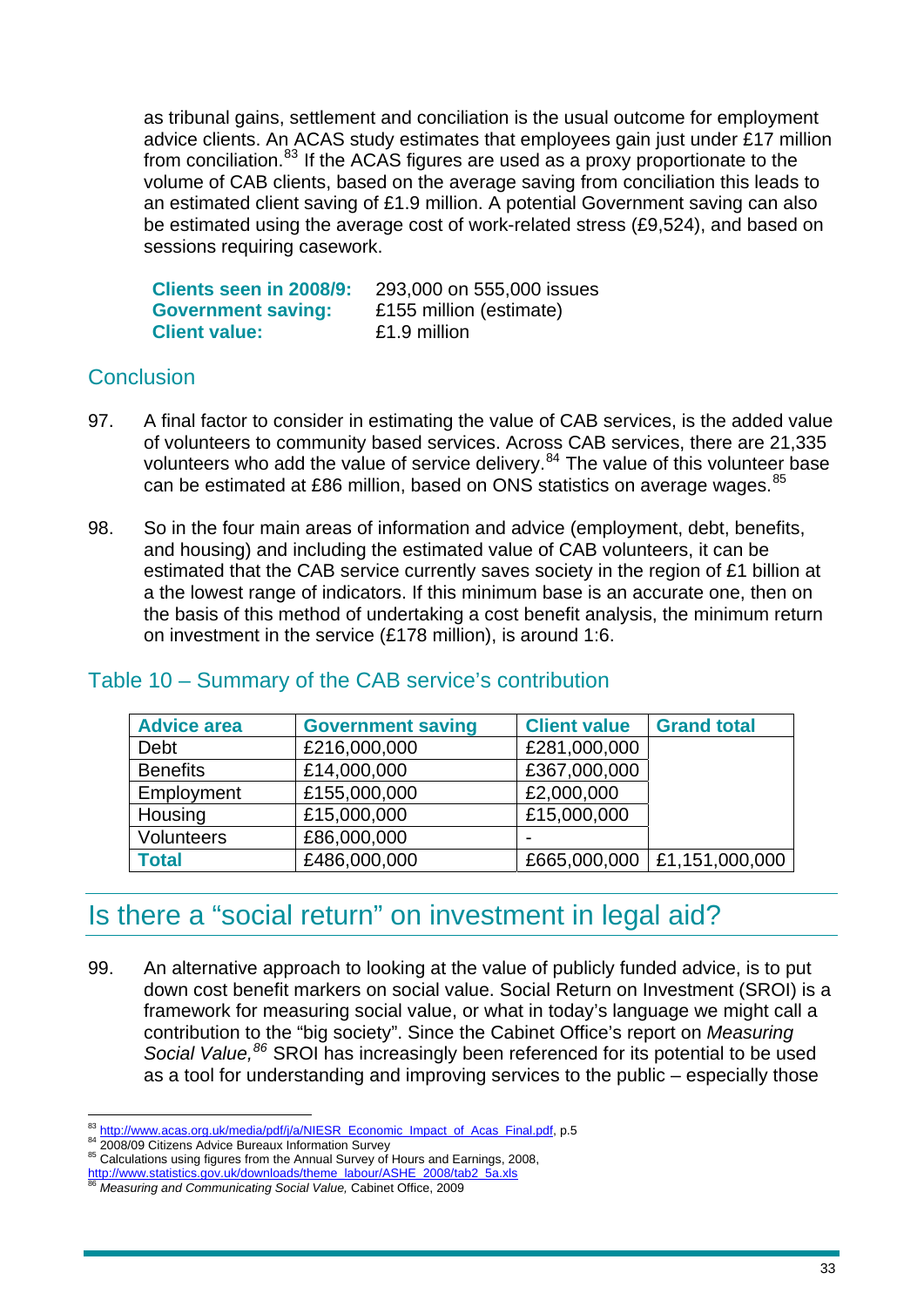as tribunal gains, settlement and conciliation is the usual outcome for employment advice clients. An ACAS study estimates that employees gain just under £17 million from conciliation.[83] If the ACAS figures are used as a proxy proportionate to the volume of CAB clients, based on the average saving from conciliation this leads to an estimated client saving of £1.9 million. A potential Government saving can also be estimated using the average cost of work-related stress (£9,524), and based on sessions requiring casework.

**Clients seen in 2008/9:** 293,000 on 555,000 issues
**Government saving:** £155 million (estimate)
**Client value:** £1.9 million

## Conclusion

97. A final factor to consider in estimating the value of CAB services, is the added value of volunteers to community based services. Across CAB services, there are 21,335 volunteers who add the value of service delivery.[84] The value of this volunteer base can be estimated at £86 million, based on ONS statistics on average wages.[85]

98. So in the four main areas of information and advice (employment, debt, benefits, and housing) and including the estimated value of CAB volunteers, it can be estimated that the CAB service currently saves society in the region of £1 billion at a the lowest range of indicators. If this minimum base is an accurate one, then on the basis of this method of undertaking a cost benefit analysis, the minimum return on investment in the service (£178 million), is around 1:6.

## Table 10 – Summary of the CAB service's contribution

| Advice area | Government saving | Client value | Grand total |
|---|---|---|---|
| Debt | £216,000,000 | £281,000,000 | |
| Benefits | £14,000,000 | £367,000,000 | |
| Employment | £155,000,000 | £2,000,000 | |
| Housing | £15,000,000 | £15,000,000 | |
| Volunteers | £86,000,000 | - | |
| **Total** | £486,000,000 | £665,000,000 | £1,151,000,000 |

# Is there a "social return" on investment in legal aid?

99. An alternative approach to looking at the value of publicly funded advice, is to put down cost benefit markers on social value. Social Return on Investment (SROI) is a framework for measuring social value, or what in today's language we might call a contribution to the "big society". Since the Cabinet Office's report on *Measuring Social Value,*[86] SROI has increasingly been referenced for its potential to be used as a tool for understanding and improving services to the public – especially those

---

[83] http://www.acas.org.uk/media/pdf/j/a/NIESR_Economic_Impact_of_Acas_Final.pdf, p.5
[84] 2008/09 Citizens Advice Bureaux Information Survey
[85] Calculations using figures from the Annual Survey of Hours and Earnings, 2008, http://www.statistics.gov.uk/downloads/theme_labour/ASHE_2008/tab2_5a.xls
[86] *Measuring and Communicating Social Value,* Cabinet Office, 2009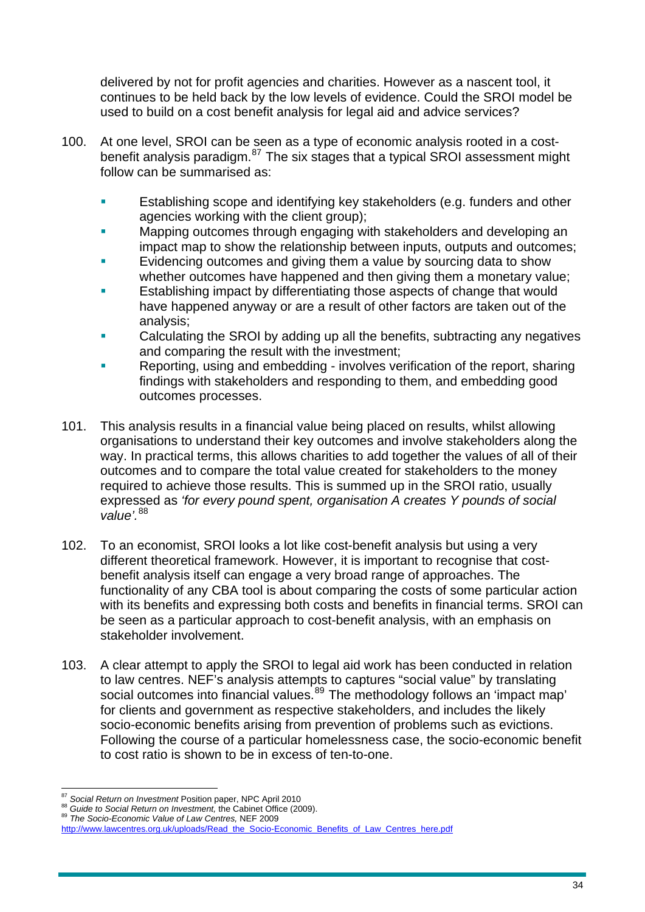delivered by not for profit agencies and charities. However as a nascent tool, it continues to be held back by the low levels of evidence. Could the SROI model be used to build on a cost benefit analysis for legal aid and advice services?

100. At one level, SROI can be seen as a type of economic analysis rooted in a cost-benefit analysis paradigm.[87] The six stages that a typical SROI assessment might follow can be summarised as:

- Establishing scope and identifying key stakeholders (e.g. funders and other agencies working with the client group);
- Mapping outcomes through engaging with stakeholders and developing an impact map to show the relationship between inputs, outputs and outcomes;
- Evidencing outcomes and giving them a value by sourcing data to show whether outcomes have happened and then giving them a monetary value;
- Establishing impact by differentiating those aspects of change that would have happened anyway or are a result of other factors are taken out of the analysis;
- Calculating the SROI by adding up all the benefits, subtracting any negatives and comparing the result with the investment;
- Reporting, using and embedding - involves verification of the report, sharing findings with stakeholders and responding to them, and embedding good outcomes processes.

101. This analysis results in a financial value being placed on results, whilst allowing organisations to understand their key outcomes and involve stakeholders along the way. In practical terms, this allows charities to add together the values of all of their outcomes and to compare the total value created for stakeholders to the money required to achieve those results. This is summed up in the SROI ratio, usually expressed as *'for every pound spent, organisation A creates Y pounds of social value'.*[88]

102. To an economist, SROI looks a lot like cost-benefit analysis but using a very different theoretical framework. However, it is important to recognise that cost-benefit analysis itself can engage a very broad range of approaches. The functionality of any CBA tool is about comparing the costs of some particular action with its benefits and expressing both costs and benefits in financial terms. SROI can be seen as a particular approach to cost-benefit analysis, with an emphasis on stakeholder involvement.

103. A clear attempt to apply the SROI to legal aid work has been conducted in relation to law centres. NEF's analysis attempts to captures "social value" by translating social outcomes into financial values.[89] The methodology follows an 'impact map' for clients and government as respective stakeholders, and includes the likely socio-economic benefits arising from prevention of problems such as evictions. Following the course of a particular homelessness case, the socio-economic benefit to cost ratio is shown to be in excess of ten-to-one.

---

[87] *Social Return on Investment* Position paper, NPC April 2010
[88] *Guide to Social Return on Investment,* the Cabinet Office (2009).
[89] *The Socio-Economic Value of Law Centres,* NEF 2009
http://www.lawcentres.org.uk/uploads/Read_the_Socio-Economic_Benefits_of_Law_Centres_here.pdf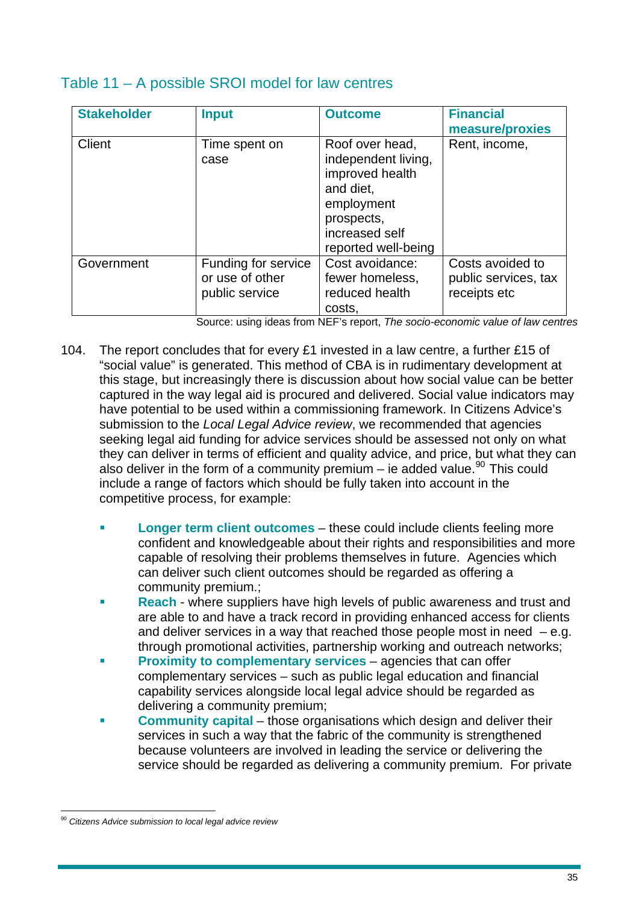## Table 11 – A possible SROI model for law centres

| Stakeholder | Input | Outcome | Financial measure/proxies |
|---|---|---|---|
| Client | Time spent on case | Roof over head, independent living, improved health and diet, employment prospects, increased self reported well-being | Rent, income, |
| Government | Funding for service or use of other public service | Cost avoidance: fewer homeless, reduced health costs, | Costs avoided to public services, tax receipts etc |

Source: using ideas from NEF's report, *The socio-economic value of law centres*

104. The report concludes that for every £1 invested in a law centre, a further £15 of "social value" is generated. This method of CBA is in rudimentary development at this stage, but increasingly there is discussion about how social value can be better captured in the way legal aid is procured and delivered. Social value indicators may have potential to be used within a commissioning framework. In Citizens Advice's submission to the *Local Legal Advice review*, we recommended that agencies seeking legal aid funding for advice services should be assessed not only on what they can deliver in terms of efficient and quality advice, and price, but what they can also deliver in the form of a community premium – ie added value.[90] This could include a range of factors which should be fully taken into account in the competitive process, for example:

- **Longer term client outcomes** – these could include clients feeling more confident and knowledgeable about their rights and responsibilities and more capable of resolving their problems themselves in future. Agencies which can deliver such client outcomes should be regarded as offering a community premium.;
- **Reach** - where suppliers have high levels of public awareness and trust and are able to and have a track record in providing enhanced access for clients and deliver services in a way that reached those people most in need – e.g. through promotional activities, partnership working and outreach networks;
- **Proximity to complementary services** – agencies that can offer complementary services – such as public legal education and financial capability services alongside local legal advice should be regarded as delivering a community premium;
- **Community capital** – those organisations which design and deliver their services in such a way that the fabric of the community is strengthened because volunteers are involved in leading the service or delivering the service should be regarded as delivering a community premium. For private

[90] *Citizens Advice submission to local legal advice review*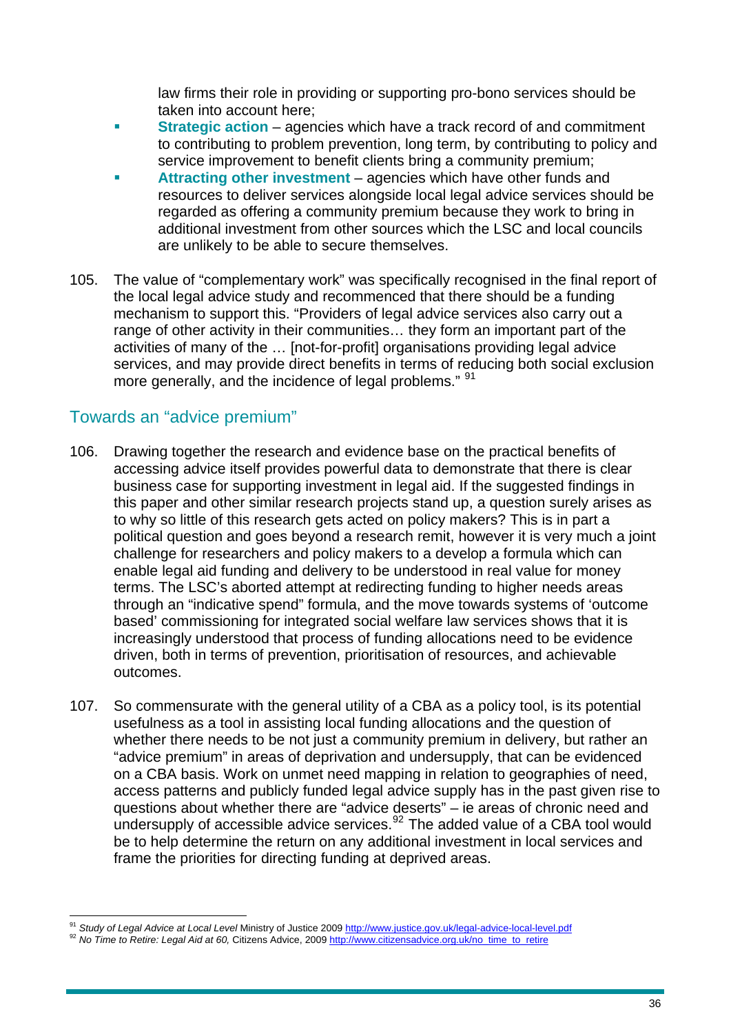law firms their role in providing or supporting pro-bono services should be taken into account here;

- **Strategic action** – agencies which have a track record of and commitment to contributing to problem prevention, long term, by contributing to policy and service improvement to benefit clients bring a community premium;
- **Attracting other investment** – agencies which have other funds and resources to deliver services alongside local legal advice services should be regarded as offering a community premium because they work to bring in additional investment from other sources which the LSC and local councils are unlikely to be able to secure themselves.

105. The value of "complementary work" was specifically recognised in the final report of the local legal advice study and recommenced that there should be a funding mechanism to support this. "Providers of legal advice services also carry out a range of other activity in their communities… they form an important part of the activities of many of the … [not-for-profit] organisations providing legal advice services, and may provide direct benefits in terms of reducing both social exclusion more generally, and the incidence of legal problems." [91]

## Towards an "advice premium"

106. Drawing together the research and evidence base on the practical benefits of accessing advice itself provides powerful data to demonstrate that there is clear business case for supporting investment in legal aid. If the suggested findings in this paper and other similar research projects stand up, a question surely arises as to why so little of this research gets acted on policy makers? This is in part a political question and goes beyond a research remit, however it is very much a joint challenge for researchers and policy makers to a develop a formula which can enable legal aid funding and delivery to be understood in real value for money terms. The LSC's aborted attempt at redirecting funding to higher needs areas through an "indicative spend" formula, and the move towards systems of 'outcome based' commissioning for integrated social welfare law services shows that it is increasingly understood that process of funding allocations need to be evidence driven, both in terms of prevention, prioritisation of resources, and achievable outcomes.

107. So commensurate with the general utility of a CBA as a policy tool, is its potential usefulness as a tool in assisting local funding allocations and the question of whether there needs to be not just a community premium in delivery, but rather an "advice premium" in areas of deprivation and undersupply, that can be evidenced on a CBA basis. Work on unmet need mapping in relation to geographies of need, access patterns and publicly funded legal advice supply has in the past given rise to questions about whether there are "advice deserts" – ie areas of chronic need and undersupply of accessible advice services.[92] The added value of a CBA tool would be to help determine the return on any additional investment in local services and frame the priorities for directing funding at deprived areas.

---

[91] *Study of Legal Advice at Local Level* Ministry of Justice 2009 http://www.justice.gov.uk/legal-advice-local-level.pdf

[92] *No Time to Retire: Legal Aid at 60,* Citizens Advice, 2009 http://www.citizensadvice.org.uk/no_time_to_retire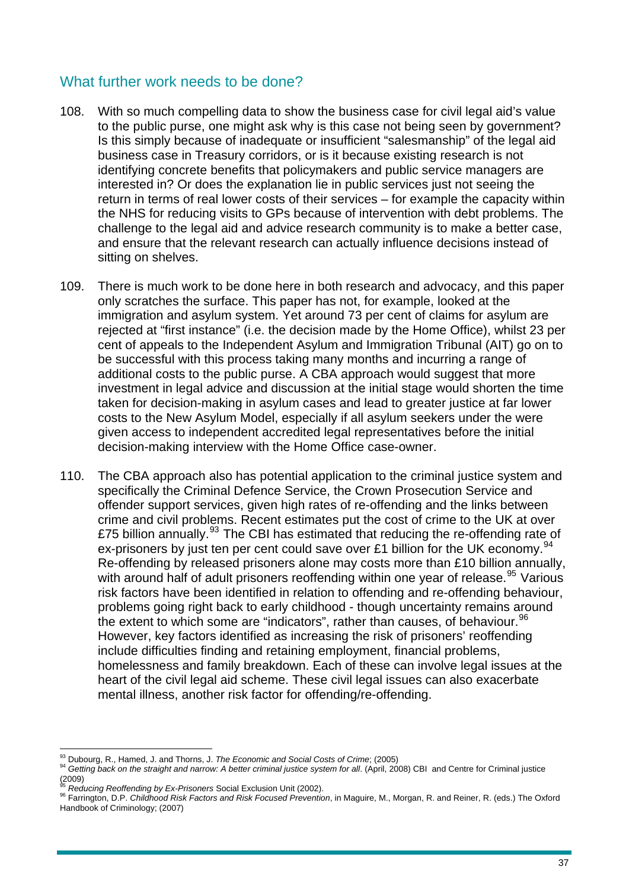## What further work needs to be done?

108. With so much compelling data to show the business case for civil legal aid's value to the public purse, one might ask why is this case not being seen by government? Is this simply because of inadequate or insufficient "salesmanship" of the legal aid business case in Treasury corridors, or is it because existing research is not identifying concrete benefits that policymakers and public service managers are interested in? Or does the explanation lie in public services just not seeing the return in terms of real lower costs of their services – for example the capacity within the NHS for reducing visits to GPs because of intervention with debt problems. The challenge to the legal aid and advice research community is to make a better case, and ensure that the relevant research can actually influence decisions instead of sitting on shelves.

109. There is much work to be done here in both research and advocacy, and this paper only scratches the surface. This paper has not, for example, looked at the immigration and asylum system. Yet around 73 per cent of claims for asylum are rejected at "first instance" (i.e. the decision made by the Home Office), whilst 23 per cent of appeals to the Independent Asylum and Immigration Tribunal (AIT) go on to be successful with this process taking many months and incurring a range of additional costs to the public purse. A CBA approach would suggest that more investment in legal advice and discussion at the initial stage would shorten the time taken for decision-making in asylum cases and lead to greater justice at far lower costs to the New Asylum Model, especially if all asylum seekers under the were given access to independent accredited legal representatives before the initial decision-making interview with the Home Office case-owner.

110. The CBA approach also has potential application to the criminal justice system and specifically the Criminal Defence Service, the Crown Prosecution Service and offender support services, given high rates of re-offending and the links between crime and civil problems. Recent estimates put the cost of crime to the UK at over £75 billion annually.[93] The CBI has estimated that reducing the re-offending rate of ex-prisoners by just ten per cent could save over £1 billion for the UK economy.[94] Re-offending by released prisoners alone may costs more than £10 billion annually, with around half of adult prisoners reoffending within one year of release.[95] Various risk factors have been identified in relation to offending and re-offending behaviour, problems going right back to early childhood - though uncertainty remains around the extent to which some are "indicators", rather than causes, of behaviour.[96] However, key factors identified as increasing the risk of prisoners' reoffending include difficulties finding and retaining employment, financial problems, homelessness and family breakdown. Each of these can involve legal issues at the heart of the civil legal aid scheme. These civil legal issues can also exacerbate mental illness, another risk factor for offending/re-offending.

---

[93] Dubourg, R., Hamed, J. and Thorns, J. *The Economic and Social Costs of Crime*; (2005)

[94] *Getting back on the straight and narrow: A better criminal justice system for all*. (April, 2008) CBI and Centre for Criminal justice (2009)

[95] *Reducing Reoffending by Ex-Prisoners* Social Exclusion Unit (2002).

[96] Farrington, D.P. *Childhood Risk Factors and Risk Focused Prevention*, in Maguire, M., Morgan, R. and Reiner, R. (eds.) The Oxford Handbook of Criminology; (2007)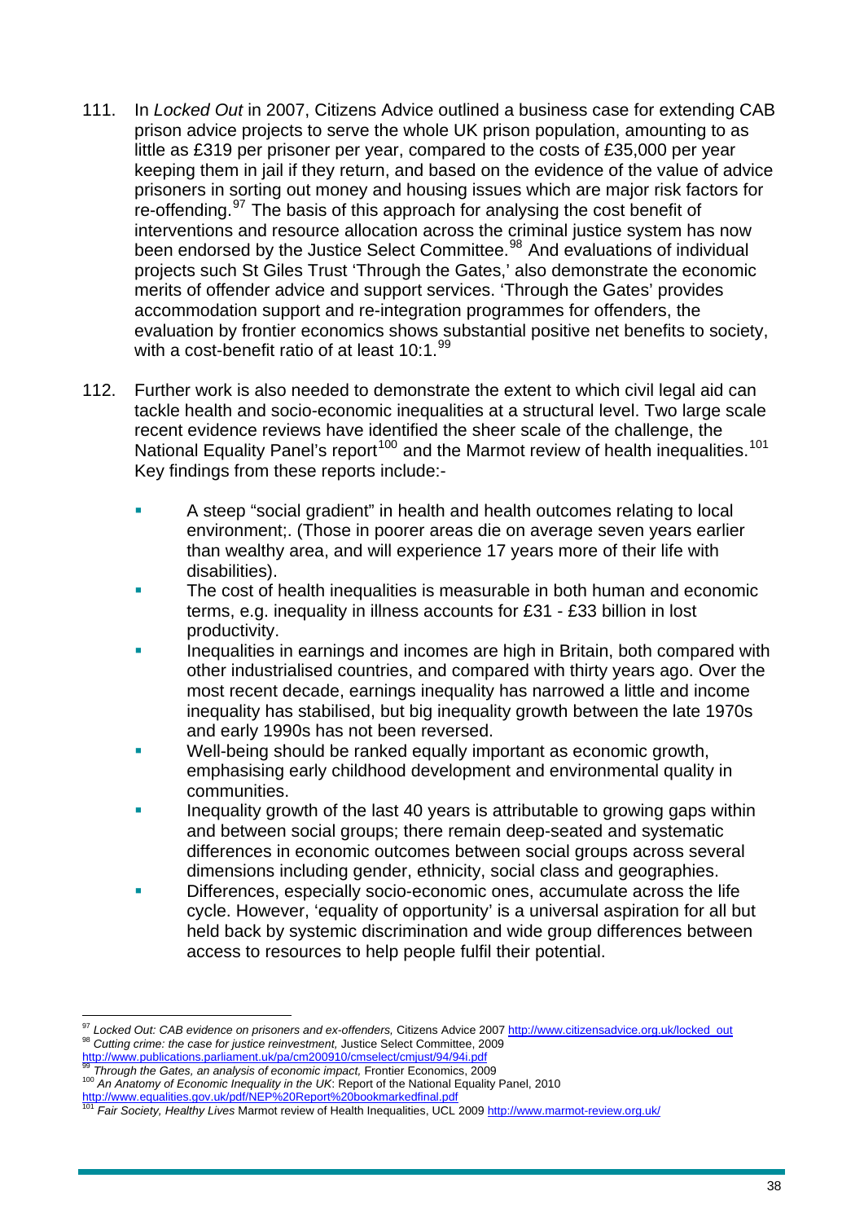111. In *Locked Out* in 2007, Citizens Advice outlined a business case for extending CAB prison advice projects to serve the whole UK prison population, amounting to as little as £319 per prisoner per year, compared to the costs of £35,000 per year keeping them in jail if they return, and based on the evidence of the value of advice prisoners in sorting out money and housing issues which are major risk factors for re-offending.[97] The basis of this approach for analysing the cost benefit of interventions and resource allocation across the criminal justice system has now been endorsed by the Justice Select Committee.[98] And evaluations of individual projects such St Giles Trust 'Through the Gates,' also demonstrate the economic merits of offender advice and support services. 'Through the Gates' provides accommodation support and re-integration programmes for offenders, the evaluation by frontier economics shows substantial positive net benefits to society, with a cost-benefit ratio of at least 10:1.[99]

112. Further work is also needed to demonstrate the extent to which civil legal aid can tackle health and socio-economic inequalities at a structural level. Two large scale recent evidence reviews have identified the sheer scale of the challenge, the National Equality Panel's report[100] and the Marmot review of health inequalities.[101] Key findings from these reports include:-

- A steep "social gradient" in health and health outcomes relating to local environment;. (Those in poorer areas die on average seven years earlier than wealthy area, and will experience 17 years more of their life with disabilities).
- The cost of health inequalities is measurable in both human and economic terms, e.g. inequality in illness accounts for £31 - £33 billion in lost productivity.
- Inequalities in earnings and incomes are high in Britain, both compared with other industrialised countries, and compared with thirty years ago. Over the most recent decade, earnings inequality has narrowed a little and income inequality has stabilised, but big inequality growth between the late 1970s and early 1990s has not been reversed.
- Well-being should be ranked equally important as economic growth, emphasising early childhood development and environmental quality in communities.
- Inequality growth of the last 40 years is attributable to growing gaps within and between social groups; there remain deep-seated and systematic differences in economic outcomes between social groups across several dimensions including gender, ethnicity, social class and geographies.
- Differences, especially socio-economic ones, accumulate across the life cycle. However, 'equality of opportunity' is a universal aspiration for all but held back by systemic discrimination and wide group differences between access to resources to help people fulfil their potential.

---

[97] *Locked Out: CAB evidence on prisoners and ex-offenders,* Citizens Advice 2007 http://www.citizensadvice.org.uk/locked_out

[98] *Cutting crime: the case for justice reinvestment,* Justice Select Committee, 2009 http://www.publications.parliament.uk/pa/cm200910/cmselect/cmjust/94/94i.pdf

[99] *Through the Gates, an analysis of economic impact,* Frontier Economics, 2009

[100] *An Anatomy of Economic Inequality in the UK*: Report of the National Equality Panel, 2010 http://www.equalities.gov.uk/pdf/NEP%20Report%20bookmarkedfinal.pdf

[101] *Fair Society, Healthy Lives* Marmot review of Health Inequalities, UCL 2009 http://www.marmot-review.org.uk/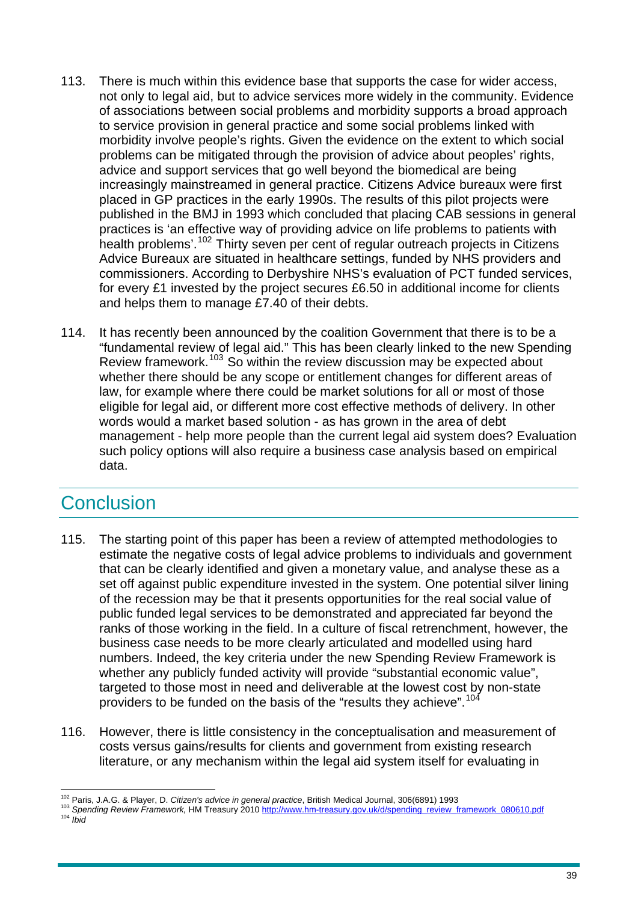113. There is much within this evidence base that supports the case for wider access, not only to legal aid, but to advice services more widely in the community. Evidence of associations between social problems and morbidity supports a broad approach to service provision in general practice and some social problems linked with morbidity involve people's rights. Given the evidence on the extent to which social problems can be mitigated through the provision of advice about peoples' rights, advice and support services that go well beyond the biomedical are being increasingly mainstreamed in general practice. Citizens Advice bureaux were first placed in GP practices in the early 1990s. The results of this pilot projects were published in the BMJ in 1993 which concluded that placing CAB sessions in general practices is 'an effective way of providing advice on life problems to patients with health problems'.[102] Thirty seven per cent of regular outreach projects in Citizens Advice Bureaux are situated in healthcare settings, funded by NHS providers and commissioners. According to Derbyshire NHS's evaluation of PCT funded services, for every £1 invested by the project secures £6.50 in additional income for clients and helps them to manage £7.40 of their debts.

114. It has recently been announced by the coalition Government that there is to be a "fundamental review of legal aid." This has been clearly linked to the new Spending Review framework.[103] So within the review discussion may be expected about whether there should be any scope or entitlement changes for different areas of law, for example where there could be market solutions for all or most of those eligible for legal aid, or different more cost effective methods of delivery. In other words would a market based solution - as has grown in the area of debt management - help more people than the current legal aid system does? Evaluation such policy options will also require a business case analysis based on empirical data.

## Conclusion

115. The starting point of this paper has been a review of attempted methodologies to estimate the negative costs of legal advice problems to individuals and government that can be clearly identified and given a monetary value, and analyse these as a set off against public expenditure invested in the system. One potential silver lining of the recession may be that it presents opportunities for the real social value of public funded legal services to be demonstrated and appreciated far beyond the ranks of those working in the field. In a culture of fiscal retrenchment, however, the business case needs to be more clearly articulated and modelled using hard numbers. Indeed, the key criteria under the new Spending Review Framework is whether any publicly funded activity will provide "substantial economic value", targeted to those most in need and deliverable at the lowest cost by non-state providers to be funded on the basis of the "results they achieve".[104]

116. However, there is little consistency in the conceptualisation and measurement of costs versus gains/results for clients and government from existing research literature, or any mechanism within the legal aid system itself for evaluating in

---

[102] Paris, J.A.G. & Player, D. *Citizen's advice in general practice*, British Medical Journal, 306(6891) 1993

[103] *Spending Review Framework,* HM Treasury 2010 http://www.hm-treasury.gov.uk/d/spending_review_framework_080610.pdf

[104] *Ibid*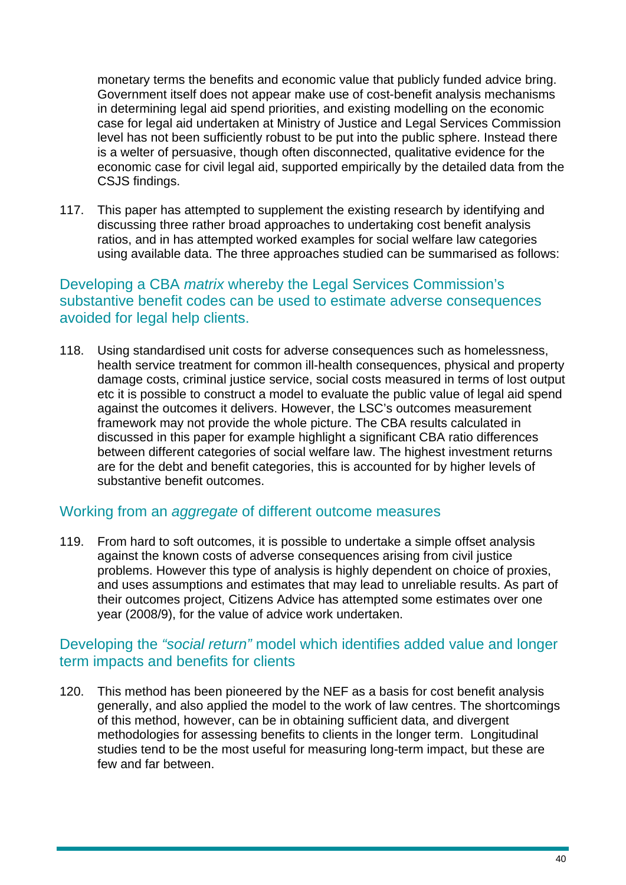monetary terms the benefits and economic value that publicly funded advice bring. Government itself does not appear make use of cost-benefit analysis mechanisms in determining legal aid spend priorities, and existing modelling on the economic case for legal aid undertaken at Ministry of Justice and Legal Services Commission level has not been sufficiently robust to be put into the public sphere. Instead there is a welter of persuasive, though often disconnected, qualitative evidence for the economic case for civil legal aid, supported empirically by the detailed data from the CSJS findings.

117. This paper has attempted to supplement the existing research by identifying and discussing three rather broad approaches to undertaking cost benefit analysis ratios, and in has attempted worked examples for social welfare law categories using available data. The three approaches studied can be summarised as follows:

### Developing a CBA *matrix* whereby the Legal Services Commission's substantive benefit codes can be used to estimate adverse consequences avoided for legal help clients.

118. Using standardised unit costs for adverse consequences such as homelessness, health service treatment for common ill-health consequences, physical and property damage costs, criminal justice service, social costs measured in terms of lost output etc it is possible to construct a model to evaluate the public value of legal aid spend against the outcomes it delivers. However, the LSC's outcomes measurement framework may not provide the whole picture. The CBA results calculated in discussed in this paper for example highlight a significant CBA ratio differences between different categories of social welfare law. The highest investment returns are for the debt and benefit categories, this is accounted for by higher levels of substantive benefit outcomes.

### Working from an *aggregate* of different outcome measures

119. From hard to soft outcomes, it is possible to undertake a simple offset analysis against the known costs of adverse consequences arising from civil justice problems. However this type of analysis is highly dependent on choice of proxies, and uses assumptions and estimates that may lead to unreliable results. As part of their outcomes project, Citizens Advice has attempted some estimates over one year (2008/9), for the value of advice work undertaken.

### Developing the *"social return"* model which identifies added value and longer term impacts and benefits for clients

120. This method has been pioneered by the NEF as a basis for cost benefit analysis generally, and also applied the model to the work of law centres. The shortcomings of this method, however, can be in obtaining sufficient data, and divergent methodologies for assessing benefits to clients in the longer term. Longitudinal studies tend to be the most useful for measuring long-term impact, but these are few and far between.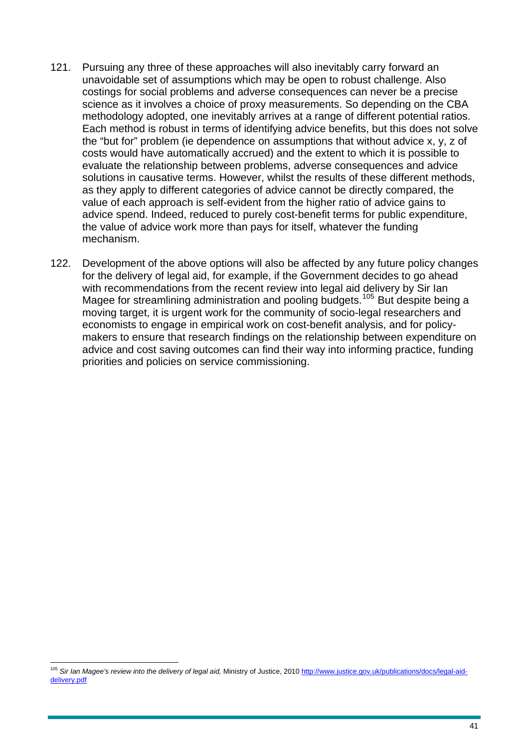121. Pursuing any three of these approaches will also inevitably carry forward an unavoidable set of assumptions which may be open to robust challenge. Also costings for social problems and adverse consequences can never be a precise science as it involves a choice of proxy measurements. So depending on the CBA methodology adopted, one inevitably arrives at a range of different potential ratios. Each method is robust in terms of identifying advice benefits, but this does not solve the "but for" problem (ie dependence on assumptions that without advice x, y, z of costs would have automatically accrued) and the extent to which it is possible to evaluate the relationship between problems, adverse consequences and advice solutions in causative terms. However, whilst the results of these different methods, as they apply to different categories of advice cannot be directly compared, the value of each approach is self-evident from the higher ratio of advice gains to advice spend. Indeed, reduced to purely cost-benefit terms for public expenditure, the value of advice work more than pays for itself, whatever the funding mechanism.

122. Development of the above options will also be affected by any future policy changes for the delivery of legal aid, for example, if the Government decides to go ahead with recommendations from the recent review into legal aid delivery by Sir Ian Magee for streamlining administration and pooling budgets.[105] But despite being a moving target, it is urgent work for the community of socio-legal researchers and economists to engage in empirical work on cost-benefit analysis, and for policy-makers to ensure that research findings on the relationship between expenditure on advice and cost saving outcomes can find their way into informing practice, funding priorities and policies on service commissioning.

---

[105] *Sir Ian Magee's review into the delivery of legal aid,* Ministry of Justice, 2010 http://www.justice.gov.uk/publications/docs/legal-aid-delivery.pdf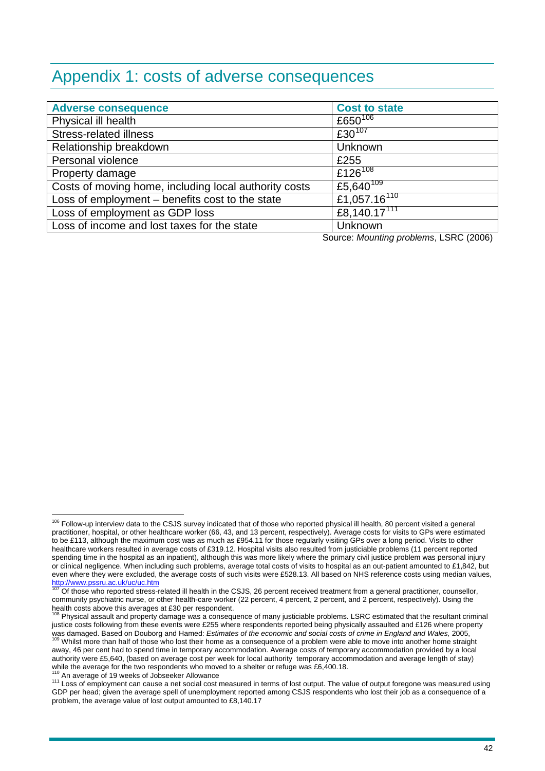# Appendix 1: costs of adverse consequences

| Adverse consequence | Cost to state |
|---|---|
| Physical ill health | £650[106] |
| Stress-related illness | £30[107] |
| Relationship breakdown | Unknown |
| Personal violence | £255 |
| Property damage | £126[108] |
| Costs of moving home, including local authority costs | £5,640[109] |
| Loss of employment – benefits cost to the state | £1,057.16[110] |
| Loss of employment as GDP loss | £8,140.17[111] |
| Loss of income and lost taxes for the state | Unknown |

Source: *Mounting problems*, LSRC (2006)

---

[106] Follow-up interview data to the CSJS survey indicated that of those who reported physical ill health, 80 percent visited a general practitioner, hospital, or other healthcare worker (66, 43, and 13 percent, respectively). Average costs for visits to GPs were estimated to be £113, although the maximum cost was as much as £954.11 for those regularly visiting GPs over a long period. Visits to other healthcare workers resulted in average costs of £319.12. Hospital visits also resulted from justiciable problems (11 percent reported spending time in the hospital as an inpatient), although this was more likely where the primary civil justice problem was personal injury or clinical negligence. When including such problems, average total costs of visits to hospital as an out-patient amounted to £1,842, but even where they were excluded, the average costs of such visits were £528.13. All based on NHS reference costs using median values, http://www.pssru.ac.uk/uc/uc.htm

[107] Of those who reported stress-related ill health in the CSJS, 26 percent received treatment from a general practitioner, counsellor, community psychiatric nurse, or other health-care worker (22 percent, 4 percent, 2 percent, and 2 percent, respectively). Using the health costs above this averages at £30 per respondent.

[108] Physical assault and property damage was a consequence of many justiciable problems. LSRC estimated that the resultant criminal justice costs following from these events were £255 where respondents reported being physically assaulted and £126 where property was damaged. Based on Douborg and Hamed: *Estimates of the economic and social costs of crime in England and Wales,* 2005,

[109] Whilst more than half of those who lost their home as a consequence of a problem were able to move into another home straight away, 46 per cent had to spend time in temporary accommodation. Average costs of temporary accommodation provided by a local authority were £5,640, (based on average cost per week for local authority temporary accommodation and average length of stay) while the average for the two respondents who moved to a shelter or refuge was £6,400.18.

[110] An average of 19 weeks of Jobseeker Allowance

[111] Loss of employment can cause a net social cost measured in terms of lost output. The value of output foregone was measured using GDP per head; given the average spell of unemployment reported among CSJS respondents who lost their job as a consequence of a problem, the average value of lost output amounted to £8,140.17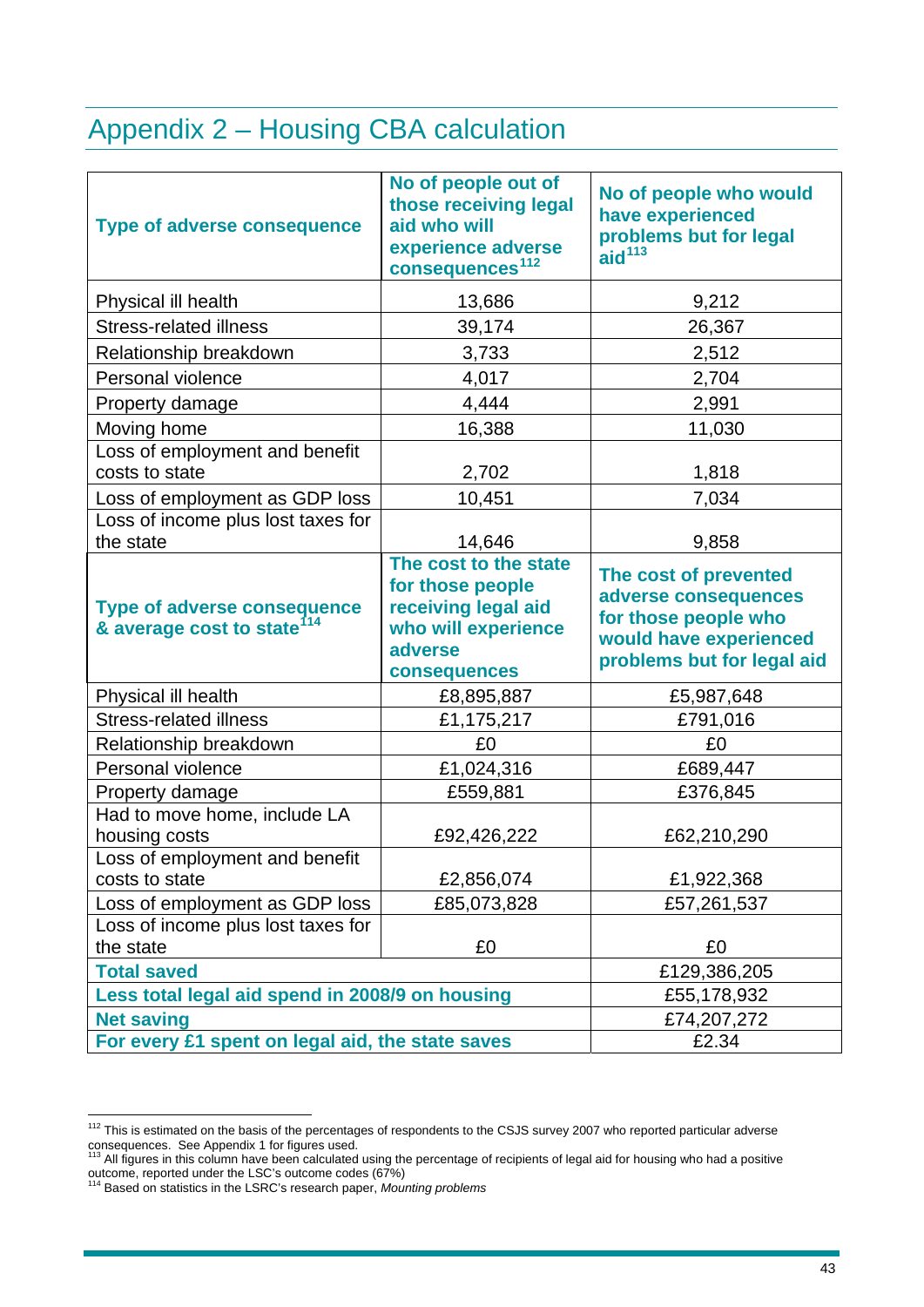# Appendix 2 – Housing CBA calculation

| Type of adverse consequence | No of people out of those receiving legal aid who will experience adverse consequences[112] | No of people who would have experienced problems but for legal aid[113] |
|---|---|---|
| Physical ill health | 13,686 | 9,212 |
| Stress-related illness | 39,174 | 26,367 |
| Relationship breakdown | 3,733 | 2,512 |
| Personal violence | 4,017 | 2,704 |
| Property damage | 4,444 | 2,991 |
| Moving home | 16,388 | 11,030 |
| Loss of employment and benefit costs to state | 2,702 | 1,818 |
| Loss of employment as GDP loss | 10,451 | 7,034 |
| Loss of income plus lost taxes for the state | 14,646 | 9,858 |
| **Type of adverse consequence & average cost to state[114]** | **The cost to the state for those people receiving legal aid who will experience adverse consequences** | **The cost of prevented adverse consequences for those people who would have experienced problems but for legal aid** |
| Physical ill health | £8,895,887 | £5,987,648 |
| Stress-related illness | £1,175,217 | £791,016 |
| Relationship breakdown | £0 | £0 |
| Personal violence | £1,024,316 | £689,447 |
| Property damage | £559,881 | £376,845 |
| Had to move home, include LA housing costs | £92,426,222 | £62,210,290 |
| Loss of employment and benefit costs to state | £2,856,074 | £1,922,368 |
| Loss of employment as GDP loss | £85,073,828 | £57,261,537 |
| Loss of income plus lost taxes for the state | £0 | £0 |
| **Total saved** | | £129,386,205 |
| **Less total legal aid spend in 2008/9 on housing** | | £55,178,932 |
| **Net saving** | | £74,207,272 |
| **For every £1 spent on legal aid, the state saves** | | £2.34 |

[112] This is estimated on the basis of the percentages of respondents to the CSJS survey 2007 who reported particular adverse consequences. See Appendix 1 for figures used.

[113] All figures in this column have been calculated using the percentage of recipients of legal aid for housing who had a positive outcome, reported under the LSC's outcome codes (67%)

[114] Based on statistics in the LSRC's research paper, *Mounting problems*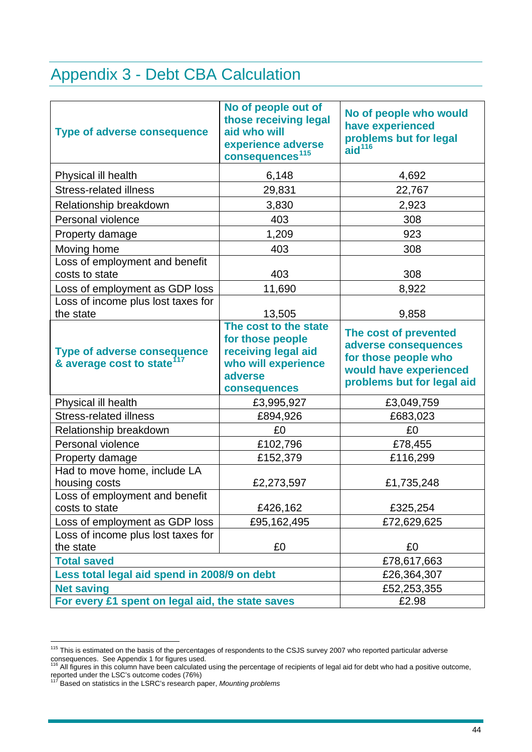# Appendix 3 - Debt CBA Calculation

| Type of adverse consequence | No of people out of those receiving legal aid who will experience adverse consequences[115] | No of people who would have experienced problems but for legal aid[116] |
|---|---|---|
| Physical ill health | 6,148 | 4,692 |
| Stress-related illness | 29,831 | 22,767 |
| Relationship breakdown | 3,830 | 2,923 |
| Personal violence | 403 | 308 |
| Property damage | 1,209 | 923 |
| Moving home | 403 | 308 |
| Loss of employment and benefit costs to state | 403 | 308 |
| Loss of employment as GDP loss | 11,690 | 8,922 |
| Loss of income plus lost taxes for the state | 13,505 | 9,858 |
| **Type of adverse consequence & average cost to state[117]** | **The cost to the state for those people receiving legal aid who will experience adverse consequences** | **The cost of prevented adverse consequences for those people who would have experienced problems but for legal aid** |
| Physical ill health | £3,995,927 | £3,049,759 |
| Stress-related illness | £894,926 | £683,023 |
| Relationship breakdown | £0 | £0 |
| Personal violence | £102,796 | £78,455 |
| Property damage | £152,379 | £116,299 |
| Had to move home, include LA housing costs | £2,273,597 | £1,735,248 |
| Loss of employment and benefit costs to state | £426,162 | £325,254 |
| Loss of employment as GDP loss | £95,162,495 | £72,629,625 |
| Loss of income plus lost taxes for the state | £0 | £0 |
| **Total saved** | | £78,617,663 |
| **Less total legal aid spend in 2008/9 on debt** | | £26,364,307 |
| **Net saving** | | £52,253,355 |
| **For every £1 spent on legal aid, the state saves** | | £2.98 |

[115] This is estimated on the basis of the percentages of respondents to the CSJS survey 2007 who reported particular adverse consequences. See Appendix 1 for figures used.

[116] All figures in this column have been calculated using the percentage of recipients of legal aid for debt who had a positive outcome, reported under the LSC's outcome codes (76%)

[117] Based on statistics in the LSRC's research paper, *Mounting problems*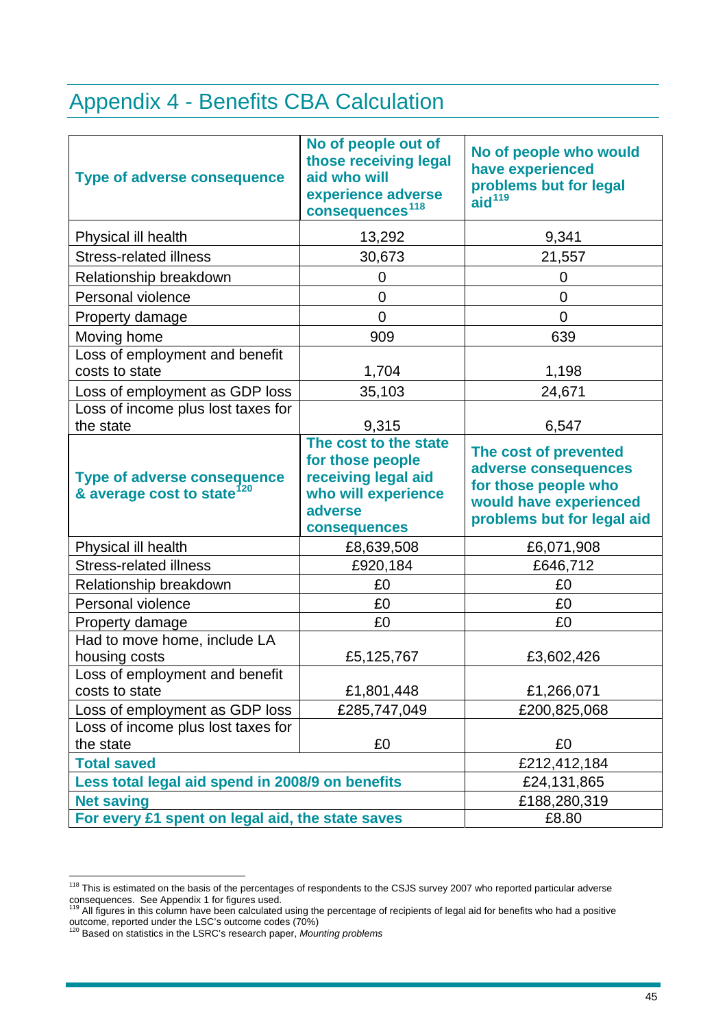# Appendix 4 - Benefits CBA Calculation

| Type of adverse consequence | No of people out of those receiving legal aid who will experience adverse consequences[118] | No of people who would have experienced problems but for legal aid[119] |
|---|---|---|
| Physical ill health | 13,292 | 9,341 |
| Stress-related illness | 30,673 | 21,557 |
| Relationship breakdown | 0 | 0 |
| Personal violence | 0 | 0 |
| Property damage | 0 | 0 |
| Moving home | 909 | 639 |
| Loss of employment and benefit costs to state | 1,704 | 1,198 |
| Loss of employment as GDP loss | 35,103 | 24,671 |
| Loss of income plus lost taxes for the state | 9,315 | 6,547 |
| **Type of adverse consequence & average cost to state[120]** | **The cost to the state for those people receiving legal aid who will experience adverse consequences** | **The cost of prevented adverse consequences for those people who would have experienced problems but for legal aid** |
| Physical ill health | £8,639,508 | £6,071,908 |
| Stress-related illness | £920,184 | £646,712 |
| Relationship breakdown | £0 | £0 |
| Personal violence | £0 | £0 |
| Property damage | £0 | £0 |
| Had to move home, include LA housing costs | £5,125,767 | £3,602,426 |
| Loss of employment and benefit costs to state | £1,801,448 | £1,266,071 |
| Loss of employment as GDP loss | £285,747,049 | £200,825,068 |
| Loss of income plus lost taxes for the state | £0 | £0 |
| **Total saved** | | £212,412,184 |
| **Less total legal aid spend in 2008/9 on benefits** | | £24,131,865 |
| **Net saving** | | £188,280,319 |
| **For every £1 spent on legal aid, the state saves** | | £8.80 |

[118] This is estimated on the basis of the percentages of respondents to the CSJS survey 2007 who reported particular adverse consequences. See Appendix 1 for figures used.

[119] All figures in this column have been calculated using the percentage of recipients of legal aid for benefits who had a positive outcome, reported under the LSC's outcome codes (70%)

[120] Based on statistics in the LSRC's research paper, *Mounting problems*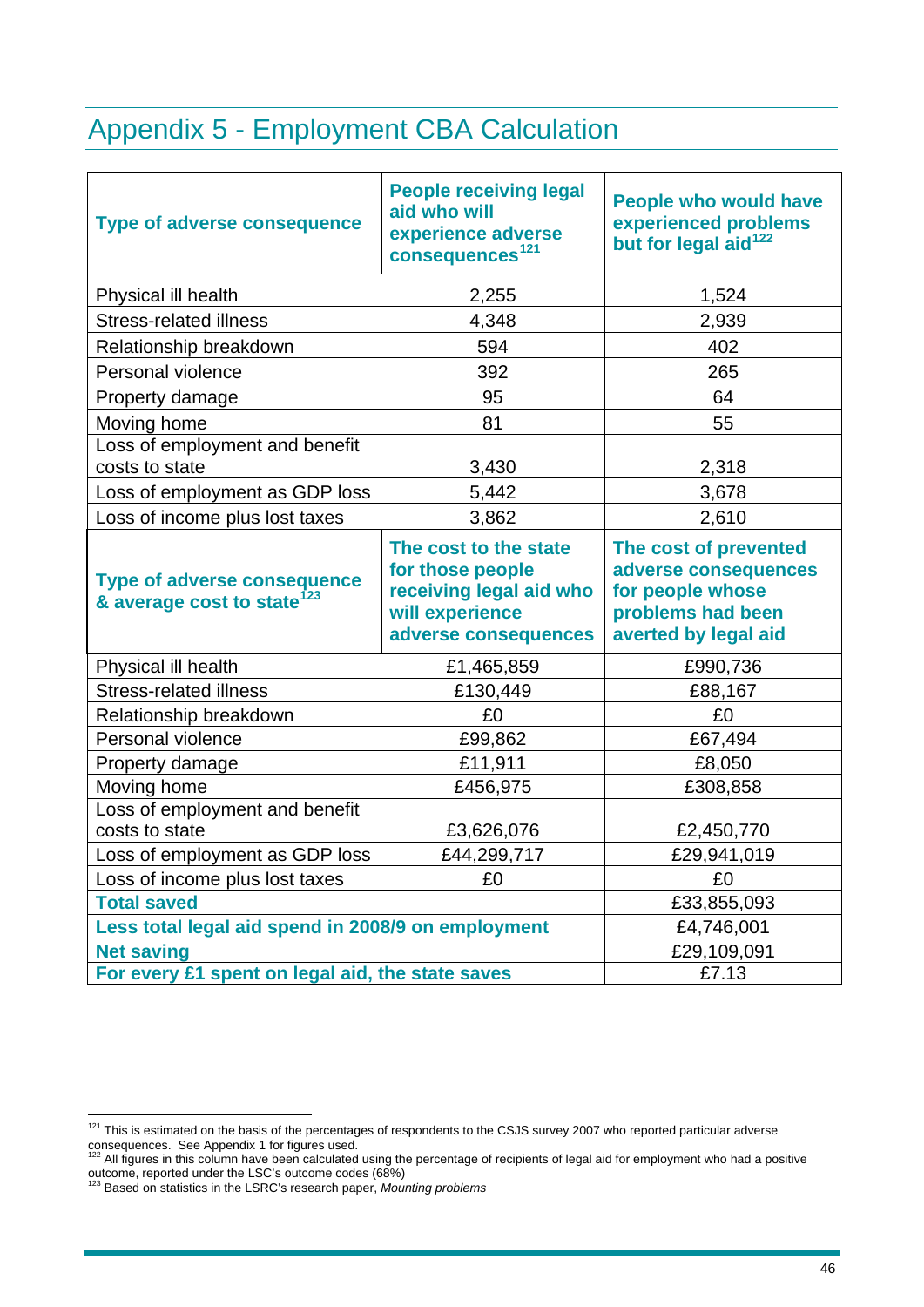# Appendix 5 - Employment CBA Calculation

| Type of adverse consequence | People receiving legal aid who will experience adverse consequences[121] | People who would have experienced problems but for legal aid[122] |
|---|---|---|
| Physical ill health | 2,255 | 1,524 |
| Stress-related illness | 4,348 | 2,939 |
| Relationship breakdown | 594 | 402 |
| Personal violence | 392 | 265 |
| Property damage | 95 | 64 |
| Moving home | 81 | 55 |
| Loss of employment and benefit costs to state | 3,430 | 2,318 |
| Loss of employment as GDP loss | 5,442 | 3,678 |
| Loss of income plus lost taxes | 3,862 | 2,610 |
| **Type of adverse consequence & average cost to state[123]** | **The cost to the state for those people receiving legal aid who will experience adverse consequences** | **The cost of prevented adverse consequences for people whose problems had been averted by legal aid** |
| Physical ill health | £1,465,859 | £990,736 |
| Stress-related illness | £130,449 | £88,167 |
| Relationship breakdown | £0 | £0 |
| Personal violence | £99,862 | £67,494 |
| Property damage | £11,911 | £8,050 |
| Moving home | £456,975 | £308,858 |
| Loss of employment and benefit costs to state | £3,626,076 | £2,450,770 |
| Loss of employment as GDP loss | £44,299,717 | £29,941,019 |
| Loss of income plus lost taxes | £0 | £0 |
| **Total saved** | | £33,855,093 |
| **Less total legal aid spend in 2008/9 on employment** | | £4,746,001 |
| **Net saving** | | £29,109,091 |
| **For every £1 spent on legal aid, the state saves** | | £7.13 |

[121] This is estimated on the basis of the percentages of respondents to the CSJS survey 2007 who reported particular adverse consequences. See Appendix 1 for figures used.

[122] All figures in this column have been calculated using the percentage of recipients of legal aid for employment who had a positive outcome, reported under the LSC's outcome codes (68%)

[123] Based on statistics in the LSRC's research paper, *Mounting problems*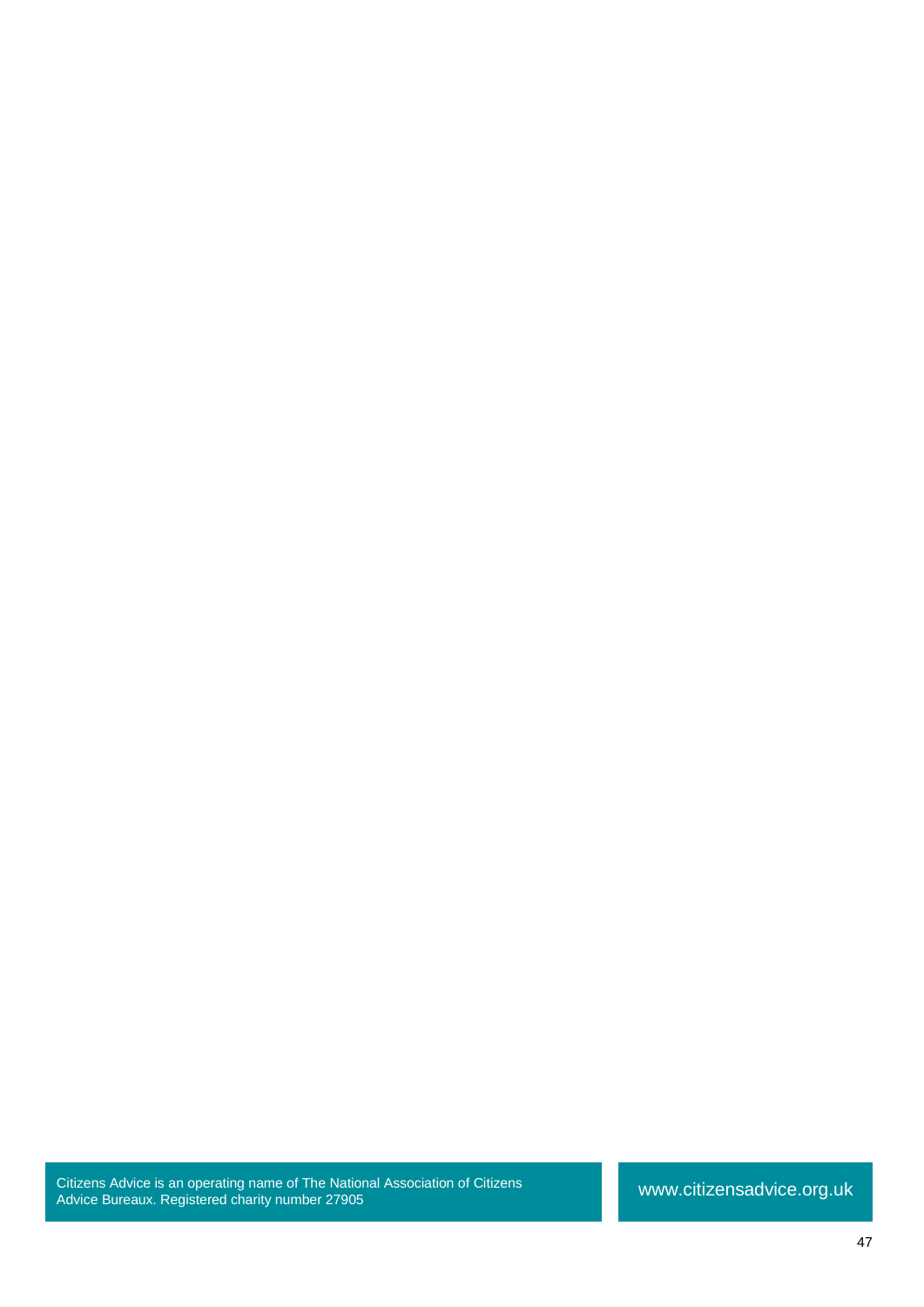Citizens Advice is an operating name of The National Association of Citizens Advice Bureaux. Registered charity number 27905

www.citizensadvice.org.uk